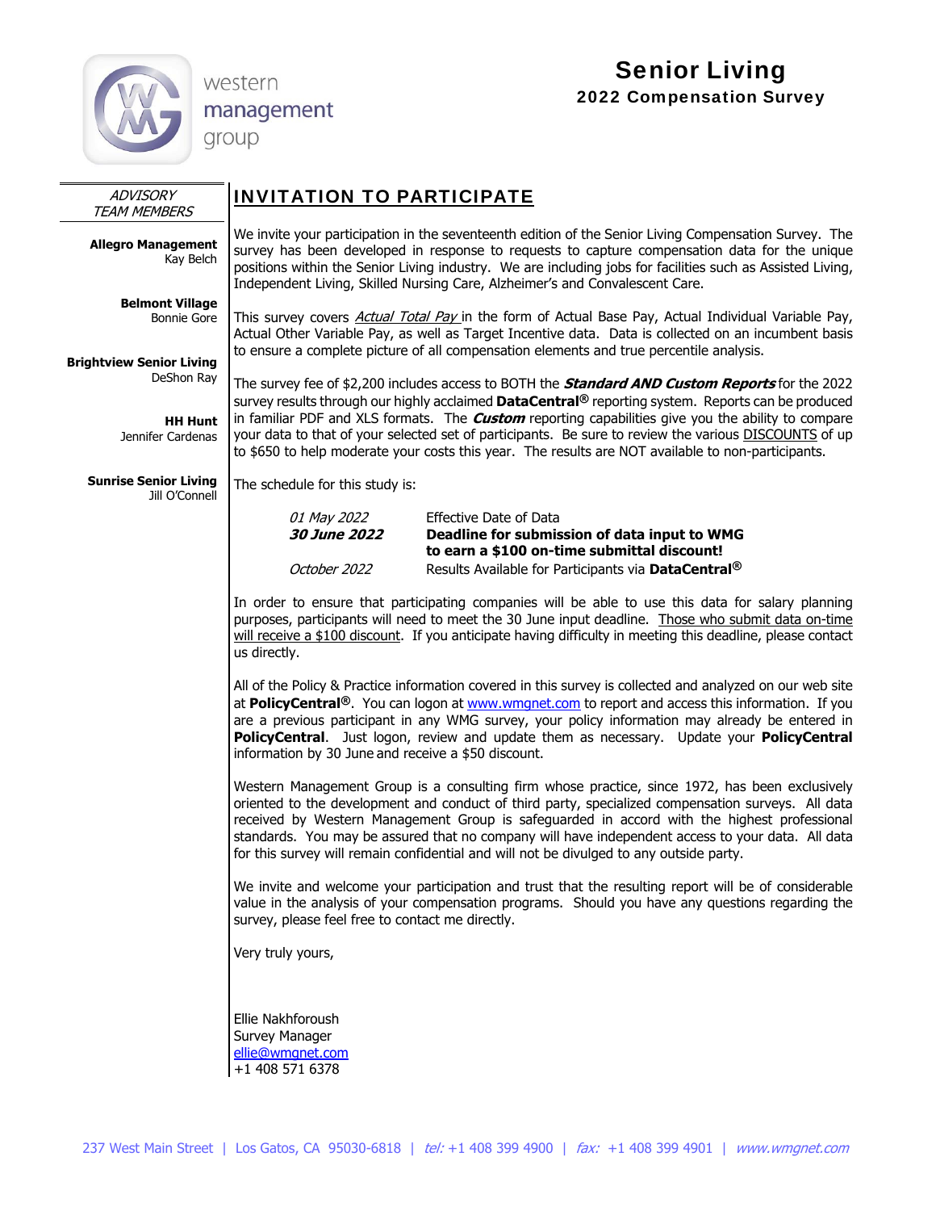western management group

# Senior Living

## 2022 Compensation Survey

*ADVISORY TEAM MEMBERS*

**Allegro Management**
Kay Belch

**Belmont Village**
Bonnie Gore

**Brightview Senior Living**
DeShon Ray

**HH Hunt**
Jennifer Cardenas

**Sunrise Senior Living**
Jill O'Connell

## INVITATION TO PARTICIPATE

We invite your participation in the seventeenth edition of the Senior Living Compensation Survey. The survey has been developed in response to requests to capture compensation data for the unique positions within the Senior Living industry. We are including jobs for facilities such as Assisted Living, Independent Living, Skilled Nursing Care, Alzheimer's and Convalescent Care.

This survey covers *Actual Total Pay* in the form of Actual Base Pay, Actual Individual Variable Pay, Actual Other Variable Pay, as well as Target Incentive data. Data is collected on an incumbent basis to ensure a complete picture of all compensation elements and true percentile analysis.

The survey fee of $2,200 includes access to BOTH the ***Standard AND Custom Reports*** for the 2022 survey results through our highly acclaimed **DataCentral®** reporting system. Reports can be produced in familiar PDF and XLS formats. The ***Custom*** reporting capabilities give you the ability to compare your data to that of your selected set of participants. Be sure to review the various DISCOUNTS of up to $650 to help moderate your costs this year. The results are NOT available to non-participants.

The schedule for this study is:

| | |
|---|---|
| *01 May 2022* | Effective Date of Data |
| ***30 June 2022*** | **Deadline for submission of data input to WMG to earn a $100 on-time submittal discount!** |
| *October 2022* | Results Available for Participants via **DataCentral®** |

In order to ensure that participating companies will be able to use this data for salary planning purposes, participants will need to meet the 30 June input deadline. Those who submit data on-time will receive a $100 discount. If you anticipate having difficulty in meeting this deadline, please contact us directly.

All of the Policy & Practice information covered in this survey is collected and analyzed on our web site at **PolicyCentral®**. You can logon at www.wmgnet.com to report and access this information. If you are a previous participant in any WMG survey, your policy information may already be entered in **PolicyCentral**. Just logon, review and update them as necessary. Update your **PolicyCentral** information by 30 June and receive a $50 discount.

Western Management Group is a consulting firm whose practice, since 1972, has been exclusively oriented to the development and conduct of third party, specialized compensation surveys. All data received by Western Management Group is safeguarded in accord with the highest professional standards. You may be assured that no company will have independent access to your data. All data for this survey will remain confidential and will not be divulged to any outside party.

We invite and welcome your participation and trust that the resulting report will be of considerable value in the analysis of your compensation programs. Should you have any questions regarding the survey, please feel free to contact me directly.

Very truly yours,

Ellie Nakhforoush
Survey Manager
ellie@wmgnet.com
+1 408 571 6378

237 West Main Street | Los Gatos, CA 95030-6818 | *tel:* +1 408 399 4900 | *fax:* +1 408 399 4901 | *www.wmgnet.com*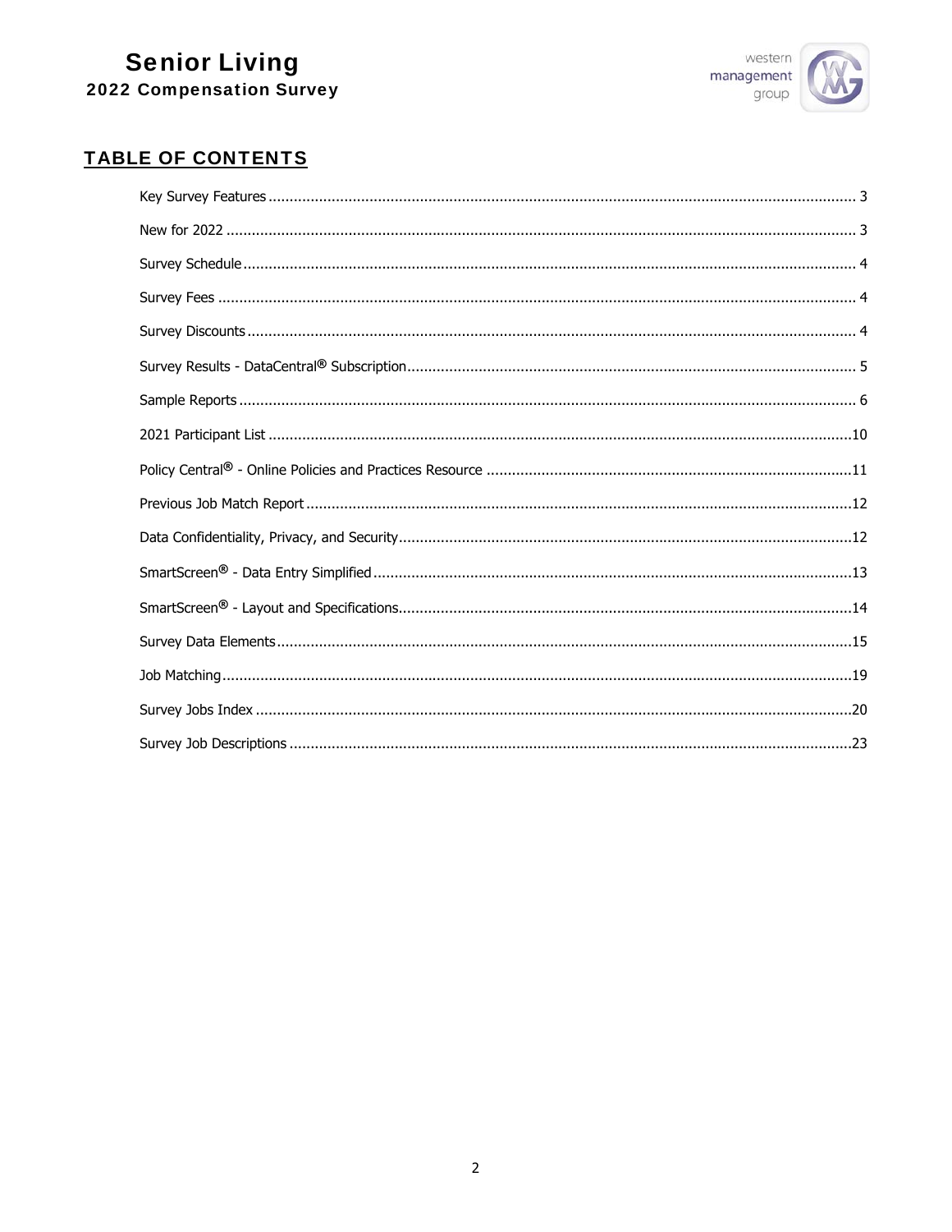## TABLE OF CONTENTS

| | |
|---|---|
| Key Survey Features | 3 |
| New for 2022 | 3 |
| Survey Schedule | 4 |
| Survey Fees | 4 |
| Survey Discounts | 4 |
| Survey Results - DataCentral® Subscription | 5 |
| Sample Reports | 6 |
| 2021 Participant List | 10 |
| Policy Central® - Online Policies and Practices Resource | 11 |
| Previous Job Match Report | 12 |
| Data Confidentiality, Privacy, and Security | 12 |
| SmartScreen® - Data Entry Simplified | 13 |
| SmartScreen® - Layout and Specifications | 14 |
| Survey Data Elements | 15 |
| Job Matching | 19 |
| Survey Jobs Index | 20 |
| Survey Job Descriptions | 23 |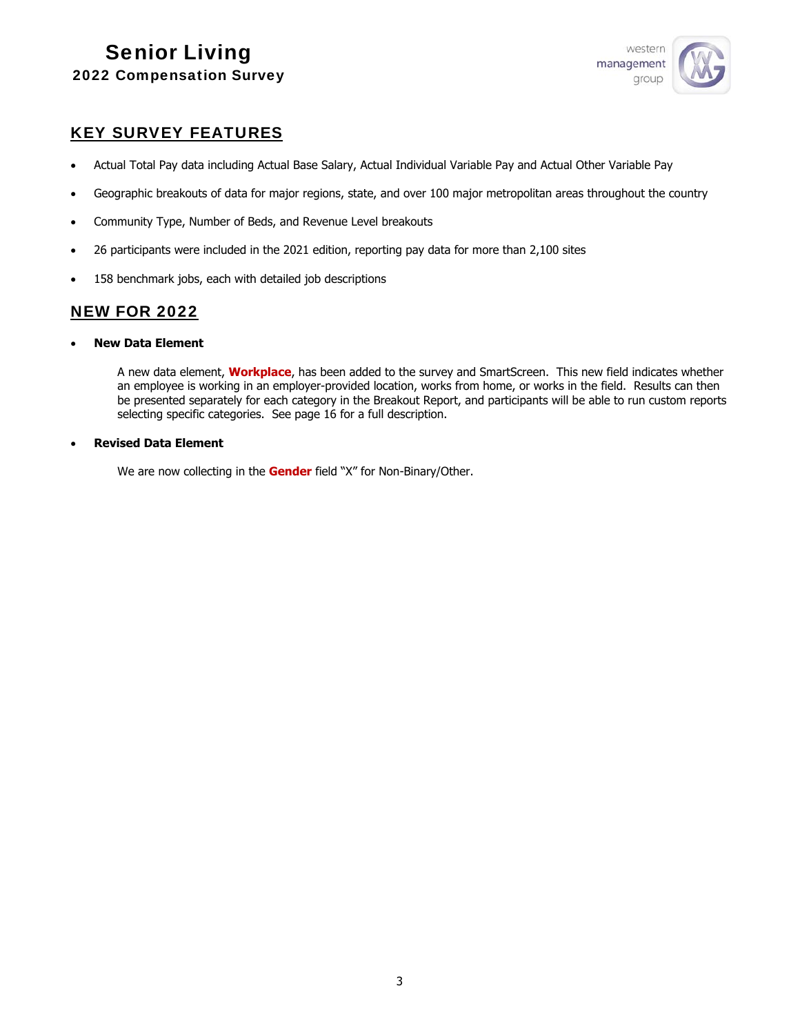## KEY SURVEY FEATURES

- Actual Total Pay data including Actual Base Salary, Actual Individual Variable Pay and Actual Other Variable Pay
- Geographic breakouts of data for major regions, state, and over 100 major metropolitan areas throughout the country
- Community Type, Number of Beds, and Revenue Level breakouts
- 26 participants were included in the 2021 edition, reporting pay data for more than 2,100 sites
- 158 benchmark jobs, each with detailed job descriptions

## NEW FOR 2022

- **New Data Element**

  A new data element, **Workplace**, has been added to the survey and SmartScreen. This new field indicates whether an employee is working in an employer-provided location, works from home, or works in the field. Results can then be presented separately for each category in the Breakout Report, and participants will be able to run custom reports selecting specific categories. See page 16 for a full description.

- **Revised Data Element**

  We are now collecting in the **Gender** field "X" for Non-Binary/Other.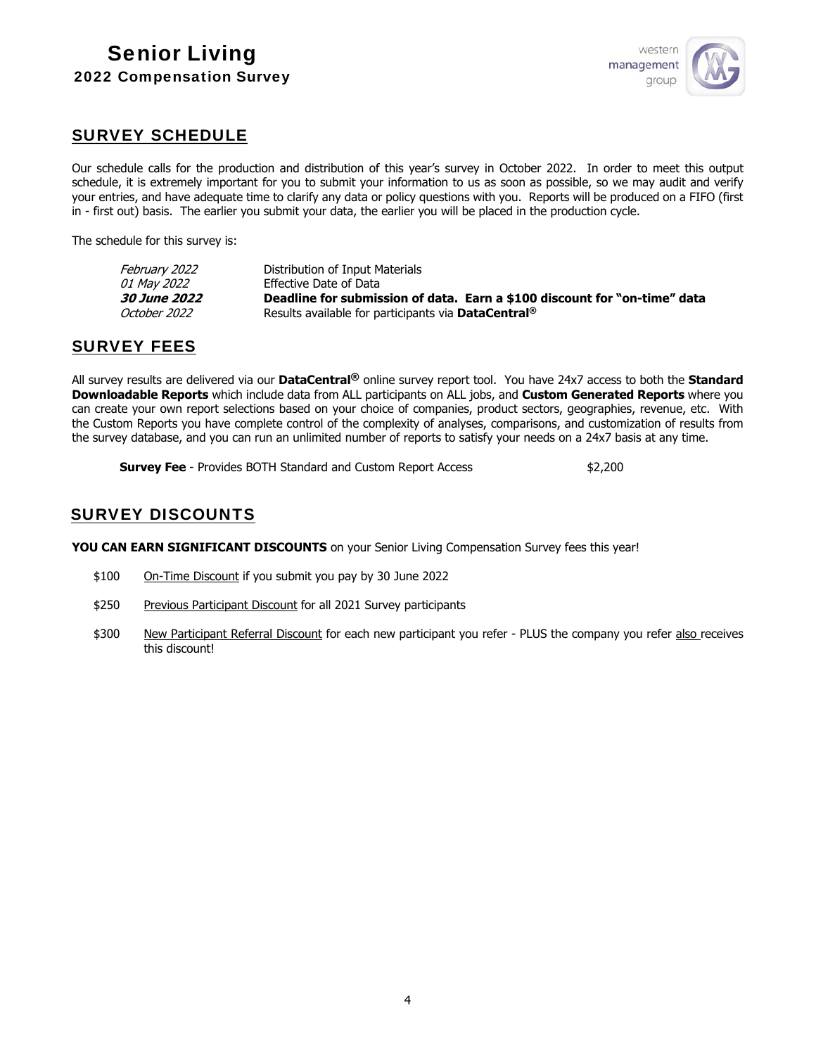## SURVEY SCHEDULE

Our schedule calls for the production and distribution of this year's survey in October 2022. In order to meet this output schedule, it is extremely important for you to submit your information to us as soon as possible, so we may audit and verify your entries, and have adequate time to clarify any data or policy questions with you. Reports will be produced on a FIFO (first in - first out) basis. The earlier you submit your data, the earlier you will be placed in the production cycle.

The schedule for this survey is:

| | |
|---|---|
| *February 2022* | Distribution of Input Materials |
| *01 May 2022* | Effective Date of Data |
| ***30 June 2022*** | **Deadline for submission of data. Earn a $100 discount for "on-time" data** |
| *October 2022* | Results available for participants via **DataCentral®** |

## SURVEY FEES

All survey results are delivered via our **DataCentral®** online survey report tool. You have 24x7 access to both the **Standard Downloadable Reports** which include data from ALL participants on ALL jobs, and **Custom Generated Reports** where you can create your own report selections based on your choice of companies, product sectors, geographies, revenue, etc. With the Custom Reports you have complete control of the complexity of analyses, comparisons, and customization of results from the survey database, and you can run an unlimited number of reports to satisfy your needs on a 24x7 basis at any time.

**Survey Fee** - Provides BOTH Standard and Custom Report Access $2,200

## SURVEY DISCOUNTS

**YOU CAN EARN SIGNIFICANT DISCOUNTS** on your Senior Living Compensation Survey fees this year!

- $100 On-Time Discount if you submit you pay by 30 June 2022
- $250 Previous Participant Discount for all 2021 Survey participants
- $300 New Participant Referral Discount for each new participant you refer - PLUS the company you refer also receives this discount!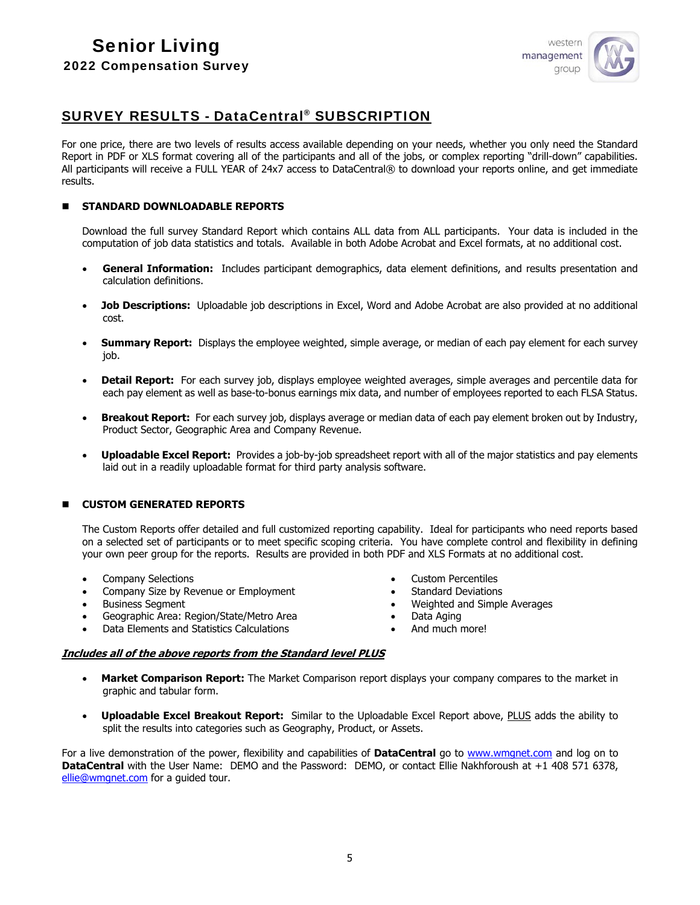## SURVEY RESULTS - DataCentral® SUBSCRIPTION

For one price, there are two levels of results access available depending on your needs, whether you only need the Standard Report in PDF or XLS format covering all of the participants and all of the jobs, or complex reporting "drill-down" capabilities. All participants will receive a FULL YEAR of 24x7 access to DataCentral® to download your reports online, and get immediate results.

### STANDARD DOWNLOADABLE REPORTS

Download the full survey Standard Report which contains ALL data from ALL participants. Your data is included in the computation of job data statistics and totals. Available in both Adobe Acrobat and Excel formats, at no additional cost.

- **General Information:** Includes participant demographics, data element definitions, and results presentation and calculation definitions.
- **Job Descriptions:** Uploadable job descriptions in Excel, Word and Adobe Acrobat are also provided at no additional cost.
- **Summary Report:** Displays the employee weighted, simple average, or median of each pay element for each survey job.
- **Detail Report:** For each survey job, displays employee weighted averages, simple averages and percentile data for each pay element as well as base-to-bonus earnings mix data, and number of employees reported to each FLSA Status.
- **Breakout Report:** For each survey job, displays average or median data of each pay element broken out by Industry, Product Sector, Geographic Area and Company Revenue.
- **Uploadable Excel Report:** Provides a job-by-job spreadsheet report with all of the major statistics and pay elements laid out in a readily uploadable format for third party analysis software.

### CUSTOM GENERATED REPORTS

The Custom Reports offer detailed and full customized reporting capability. Ideal for participants who need reports based on a selected set of participants or to meet specific scoping criteria. You have complete control and flexibility in defining your own peer group for the reports. Results are provided in both PDF and XLS Formats at no additional cost.

- Company Selections
- Company Size by Revenue or Employment
- Business Segment
- Geographic Area: Region/State/Metro Area
- Data Elements and Statistics Calculations
- Custom Percentiles
- Standard Deviations
- Weighted and Simple Averages
- Data Aging
- And much more!

***Includes all of the above reports from the Standard level PLUS***

- **Market Comparison Report:** The Market Comparison report displays your company compares to the market in graphic and tabular form.
- **Uploadable Excel Breakout Report:** Similar to the Uploadable Excel Report above, PLUS adds the ability to split the results into categories such as Geography, Product, or Assets.

For a live demonstration of the power, flexibility and capabilities of **DataCentral** go to www.wmgnet.com and log on to **DataCentral** with the User Name: DEMO and the Password: DEMO, or contact Ellie Nakhforoush at +1 408 571 6378, ellie@wmgnet.com for a guided tour.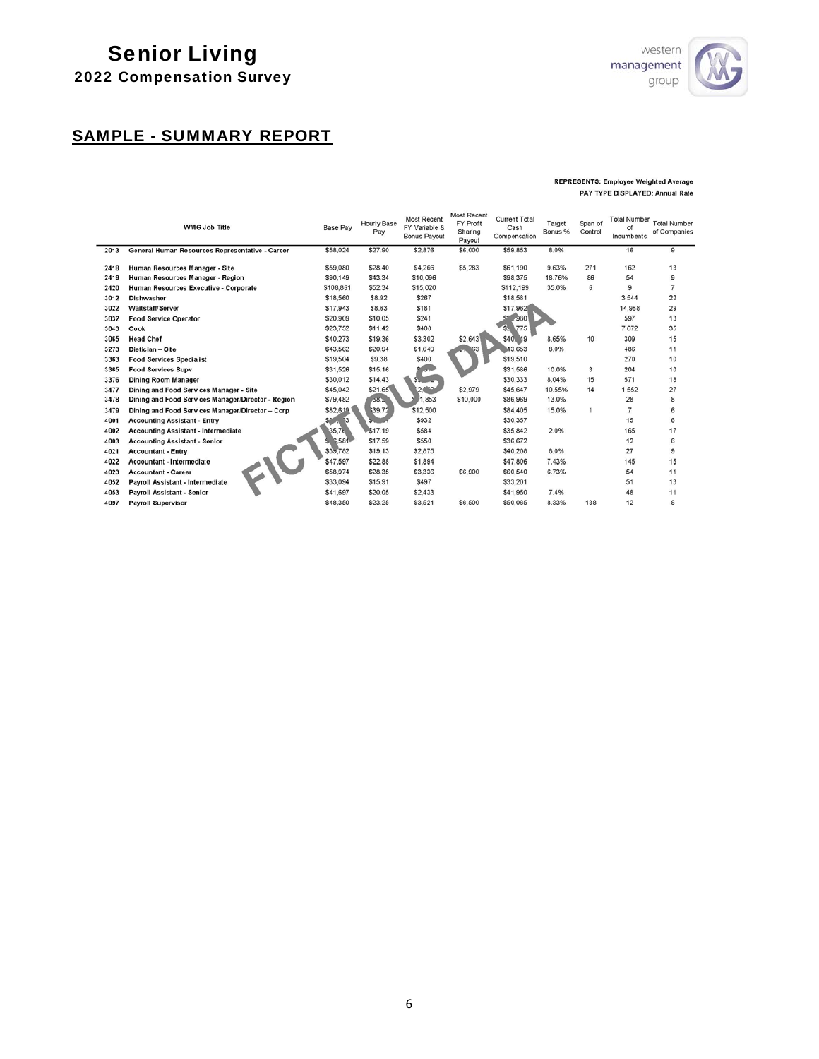# Senior Living

## 2022 Compensation Survey

## SAMPLE - SUMMARY REPORT

**REPRESENTS:** Employee Weighted Average
**PAY TYPE DISPLAYED:** Annual Rate

| | WMG Job Title | Base Pay | Hourly Base Pay | Most Recent FY Variable & Bonus Payout | Most Recent FY Profit Sharing Payout | Current Total Cash Compensation | Target Bonus % | Span of Control | Total Number of Incumbents | Total Number of Companies |
|---|---|---|---|---|---|---|---|---|---|---|
| 2013 | General Human Resources Representative - Career | $58,024 | $27.90 | $2,876 | $6,000 | $59,853 | 8.0% | | 16 | 9 |
| 2418 | Human Resources Manager - Site | $59,080 | $28.40 | $4,266 | $5,283 | $61,190 | 9.63% | 271 | 162 | 13 |
| 2419 | Human Resources Manager - Region | $90,149 | $43.34 | $10,096 | | $98,375 | 18.76% | 86 | 54 | 9 |
| 2420 | Human Resources Executive - Corporate | $108,861 | $52.34 | $15,020 | | $112,199 | 35.0% | 6 | 9 | 7 |
| 3012 | Dishwasher | $18,560 | $8.92 | $267 | | $18,581 | | | 3,544 | 22 |
| 3022 | Waitstaff/Server | $17,943 | $8.63 | $181 | | $17,962 | | | 14,986 | 29 |
| 3032 | Food Service Operator | $20,909 | $10.05 | $241 | | $20,980 | | | 597 | 13 |
| 3043 | Cook | $23,752 | $11.42 | $408 | | $23,775 | | | 7,672 | 35 |
| 3065 | Head Chef | $40,273 | $19.36 | $3,302 | $2,643 | $40,749 | 8.65% | 10 | 309 | 15 |
| 3273 | Dietician – Site | $43,562 | $20.94 | $1,649 | $763 | $43,653 | 8.0% | | 486 | 11 |
| 3363 | Food Services Specialist | $19,504 | $9.38 | $400 | | $19,510 | | | 270 | 10 |
| 3365 | Food Services Supv | $31,526 | $15.16 | | | $31,586 | 10.0% | 3 | 204 | 10 |
| 3376 | Dining Room Manager | $30,012 | $14.43 | | | $30,333 | 8.04% | 15 | 571 | 18 |
| 3477 | Dining and Food Services Manager - Site | $45,042 | $21.65 | $2,... | $2,979 | $45,647 | 10.55% | 14 | 1,552 | 27 |
| 3478 | Dining and Food Services Manager/Director - Region | $79,482 | $38.2 | $1,853 | $10,000 | $86,969 | 13.0% | | 28 | 8 |
| 3479 | Dining and Food Services Manager/Director – Corp | $82,619 | $39.72 | $12,500 | | $84,405 | 15.0% | 1 | 7 | 6 |
| 4001 | Accounting Assistant - Entry | | | $932 | | $30,357 | | | 15 | 6 |
| 4002 | Accounting Assistant - Intermediate | $35,76 | $17.19 | $584 | | $35,842 | 2.0% | | 165 | 17 |
| 4003 | Accounting Assistant - Senior | $36,581 | $17.59 | $550 | | $36,672 | | | 12 | 6 |
| 4021 | Accountant - Entry | $39,782 | $19.13 | $2,875 | | $40,206 | 8.0% | | 27 | 9 |
| 4022 | Accountant - Intermediate | $47,597 | $22.88 | $1,894 | | $47,806 | 7.43% | | 145 | 15 |
| 4023 | Accountant - Career | $58,974 | $28.35 | $3,336 | $6,900 | $60,540 | 6.73% | | 54 | 11 |
| 4052 | Payroll Assistant - Intermediate | $33,094 | $15.91 | $497 | | $33,201 | | | 51 | 13 |
| 4053 | Payroll Assistant - Senior | $41,697 | $20.05 | $2,433 | | $41,950 | 7.4% | | 48 | 11 |
| 4097 | Payroll Supervisor | $48,350 | $23.25 | $3,521 | $6,500 | $50,065 | 8.33% | 138 | 12 | 8 |

FICTITIOUS DATA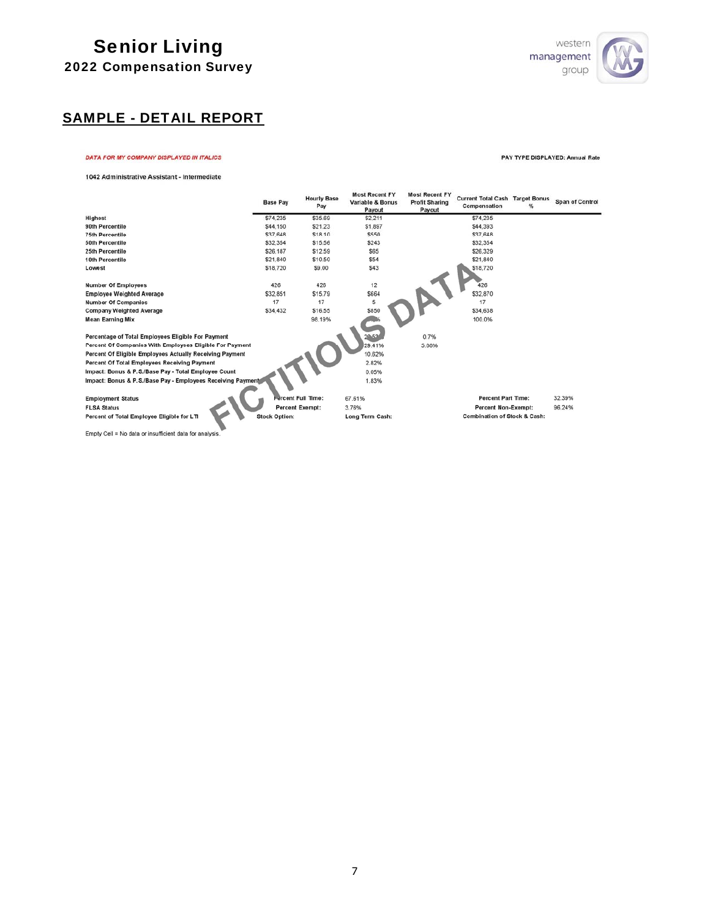# Senior Living

## 2022 Compensation Survey

## SAMPLE - DETAIL REPORT

*DATA FOR MY COMPANY DISPLAYED IN ITALICS*

PAY TYPE DISPLAYED: Annual Rate

1042 Administrative Assistant - Intermediate

| | Base Pay | Hourly Base Pay | Most Recent FY Variable & Bonus Payout | Most Recent FY Profit Sharing Payout | Current Total Cash Compensation | Target Bonus % | Span of Control |
|---|---|---|---|---|---|---|---|
| Highest | $74,235 | $35.69 | $2,211 | | $74,235 | | |
| 90th Percentile | $44,150 | $21.23 | $1,897 | | $44,393 | | |
| 75th Percentile | $37,648 | $18.10 | $550 | | $37,648 | | |
| 50th Percentile | $32,354 | $15.56 | $243 | | $32,354 | | |
| 25th Percentile | $26,187 | $12.59 | $65 | | $26,329 | | |
| 10th Percentile | $21,840 | $10.50 | $54 | | $21,840 | | |
| Lowest | $18,720 | $9.00 | $43 | | $18,720 | | |
| | | | | | | | |
| Number Of Employees | 426 | 426 | 12 | | 426 | | |
| Employee Weighted Average | $32,851 | $15.79 | $664 | | $32,870 | | |
| Number Of Companies | 17 | 17 | 5 | | 17 | | |
| Company Weighted Average | $34,432 | $16.55 | $650 | | $34,638 | | |
| Mean Earning Mix | | 98.19% | % | | 100.0% | | |
| | | | | | | | |
| Percentage of Total Employees Eligible For Payment | | | 26.53% | 0.7% | | | |
| Percent Of Companies With Employees Eligible For Payment | | | 29.41% | 5.00% | | | |
| Percent Of Eligible Employees Actually Receiving Payment | | | 10.62% | | | | |
| Percent Of Total Employees Receiving Payment | | | 2.82% | | | | |
| Impact: Bonus & P.S./Base Pay - Total Employee Count | | | 0.05% | | | | |
| Impact: Bonus & P.S./Base Pay - Employees Receiving Payment | | | 1.83% | | | | |

| | | | | |
|---|---|---|---|---|
| Employment Status | Percent Full Time: | 67.61% | Percent Part Time: | 32.39% |
| FLSA Status | Percent Exempt: | 3.76% | Percent Non-Exempt: | 96.24% |
| Percent of Total Employee Eligible for LTI | Stock Option: | Long Term Cash: | Combination of Stock & Cash: | |

Empty Cell = No data or insufficient data for analysis.

FICTITIOUS DATA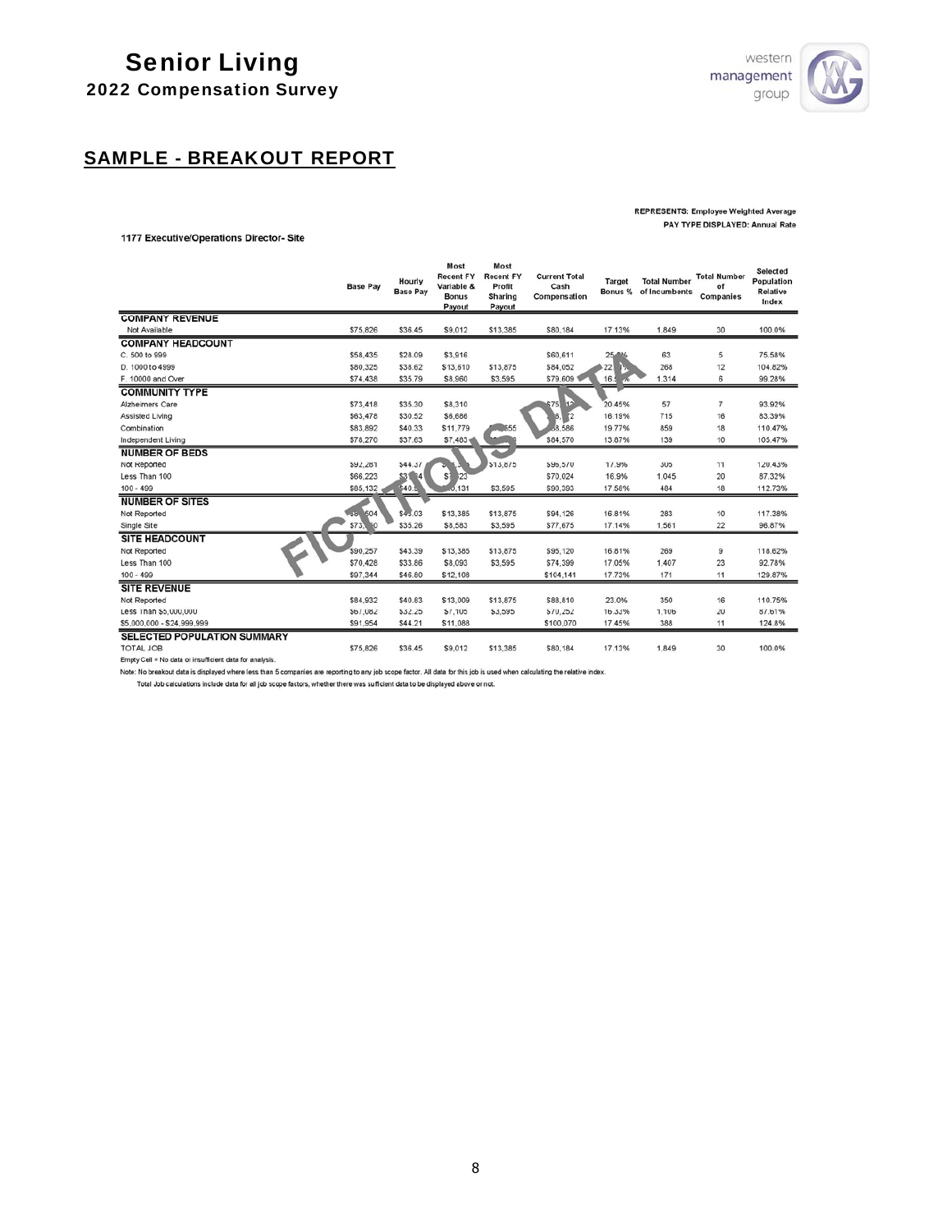# Senior Living

## 2022 Compensation Survey

## SAMPLE - BREAKOUT REPORT

REPRESENTS: Employee Weighted Average
PAY TYPE DISPLAYED: Annual Rate

1177 Executive/Operations Director- Site

| | Base Pay | Hourly Base Pay | Most Recent FY Variable & Bonus Payout | Most Recent FY Profit Sharing Payout | Current Total Cash Compensation | Target Bonus % | Total Number of Incumbents | Total Number of Companies | Selected Population Relative Index |
|---|---|---|---|---|---|---|---|---|---|
| **COMPANY REVENUE** | | | | | | | | | |
| Not Available | $75,826 | $36.45 | $9,012 | $13,385 | $80,184 | 17.13% | 1,849 | 30 | 100.0% |
| **COMPANY HEADCOUNT** | | | | | | | | | |
| C. 500 to 999 | $58,435 | $28.09 | $3,916 | | $60,611 | 25.__% | 63 | 5 | 75.58% |
| D. 1000 to 4999 | $80,325 | $38.62 | $13,610 | $13,875 | $84,052 | 22.__% | 268 | 12 | 104.82% |
| F. 10000 and Over | $74,438 | $35.79 | $8,960 | $3,595 | $79,609 | 16.__% | 1,314 | 6 | 99.28% |
| **COMMUNITY TYPE** | | | | | | | | | |
| Alzheimers Care | $73,418 | $35.30 | $8,310 | | $75,__ | 20.45% | 57 | 7 | 93.92% |
| Assisted Living | $63,478 | $30.52 | $6,686 | | $6_,__2 | 16.19% | 715 | 16 | 83.39% |
| Combination | $83,892 | $40.33 | $11,779 | $__,555 | $88,586 | 19.77% | 859 | 18 | 110.47% |
| Independent Living | $78,270 | $37.63 | $7,463 | | $84,570 | 13.87% | 139 | 10 | 105.47% |
| **NUMBER OF BEDS** | | | | | | | | | |
| Not Reported | $92,281 | $44.37 | $__,___ | $13,875 | $96,570 | 17.9% | 305 | 11 | 120.43% |
| Less Than 100 | $66,223 | $3_.__4 | $7,_23 | | $70,024 | 16.9% | 1,045 | 20 | 87.32% |
| 100 - 499 | $85,132 | $40.__ | $__,131 | $3,595 | $90,393 | 17.58% | 484 | 18 | 112.73% |
| **NUMBER OF SITES** | | | | | | | | | |
| Not Reported | $__,504 | $4_.03 | $13,385 | $13,875 | $94,126 | 16.81% | 283 | 10 | 117.38% |
| Single Site | $73,__0 | $35.26 | $8,583 | $3,595 | $77,675 | 17.14% | 1,561 | 22 | 96.87% |
| **SITE HEADCOUNT** | | | | | | | | | |
| Not Reported | $90,257 | $43.39 | $13,385 | $13,875 | $95,120 | 16.81% | 269 | 9 | 118.62% |
| Less Than 100 | $70,428 | $33.86 | $8,093 | $3,595 | $74,399 | 17.05% | 1,407 | 23 | 92.78% |
| 100 - 499 | $97,344 | $46.80 | $12,108 | | $104,141 | 17.73% | 171 | 11 | 129.87% |
| **SITE REVENUE** | | | | | | | | | |
| Not Reported | $84,932 | $40.83 | $13,009 | $13,875 | $88,810 | 23.0% | 350 | 16 | 110.75% |
| Less Than $5,000,000 | $67,082 | $32.25 | $7,105 | $3,595 | $70,252 | 16.33% | 1,106 | 20 | 87.61% |
| $5,000,000 - $24,999,999 | $91,954 | $44.21 | $11,088 | | $100,070 | 17.45% | 388 | 11 | 124.8% |
| **SELECTED POPULATION SUMMARY** | | | | | | | | | |
| TOTAL JOB | $75,826 | $36.45 | $9,012 | $13,385 | $80,184 | 17.13% | 1,849 | 30 | 100.0% |

Empty Cell = No data or insufficient data for analysis.

Note: No breakout data is displayed where less than 5 companies are reporting to any job scope factor. All data for this job is used when calculating the relative index.

Total Job calculations include data for all job scope factors, whether there was sufficient data to be displayed above or not.

FICTITIOUS DATA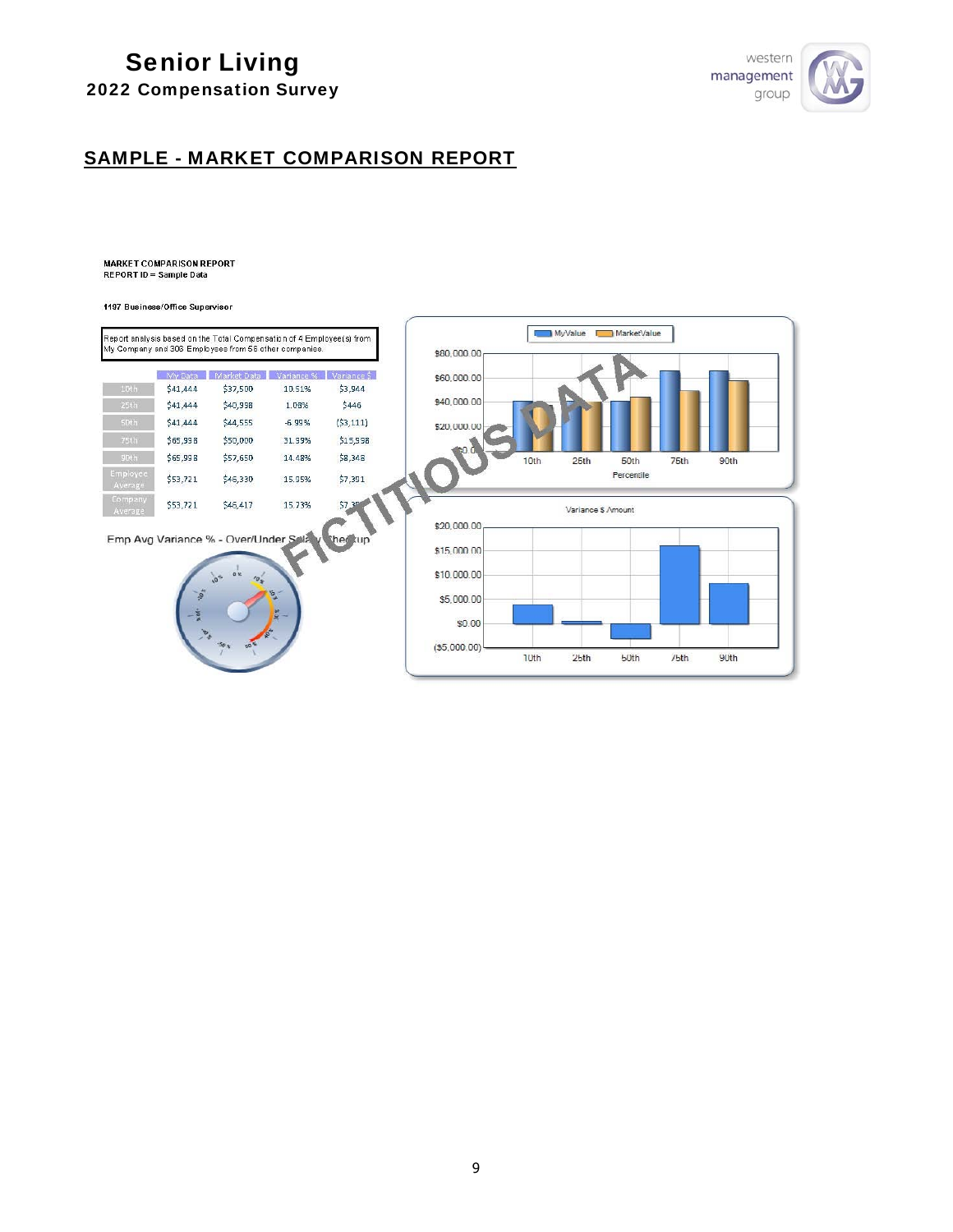# SAMPLE - MARKET COMPARISON REPORT

**MARKET COMPARISON REPORT**
**REPORT ID = Sample Data**

**1197 Business/Office Supervisor**

Report analysis based on the Total Compensation of 4 Employee(s) from My Company and 308 Employees from 56 other companies.

| | My Data | Market Data | Variance % | Variance $ |
|---|---|---|---|---|
| 10th | $41,444 | $37,500 | 10.51% | $3,944 |
| 25th | $41,444 | $40,998 | 1.08% | $446 |
| 50th | $41,444 | $44,555 | -6.99% | ($3,111) |
| 75th | $65,938 | $50,000 | 31.99% | $15,938 |
| 90th | $65,938 | $57,650 | 14.48% | $8,348 |
| Employee Average | $53,721 | $46,330 | 15.95% | $7,391 |
| Company Average | $53,721 | $46,417 | 15.73% | $7,3… |

Emp Avg Variance % - Over/Under Salary Checkup

FICTITIOUS DATA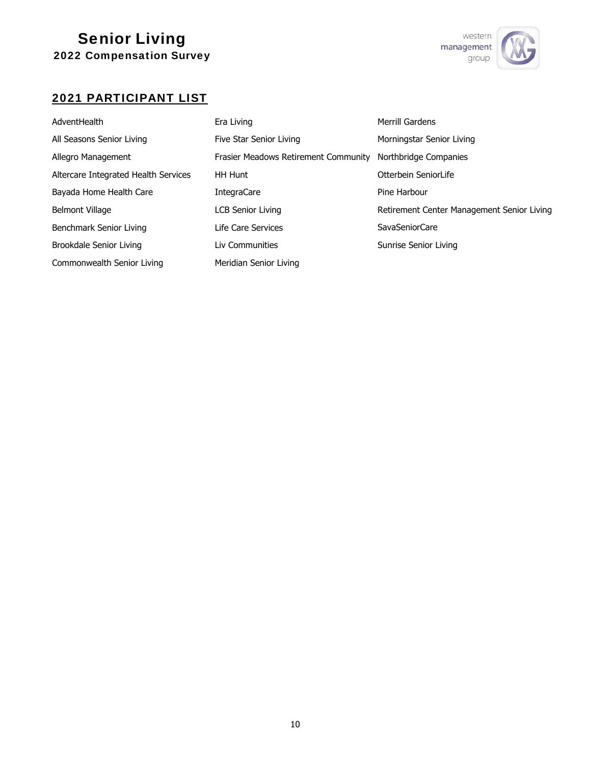## 2021 PARTICIPANT LIST

- AdventHealth
- All Seasons Senior Living
- Allegro Management
- Altercare Integrated Health Services
- Bayada Home Health Care
- Belmont Village
- Benchmark Senior Living
- Brookdale Senior Living
- Commonwealth Senior Living
- Era Living
- Five Star Senior Living
- Frasier Meadows Retirement Community
- HH Hunt
- IntegraCare
- LCB Senior Living
- Life Care Services
- Liv Communities
- Meridian Senior Living
- Merrill Gardens
- Morningstar Senior Living
- Northbridge Companies
- Otterbein SeniorLife
- Pine Harbour
- Retirement Center Management Senior Living
- SavaSeniorCare
- Sunrise Senior Living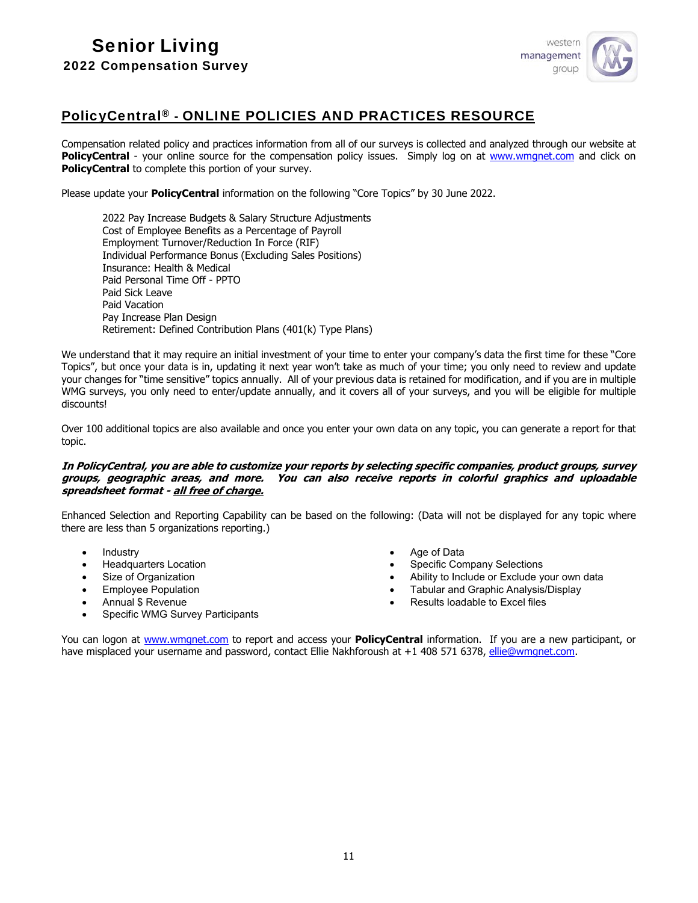## PolicyCentral® - ONLINE POLICIES AND PRACTICES RESOURCE

Compensation related policy and practices information from all of our surveys is collected and analyzed through our website at **PolicyCentral** - your online source for the compensation policy issues. Simply log on at www.wmgnet.com and click on **PolicyCentral** to complete this portion of your survey.

Please update your **PolicyCentral** information on the following "Core Topics" by 30 June 2022.

2022 Pay Increase Budgets & Salary Structure Adjustments
Cost of Employee Benefits as a Percentage of Payroll
Employment Turnover/Reduction In Force (RIF)
Individual Performance Bonus (Excluding Sales Positions)
Insurance: Health & Medical
Paid Personal Time Off - PPTO
Paid Sick Leave
Paid Vacation
Pay Increase Plan Design
Retirement: Defined Contribution Plans (401(k) Type Plans)

We understand that it may require an initial investment of your time to enter your company's data the first time for these "Core Topics", but once your data is in, updating it next year won't take as much of your time; you only need to review and update your changes for "time sensitive" topics annually. All of your previous data is retained for modification, and if you are in multiple WMG surveys, you only need to enter/update annually, and it covers all of your surveys, and you will be eligible for multiple discounts!

Over 100 additional topics are also available and once you enter your own data on any topic, you can generate a report for that topic.

***In PolicyCentral, you are able to customize your reports by selecting specific companies, product groups, survey groups, geographic areas, and more. You can also receive reports in colorful graphics and uploadable spreadsheet format - all free of charge.***

Enhanced Selection and Reporting Capability can be based on the following: (Data will not be displayed for any topic where there are less than 5 organizations reporting.)

- Industry
- Headquarters Location
- Size of Organization
- Employee Population
- Annual $ Revenue
- Specific WMG Survey Participants
- Age of Data
- Specific Company Selections
- Ability to Include or Exclude your own data
- Tabular and Graphic Analysis/Display
- Results loadable to Excel files

You can logon at www.wmgnet.com to report and access your **PolicyCentral** information. If you are a new participant, or have misplaced your username and password, contact Ellie Nakhforoush at +1 408 571 6378, ellie@wmgnet.com.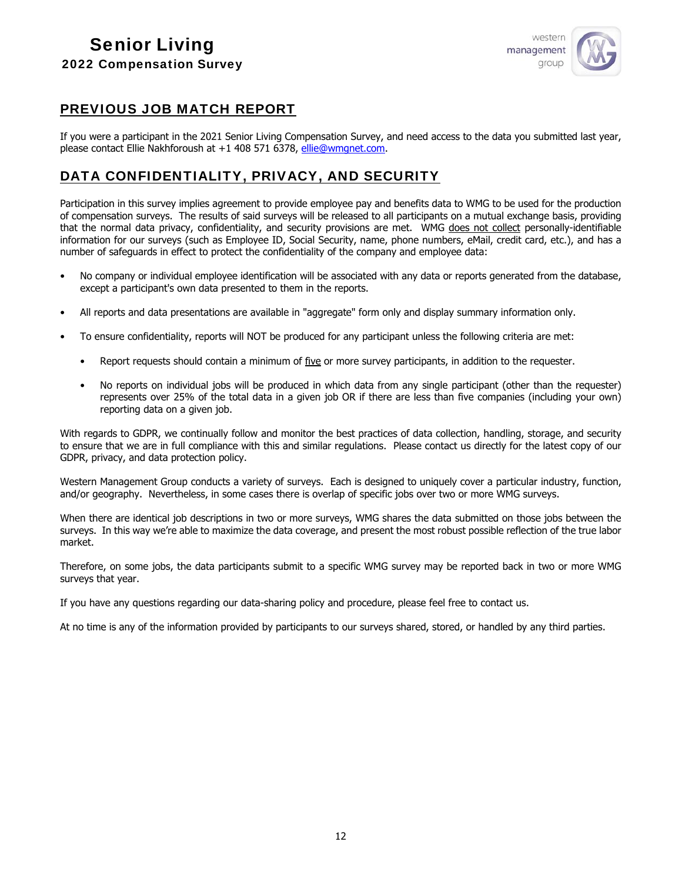## PREVIOUS JOB MATCH REPORT

If you were a participant in the 2021 Senior Living Compensation Survey, and need access to the data you submitted last year, please contact Ellie Nakhforoush at +1 408 571 6378, ellie@wmgnet.com.

## DATA CONFIDENTIALITY, PRIVACY, AND SECURITY

Participation in this survey implies agreement to provide employee pay and benefits data to WMG to be used for the production of compensation surveys. The results of said surveys will be released to all participants on a mutual exchange basis, providing that the normal data privacy, confidentiality, and security provisions are met. WMG does not collect personally-identifiable information for our surveys (such as Employee ID, Social Security, name, phone numbers, eMail, credit card, etc.), and has a number of safeguards in effect to protect the confidentiality of the company and employee data:

- No company or individual employee identification will be associated with any data or reports generated from the database, except a participant's own data presented to them in the reports.
- All reports and data presentations are available in "aggregate" form only and display summary information only.
- To ensure confidentiality, reports will NOT be produced for any participant unless the following criteria are met:
  - Report requests should contain a minimum of five or more survey participants, in addition to the requester.
  - No reports on individual jobs will be produced in which data from any single participant (other than the requester) represents over 25% of the total data in a given job OR if there are less than five companies (including your own) reporting data on a given job.

With regards to GDPR, we continually follow and monitor the best practices of data collection, handling, storage, and security to ensure that we are in full compliance with this and similar regulations. Please contact us directly for the latest copy of our GDPR, privacy, and data protection policy.

Western Management Group conducts a variety of surveys. Each is designed to uniquely cover a particular industry, function, and/or geography. Nevertheless, in some cases there is overlap of specific jobs over two or more WMG surveys.

When there are identical job descriptions in two or more surveys, WMG shares the data submitted on those jobs between the surveys. In this way we're able to maximize the data coverage, and present the most robust possible reflection of the true labor market.

Therefore, on some jobs, the data participants submit to a specific WMG survey may be reported back in two or more WMG surveys that year.

If you have any questions regarding our data-sharing policy and procedure, please feel free to contact us.

At no time is any of the information provided by participants to our surveys shared, stored, or handled by any third parties.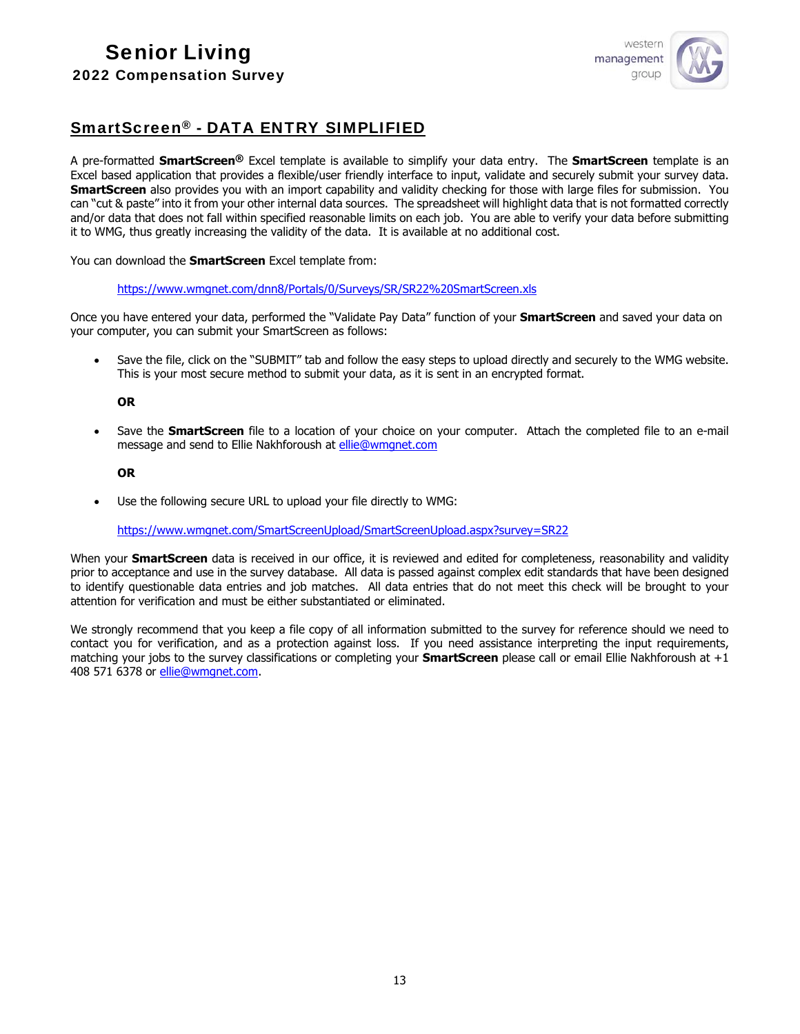## SmartScreen® - DATA ENTRY SIMPLIFIED

A pre-formatted **SmartScreen®** Excel template is available to simplify your data entry. The **SmartScreen** template is an Excel based application that provides a flexible/user friendly interface to input, validate and securely submit your survey data. **SmartScreen** also provides you with an import capability and validity checking for those with large files for submission. You can "cut & paste" into it from your other internal data sources. The spreadsheet will highlight data that is not formatted correctly and/or data that does not fall within specified reasonable limits on each job. You are able to verify your data before submitting it to WMG, thus greatly increasing the validity of the data. It is available at no additional cost.

You can download the **SmartScreen** Excel template from:

https://www.wmgnet.com/dnn8/Portals/0/Surveys/SR/SR22%20SmartScreen.xls

Once you have entered your data, performed the "Validate Pay Data" function of your **SmartScreen** and saved your data on your computer, you can submit your SmartScreen as follows:

- Save the file, click on the "SUBMIT" tab and follow the easy steps to upload directly and securely to the WMG website. This is your most secure method to submit your data, as it is sent in an encrypted format.

  **OR**

- Save the **SmartScreen** file to a location of your choice on your computer. Attach the completed file to an e-mail message and send to Ellie Nakhforoush at ellie@wmgnet.com

  **OR**

- Use the following secure URL to upload your file directly to WMG:

  https://www.wmgnet.com/SmartScreenUpload/SmartScreenUpload.aspx?survey=SR22

When your **SmartScreen** data is received in our office, it is reviewed and edited for completeness, reasonability and validity prior to acceptance and use in the survey database. All data is passed against complex edit standards that have been designed to identify questionable data entries and job matches. All data entries that do not meet this check will be brought to your attention for verification and must be either substantiated or eliminated.

We strongly recommend that you keep a file copy of all information submitted to the survey for reference should we need to contact you for verification, and as a protection against loss. If you need assistance interpreting the input requirements, matching your jobs to the survey classifications or completing your **SmartScreen** please call or email Ellie Nakhforoush at +1 408 571 6378 or ellie@wmgnet.com.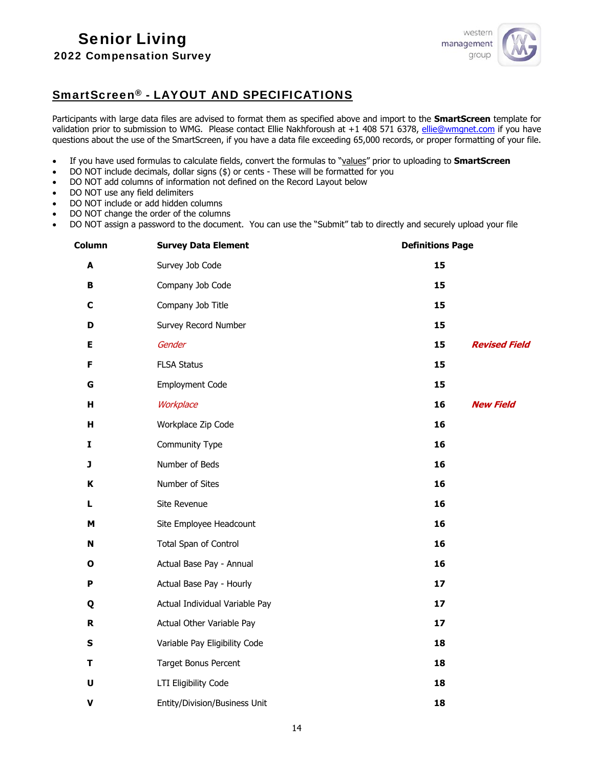## SmartScreen® - LAYOUT AND SPECIFICATIONS

Participants with large data files are advised to format them as specified above and import to the **SmartScreen** template for validation prior to submission to WMG. Please contact Ellie Nakhforoush at +1 408 571 6378, ellie@wmgnet.com if you have questions about the use of the SmartScreen, if you have a data file exceeding 65,000 records, or proper formatting of your file.

- If you have used formulas to calculate fields, convert the formulas to "values" prior to uploading to **SmartScreen**
- DO NOT include decimals, dollar signs ($) or cents - These will be formatted for you
- DO NOT add columns of information not defined on the Record Layout below
- DO NOT use any field delimiters
- DO NOT include or add hidden columns
- DO NOT change the order of the columns
- DO NOT assign a password to the document. You can use the "Submit" tab to directly and securely upload your file

| Column | Survey Data Element | Definitions Page | |
|---|---|---|---|
| **A** | Survey Job Code | **15** | |
| **B** | Company Job Code | **15** | |
| **C** | Company Job Title | **15** | |
| **D** | Survey Record Number | **15** | |
| **E** | *Gender* | **15** | ***Revised Field*** |
| **F** | FLSA Status | **15** | |
| **G** | Employment Code | **15** | |
| **H** | *Workplace* | **16** | ***New Field*** |
| **H** | Workplace Zip Code | **16** | |
| **I** | Community Type | **16** | |
| **J** | Number of Beds | **16** | |
| **K** | Number of Sites | **16** | |
| **L** | Site Revenue | **16** | |
| **M** | Site Employee Headcount | **16** | |
| **N** | Total Span of Control | **16** | |
| **O** | Actual Base Pay - Annual | **16** | |
| **P** | Actual Base Pay - Hourly | **17** | |
| **Q** | Actual Individual Variable Pay | **17** | |
| **R** | Actual Other Variable Pay | **17** | |
| **S** | Variable Pay Eligibility Code | **18** | |
| **T** | Target Bonus Percent | **18** | |
| **U** | LTI Eligibility Code | **18** | |
| **V** | Entity/Division/Business Unit | **18** | |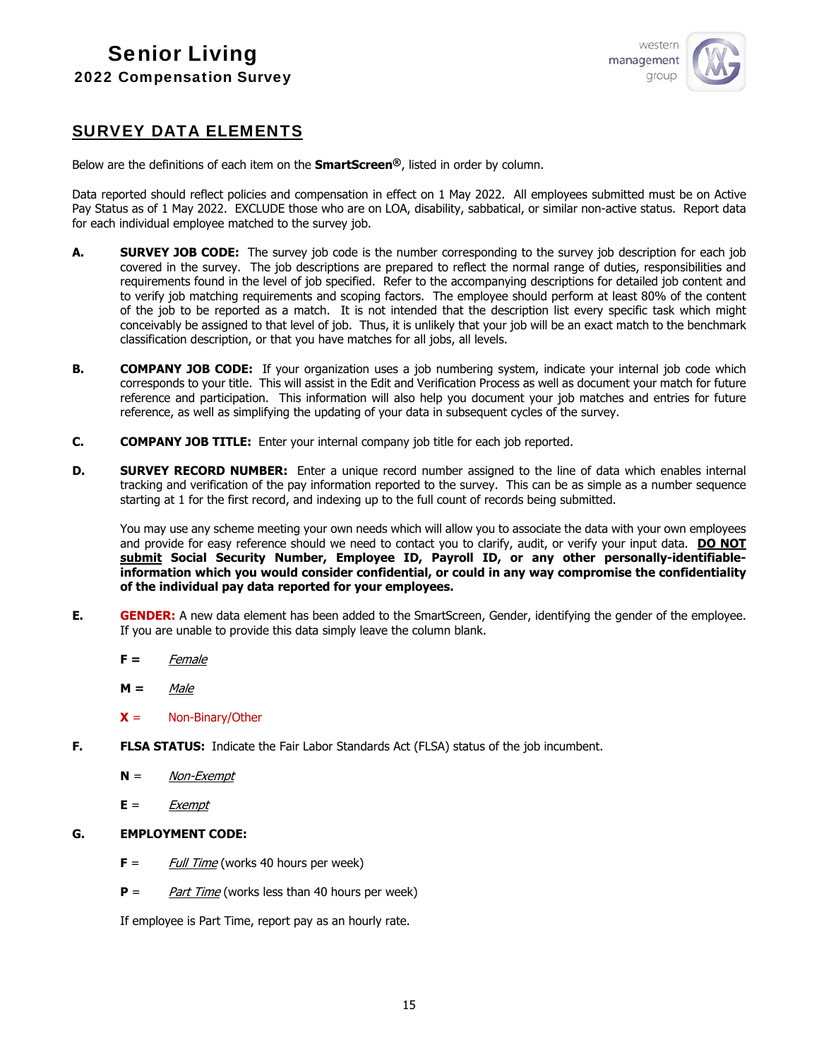## SURVEY DATA ELEMENTS

Below are the definitions of each item on the **SmartScreen®**, listed in order by column.

Data reported should reflect policies and compensation in effect on 1 May 2022. All employees submitted must be on Active Pay Status as of 1 May 2022. EXCLUDE those who are on LOA, disability, sabbatical, or similar non-active status. Report data for each individual employee matched to the survey job.

**A.** **SURVEY JOB CODE:** The survey job code is the number corresponding to the survey job description for each job covered in the survey. The job descriptions are prepared to reflect the normal range of duties, responsibilities and requirements found in the level of job specified. Refer to the accompanying descriptions for detailed job content and to verify job matching requirements and scoping factors. The employee should perform at least 80% of the content of the job to be reported as a match. It is not intended that the description list every specific task which might conceivably be assigned to that level of job. Thus, it is unlikely that your job will be an exact match to the benchmark classification description, or that you have matches for all jobs, all levels.

**B.** **COMPANY JOB CODE:** If your organization uses a job numbering system, indicate your internal job code which corresponds to your title. This will assist in the Edit and Verification Process as well as document your match for future reference and participation. This information will also help you document your job matches and entries for future reference, as well as simplifying the updating of your data in subsequent cycles of the survey.

**C.** **COMPANY JOB TITLE:** Enter your internal company job title for each job reported.

**D.** **SURVEY RECORD NUMBER:** Enter a unique record number assigned to the line of data which enables internal tracking and verification of the pay information reported to the survey. This can be as simple as a number sequence starting at 1 for the first record, and indexing up to the full count of records being submitted.

You may use any scheme meeting your own needs which will allow you to associate the data with your own employees and provide for easy reference should we need to contact you to clarify, audit, or verify your input data. **DO NOT submit Social Security Number, Employee ID, Payroll ID, or any other personally-identifiable-information which you would consider confidential, or could in any way compromise the confidentiality of the individual pay data reported for your employees.**

**E.** **GENDER:** A new data element has been added to the SmartScreen, Gender, identifying the gender of the employee. If you are unable to provide this data simply leave the column blank.

- **F =** *Female*
- **M =** *Male*
- **X =** Non-Binary/Other

**F.** **FLSA STATUS:** Indicate the Fair Labor Standards Act (FLSA) status of the job incumbent.

- **N** = *Non-Exempt*
- **E** = *Exempt*

**G.** **EMPLOYMENT CODE:**

- **F** = *Full Time* (works 40 hours per week)
- **P** = *Part Time* (works less than 40 hours per week)

If employee is Part Time, report pay as an hourly rate.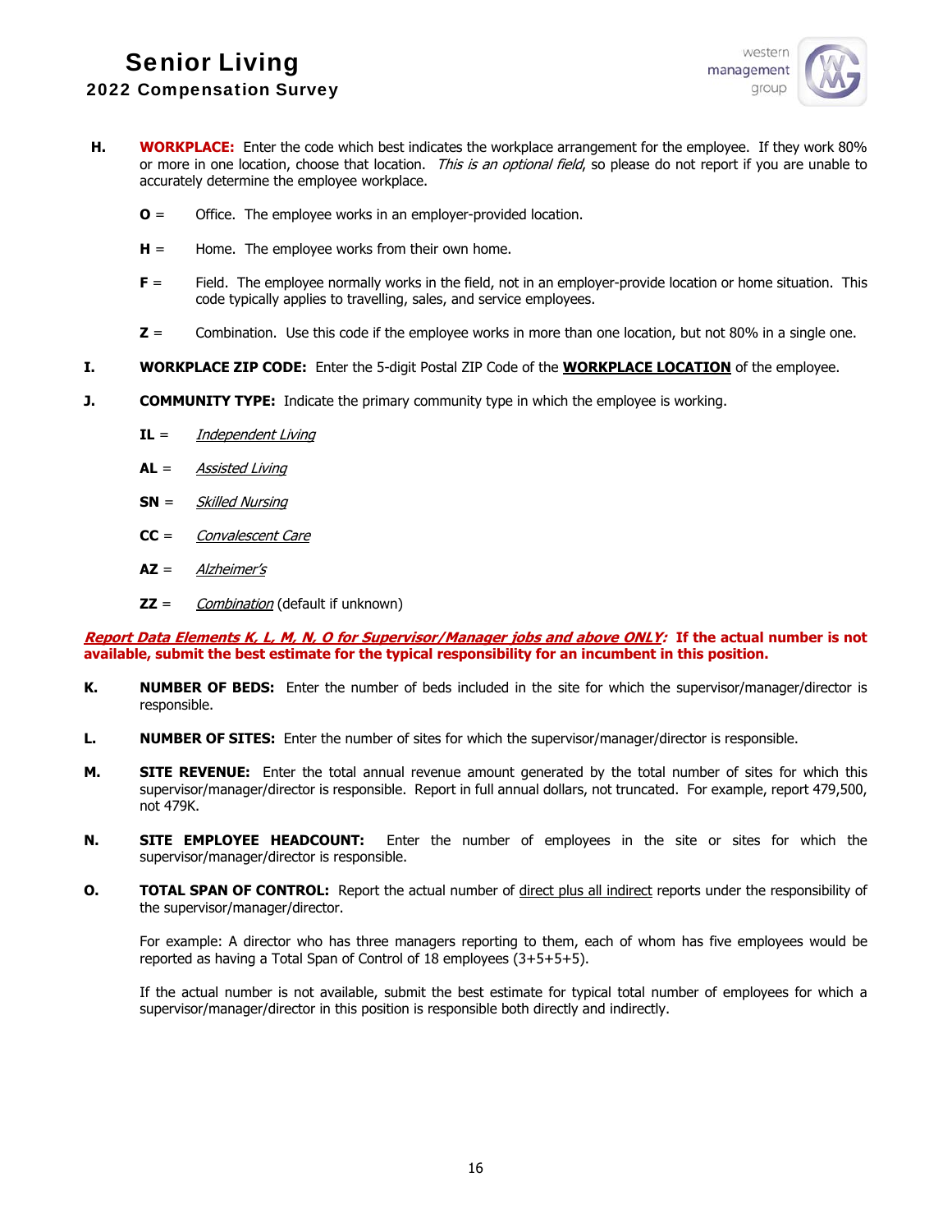**H.** **WORKPLACE:** Enter the code which best indicates the workplace arrangement for the employee. If they work 80% or more in one location, choose that location. *This is an optional field*, so please do not report if you are unable to accurately determine the employee workplace.

- **O** = Office. The employee works in an employer-provided location.
- **H** = Home. The employee works from their own home.
- **F** = Field. The employee normally works in the field, not in an employer-provide location or home situation. This code typically applies to travelling, sales, and service employees.
- **Z** = Combination. Use this code if the employee works in more than one location, but not 80% in a single one.

**I.** **WORKPLACE ZIP CODE:** Enter the 5-digit Postal ZIP Code of the **WORKPLACE LOCATION** of the employee.

**J.** **COMMUNITY TYPE:** Indicate the primary community type in which the employee is working.

- **IL** = *Independent Living*
- **AL** = *Assisted Living*
- **SN** = *Skilled Nursing*
- **CC** = *Convalescent Care*
- **AZ** = *Alzheimer's*
- **ZZ** = *Combination* (default if unknown)

***Report Data Elements K, L, M, N, O for Supervisor/Manager jobs and above ONLY:*** **If the actual number is not available, submit the best estimate for the typical responsibility for an incumbent in this position.**

**K.** **NUMBER OF BEDS:** Enter the number of beds included in the site for which the supervisor/manager/director is responsible.

**L.** **NUMBER OF SITES:** Enter the number of sites for which the supervisor/manager/director is responsible.

**M.** **SITE REVENUE:** Enter the total annual revenue amount generated by the total number of sites for which this supervisor/manager/director is responsible. Report in full annual dollars, not truncated. For example, report 479,500, not 479K.

**N.** **SITE EMPLOYEE HEADCOUNT:** Enter the number of employees in the site or sites for which the supervisor/manager/director is responsible.

**O.** **TOTAL SPAN OF CONTROL:** Report the actual number of direct plus all indirect reports under the responsibility of the supervisor/manager/director.

For example: A director who has three managers reporting to them, each of whom has five employees would be reported as having a Total Span of Control of 18 employees (3+5+5+5).

If the actual number is not available, submit the best estimate for typical total number of employees for which a supervisor/manager/director in this position is responsible both directly and indirectly.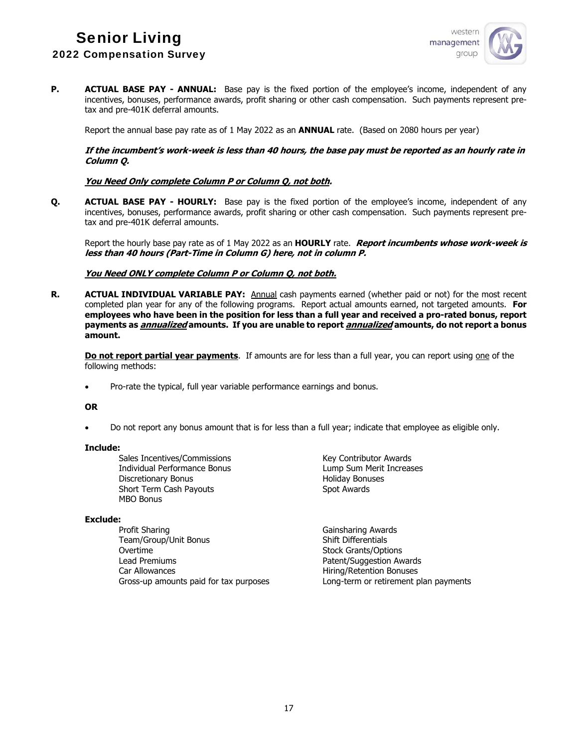**P.** **ACTUAL BASE PAY - ANNUAL:** Base pay is the fixed portion of the employee's income, independent of any incentives, bonuses, performance awards, profit sharing or other cash compensation. Such payments represent pre-tax and pre-401K deferral amounts.

Report the annual base pay rate as of 1 May 2022 as an **ANNUAL** rate. (Based on 2080 hours per year)

***If the incumbent's work-week is less than 40 hours, the base pay must be reported as an hourly rate in Column Q.***

***<u>You Need Only complete Column P or Column Q, not both</u>.***

**Q.** **ACTUAL BASE PAY - HOURLY:** Base pay is the fixed portion of the employee's income, independent of any incentives, bonuses, performance awards, profit sharing or other cash compensation. Such payments represent pre-tax and pre-401K deferral amounts.

Report the hourly base pay rate as of 1 May 2022 as an **HOURLY** rate. ***Report incumbents whose work-week is less than 40 hours (Part-Time in Column G) here, not in column P.***

***<u>You Need ONLY complete Column P or Column Q, not both.</u>***

**R.** **ACTUAL INDIVIDUAL VARIABLE PAY:** <u>Annual</u> cash payments earned (whether paid or not) for the most recent completed plan year for any of the following programs. Report actual amounts earned, not targeted amounts. **For employees who have been in the position for less than a full year and received a pro-rated bonus, report payments as *<u>annualized</u>* amounts. If you are unable to report *<u>annualized</u>* amounts, do not report a bonus amount.**

**<u>Do not report partial year payments</u>**. If amounts are for less than a full year, you can report using <u>one</u> of the following methods:

- Pro-rate the typical, full year variable performance earnings and bonus.

**OR**

- Do not report any bonus amount that is for less than a full year; indicate that employee as eligible only.

**Include:**

- Sales Incentives/Commissions
- Individual Performance Bonus
- Discretionary Bonus
- Short Term Cash Payouts
- MBO Bonus
- Key Contributor Awards
- Lump Sum Merit Increases
- Holiday Bonuses
- Spot Awards

**Exclude:**

- Profit Sharing
- Team/Group/Unit Bonus
- Overtime
- Lead Premiums
- Car Allowances
- Gross-up amounts paid for tax purposes
- Gainsharing Awards
- Shift Differentials
- Stock Grants/Options
- Patent/Suggestion Awards
- Hiring/Retention Bonuses
- Long-term or retirement plan payments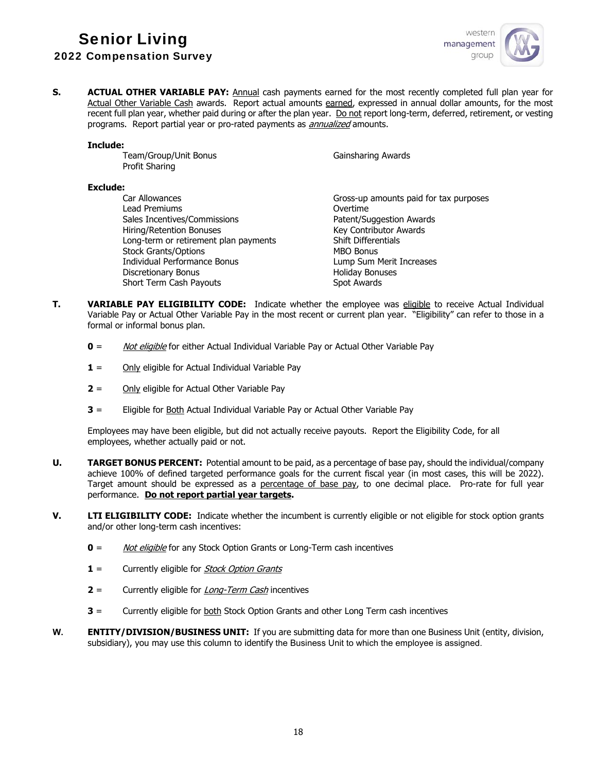**S.** **ACTUAL OTHER VARIABLE PAY:** Annual cash payments earned for the most recently completed full plan year for Actual Other Variable Cash awards. Report actual amounts earned, expressed in annual dollar amounts, for the most recent full plan year, whether paid during or after the plan year. Do not report long-term, deferred, retirement, or vesting programs. Report partial year or pro-rated payments as *annualized* amounts.

**Include:**

- Team/Group/Unit Bonus
- Profit Sharing
- Gainsharing Awards

**Exclude:**

- Car Allowances
- Lead Premiums
- Sales Incentives/Commissions
- Hiring/Retention Bonuses
- Long-term or retirement plan payments
- Stock Grants/Options
- Individual Performance Bonus
- Discretionary Bonus
- Short Term Cash Payouts
- Gross-up amounts paid for tax purposes
- Overtime
- Patent/Suggestion Awards
- Key Contributor Awards
- Shift Differentials
- MBO Bonus
- Lump Sum Merit Increases
- Holiday Bonuses
- Spot Awards

**T.** **VARIABLE PAY ELIGIBILITY CODE:** Indicate whether the employee was eligible to receive Actual Individual Variable Pay or Actual Other Variable Pay in the most recent or current plan year. "Eligibility" can refer to those in a formal or informal bonus plan.

**0** = *Not eligible* for either Actual Individual Variable Pay or Actual Other Variable Pay

**1** = Only eligible for Actual Individual Variable Pay

**2** = Only eligible for Actual Other Variable Pay

**3** = Eligible for Both Actual Individual Variable Pay or Actual Other Variable Pay

Employees may have been eligible, but did not actually receive payouts. Report the Eligibility Code, for all employees, whether actually paid or not.

**U.** **TARGET BONUS PERCENT:** Potential amount to be paid, as a percentage of base pay, should the individual/company achieve 100% of defined targeted performance goals for the current fiscal year (in most cases, this will be 2022). Target amount should be expressed as a percentage of base pay, to one decimal place. Pro-rate for full year performance. **Do not report partial year targets.**

**V.** **LTI ELIGIBILITY CODE:** Indicate whether the incumbent is currently eligible or not eligible for stock option grants and/or other long-term cash incentives:

**0** = *Not eligible* for any Stock Option Grants or Long-Term cash incentives

**1** = Currently eligible for *Stock Option Grants*

**2** = Currently eligible for *Long-Term Cash* incentives

**3** = Currently eligible for both Stock Option Grants and other Long Term cash incentives

**W.** **ENTITY/DIVISION/BUSINESS UNIT:** If you are submitting data for more than one Business Unit (entity, division, subsidiary), you may use this column to identify the Business Unit to which the employee is assigned.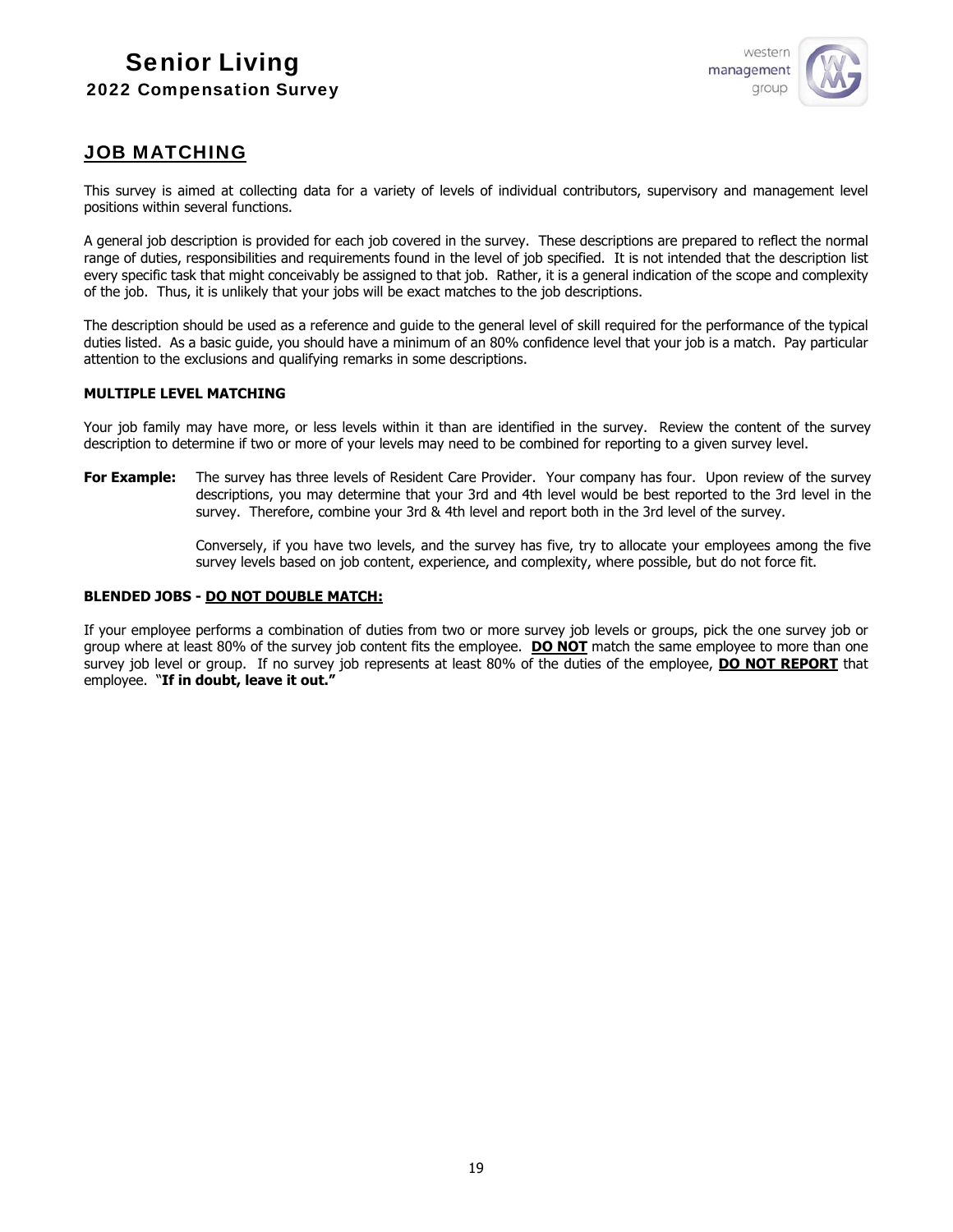## JOB MATCHING

This survey is aimed at collecting data for a variety of levels of individual contributors, supervisory and management level positions within several functions.

A general job description is provided for each job covered in the survey. These descriptions are prepared to reflect the normal range of duties, responsibilities and requirements found in the level of job specified. It is not intended that the description list every specific task that might conceivably be assigned to that job. Rather, it is a general indication of the scope and complexity of the job. Thus, it is unlikely that your jobs will be exact matches to the job descriptions.

The description should be used as a reference and guide to the general level of skill required for the performance of the typical duties listed. As a basic guide, you should have a minimum of an 80% confidence level that your job is a match. Pay particular attention to the exclusions and qualifying remarks in some descriptions.

**MULTIPLE LEVEL MATCHING**

Your job family may have more, or less levels within it than are identified in the survey. Review the content of the survey description to determine if two or more of your levels may need to be combined for reporting to a given survey level.

**For Example:** The survey has three levels of Resident Care Provider. Your company has four. Upon review of the survey descriptions, you may determine that your 3rd and 4th level would be best reported to the 3rd level in the survey. Therefore, combine your 3rd & 4th level and report both in the 3rd level of the survey.

Conversely, if you have two levels, and the survey has five, try to allocate your employees among the five survey levels based on job content, experience, and complexity, where possible, but do not force fit.

**BLENDED JOBS - DO NOT DOUBLE MATCH:**

If your employee performs a combination of duties from two or more survey job levels or groups, pick the one survey job or group where at least 80% of the survey job content fits the employee. **DO NOT** match the same employee to more than one survey job level or group. If no survey job represents at least 80% of the duties of the employee, **DO NOT REPORT** that employee. "**If in doubt, leave it out.**"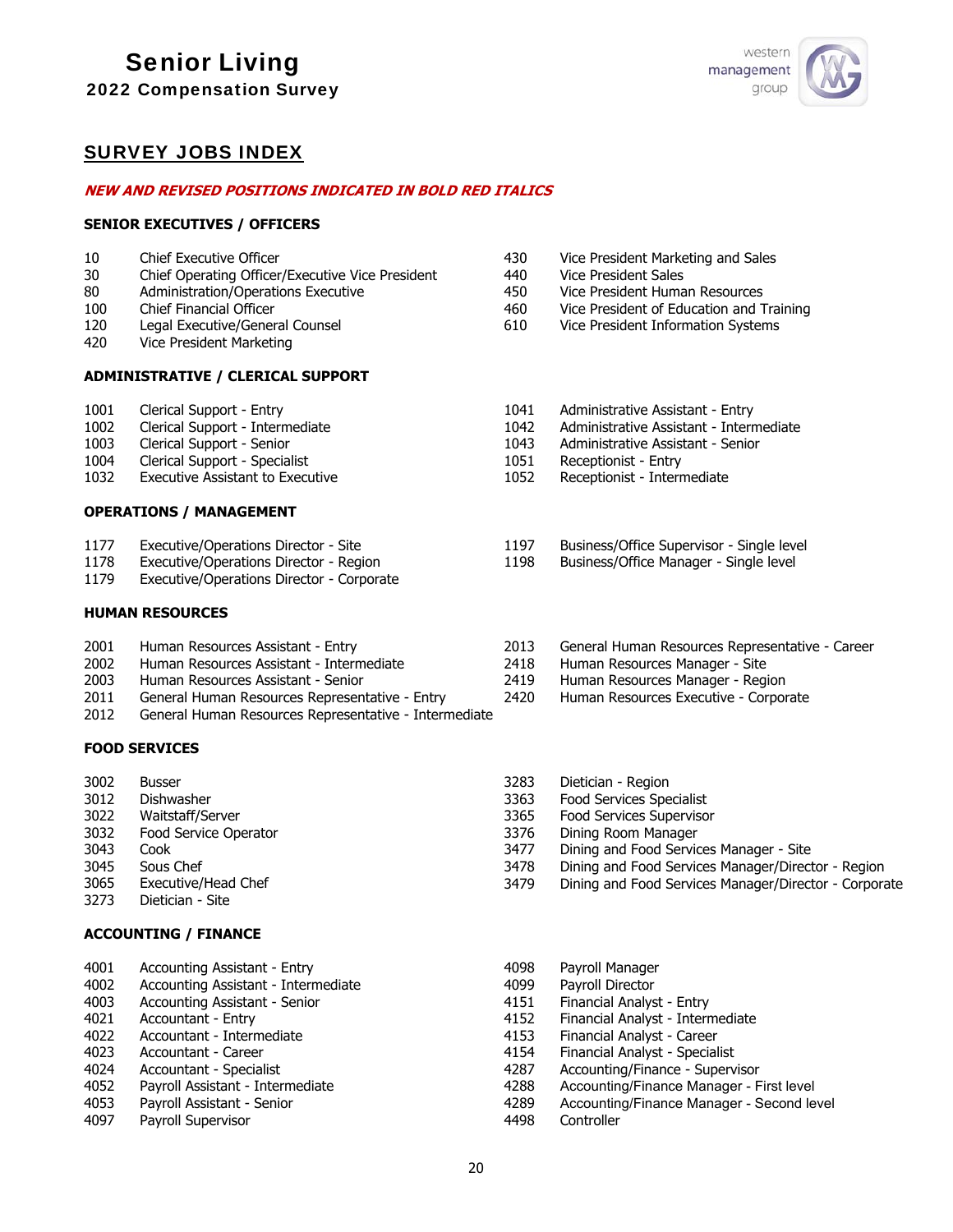# Senior Living

## 2022 Compensation Survey

## SURVEY JOBS INDEX

***NEW AND REVISED POSITIONS INDICATED IN BOLD RED ITALICS***

### SENIOR EXECUTIVES / OFFICERS

| Code | Position |
|---|---|
| 10 | Chief Executive Officer |
| 30 | Chief Operating Officer/Executive Vice President |
| 80 | Administration/Operations Executive |
| 100 | Chief Financial Officer |
| 120 | Legal Executive/General Counsel |
| 420 | Vice President Marketing |
| 430 | Vice President Marketing and Sales |
| 440 | Vice President Sales |
| 450 | Vice President Human Resources |
| 460 | Vice President of Education and Training |
| 610 | Vice President Information Systems |

### ADMINISTRATIVE / CLERICAL SUPPORT

| Code | Position |
|---|---|
| 1001 | Clerical Support - Entry |
| 1002 | Clerical Support - Intermediate |
| 1003 | Clerical Support - Senior |
| 1004 | Clerical Support - Specialist |
| 1032 | Executive Assistant to Executive |
| 1041 | Administrative Assistant - Entry |
| 1042 | Administrative Assistant - Intermediate |
| 1043 | Administrative Assistant - Senior |
| 1051 | Receptionist - Entry |
| 1052 | Receptionist - Intermediate |

### OPERATIONS / MANAGEMENT

| Code | Position |
|---|---|
| 1177 | Executive/Operations Director - Site |
| 1178 | Executive/Operations Director - Region |
| 1179 | Executive/Operations Director - Corporate |
| 1197 | Business/Office Supervisor - Single level |
| 1198 | Business/Office Manager - Single level |

### HUMAN RESOURCES

| Code | Position |
|---|---|
| 2001 | Human Resources Assistant - Entry |
| 2002 | Human Resources Assistant - Intermediate |
| 2003 | Human Resources Assistant - Senior |
| 2011 | General Human Resources Representative - Entry |
| 2012 | General Human Resources Representative - Intermediate |
| 2013 | General Human Resources Representative - Career |
| 2418 | Human Resources Manager - Site |
| 2419 | Human Resources Manager - Region |
| 2420 | Human Resources Executive - Corporate |

### FOOD SERVICES

| Code | Position |
|---|---|
| 3002 | Busser |
| 3012 | Dishwasher |
| 3022 | Waitstaff/Server |
| 3032 | Food Service Operator |
| 3043 | Cook |
| 3045 | Sous Chef |
| 3065 | Executive/Head Chef |
| 3273 | Dietician - Site |
| 3283 | Dietician - Region |
| 3363 | Food Services Specialist |
| 3365 | Food Services Supervisor |
| 3376 | Dining Room Manager |
| 3477 | Dining and Food Services Manager - Site |
| 3478 | Dining and Food Services Manager/Director - Region |
| 3479 | Dining and Food Services Manager/Director - Corporate |

### ACCOUNTING / FINANCE

| Code | Position |
|---|---|
| 4001 | Accounting Assistant - Entry |
| 4002 | Accounting Assistant - Intermediate |
| 4003 | Accounting Assistant - Senior |
| 4021 | Accountant - Entry |
| 4022 | Accountant - Intermediate |
| 4023 | Accountant - Career |
| 4024 | Accountant - Specialist |
| 4052 | Payroll Assistant - Intermediate |
| 4053 | Payroll Assistant - Senior |
| 4097 | Payroll Supervisor |
| 4098 | Payroll Manager |
| 4099 | Payroll Director |
| 4151 | Financial Analyst - Entry |
| 4152 | Financial Analyst - Intermediate |
| 4153 | Financial Analyst - Career |
| 4154 | Financial Analyst - Specialist |
| 4287 | Accounting/Finance - Supervisor |
| 4288 | Accounting/Finance Manager - First level |
| 4289 | Accounting/Finance Manager - Second level |
| 4498 | Controller |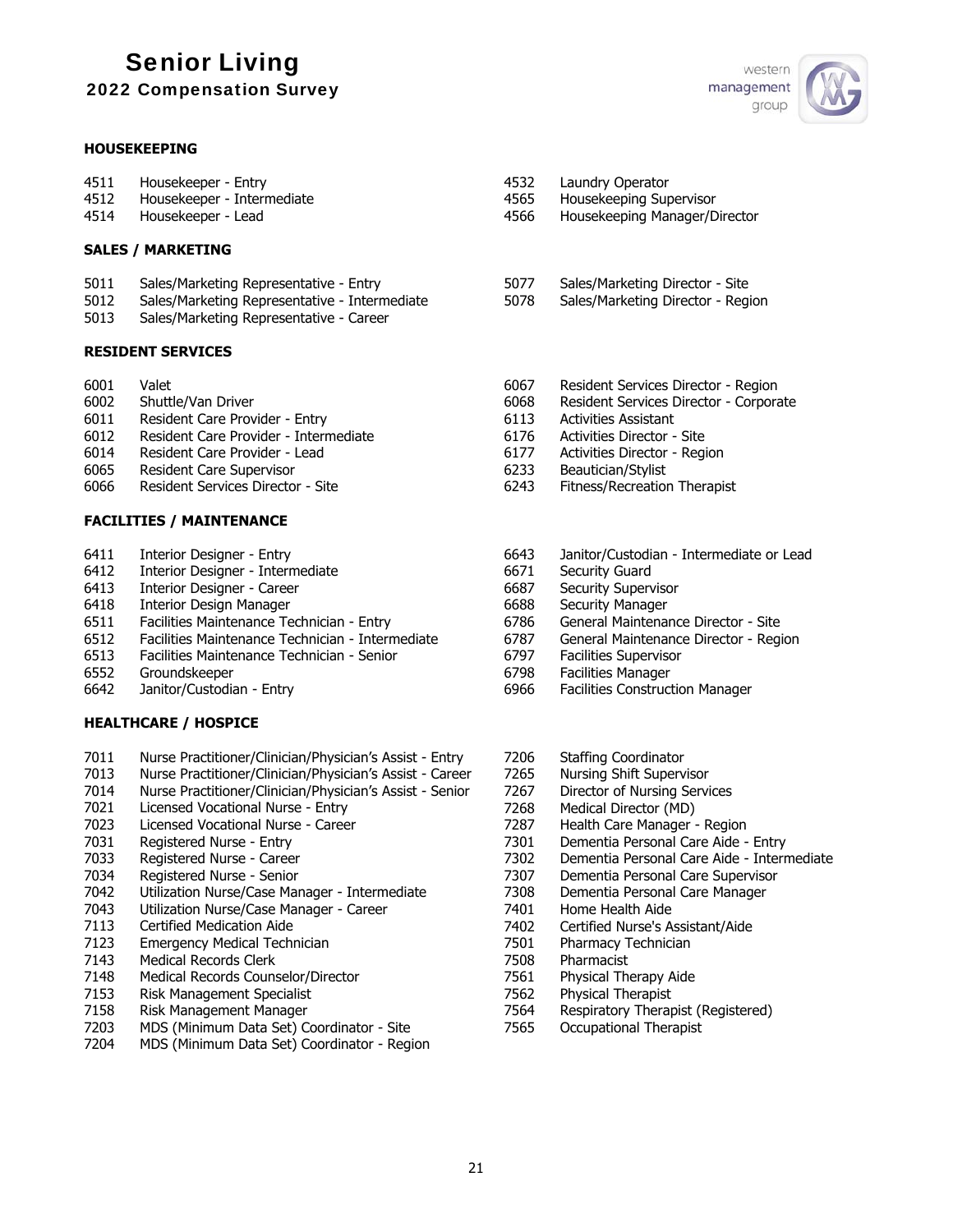## HOUSEKEEPING

4511 Housekeeper - Entry
4512 Housekeeper - Intermediate
4514 Housekeeper - Lead
4532 Laundry Operator
4565 Housekeeping Supervisor
4566 Housekeeping Manager/Director

## SALES / MARKETING

5011 Sales/Marketing Representative - Entry
5012 Sales/Marketing Representative - Intermediate
5013 Sales/Marketing Representative - Career
5077 Sales/Marketing Director - Site
5078 Sales/Marketing Director - Region

## RESIDENT SERVICES

6001 Valet
6002 Shuttle/Van Driver
6011 Resident Care Provider - Entry
6012 Resident Care Provider - Intermediate
6014 Resident Care Provider - Lead
6065 Resident Care Supervisor
6066 Resident Services Director - Site
6067 Resident Services Director - Region
6068 Resident Services Director - Corporate
6113 Activities Assistant
6176 Activities Director - Site
6177 Activities Director - Region
6233 Beautician/Stylist
6243 Fitness/Recreation Therapist

## FACILITIES / MAINTENANCE

6411 Interior Designer - Entry
6412 Interior Designer - Intermediate
6413 Interior Designer - Career
6418 Interior Design Manager
6511 Facilities Maintenance Technician - Entry
6512 Facilities Maintenance Technician - Intermediate
6513 Facilities Maintenance Technician - Senior
6552 Groundskeeper
6642 Janitor/Custodian - Entry
6643 Janitor/Custodian - Intermediate or Lead
6671 Security Guard
6687 Security Supervisor
6688 Security Manager
6786 General Maintenance Director - Site
6787 General Maintenance Director - Region
6797 Facilities Supervisor
6798 Facilities Manager
6966 Facilities Construction Manager

## HEALTHCARE / HOSPICE

7011 Nurse Practitioner/Clinician/Physician's Assist - Entry
7013 Nurse Practitioner/Clinician/Physician's Assist - Career
7014 Nurse Practitioner/Clinician/Physician's Assist - Senior
7021 Licensed Vocational Nurse - Entry
7023 Licensed Vocational Nurse - Career
7031 Registered Nurse - Entry
7033 Registered Nurse - Career
7034 Registered Nurse - Senior
7042 Utilization Nurse/Case Manager - Intermediate
7043 Utilization Nurse/Case Manager - Career
7113 Certified Medication Aide
7123 Emergency Medical Technician
7143 Medical Records Clerk
7148 Medical Records Counselor/Director
7153 Risk Management Specialist
7158 Risk Management Manager
7203 MDS (Minimum Data Set) Coordinator - Site
7204 MDS (Minimum Data Set) Coordinator - Region
7206 Staffing Coordinator
7265 Nursing Shift Supervisor
7267 Director of Nursing Services
7268 Medical Director (MD)
7287 Health Care Manager - Region
7301 Dementia Personal Care Aide - Entry
7302 Dementia Personal Care Aide - Intermediate
7307 Dementia Personal Care Supervisor
7308 Dementia Personal Care Manager
7401 Home Health Aide
7402 Certified Nurse's Assistant/Aide
7501 Pharmacy Technician
7508 Pharmacist
7561 Physical Therapy Aide
7562 Physical Therapist
7564 Respiratory Therapist (Registered)
7565 Occupational Therapist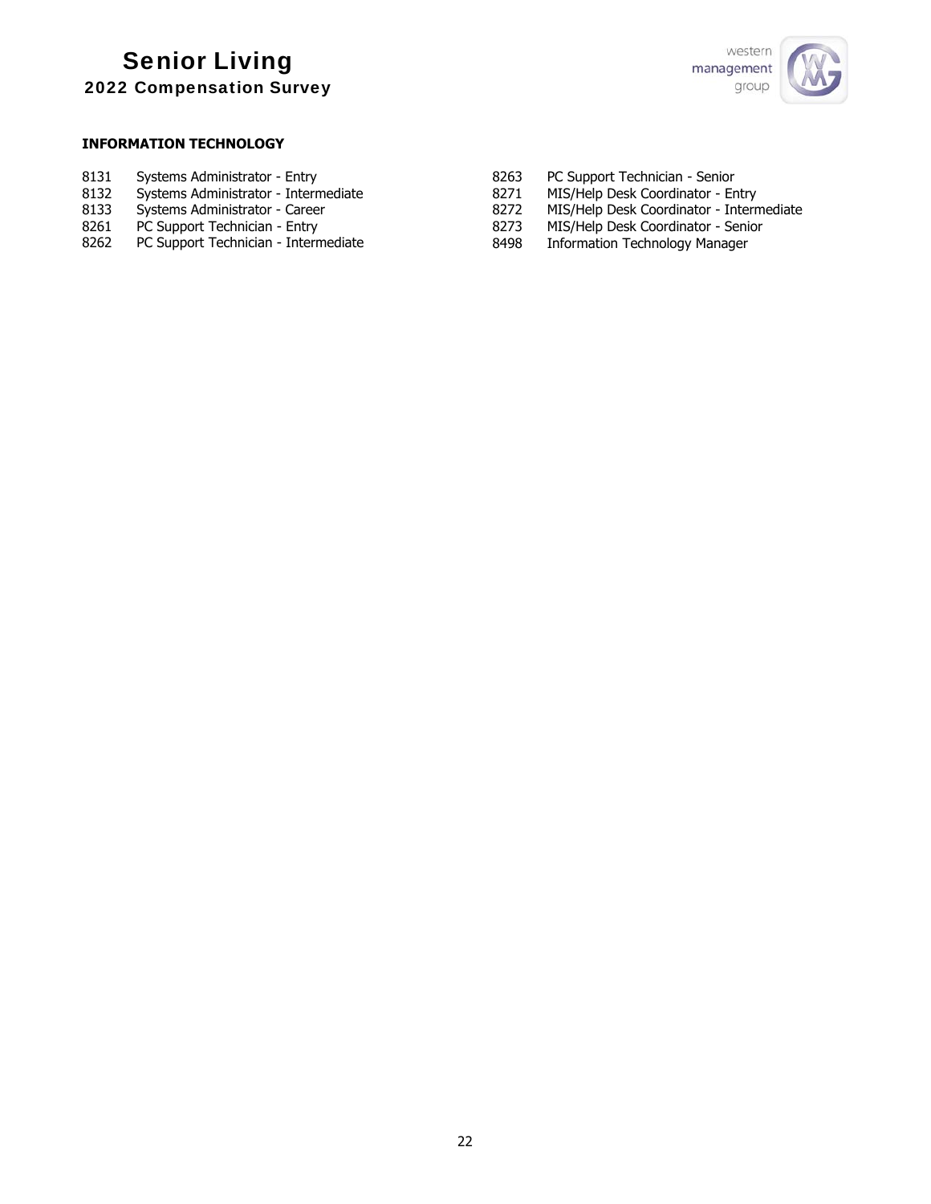**INFORMATION TECHNOLOGY**

| Code | Title |
|---|---|
| 8131 | Systems Administrator - Entry |
| 8132 | Systems Administrator - Intermediate |
| 8133 | Systems Administrator - Career |
| 8261 | PC Support Technician - Entry |
| 8262 | PC Support Technician - Intermediate |
| 8263 | PC Support Technician - Senior |
| 8271 | MIS/Help Desk Coordinator - Entry |
| 8272 | MIS/Help Desk Coordinator - Intermediate |
| 8273 | MIS/Help Desk Coordinator - Senior |
| 8498 | Information Technology Manager |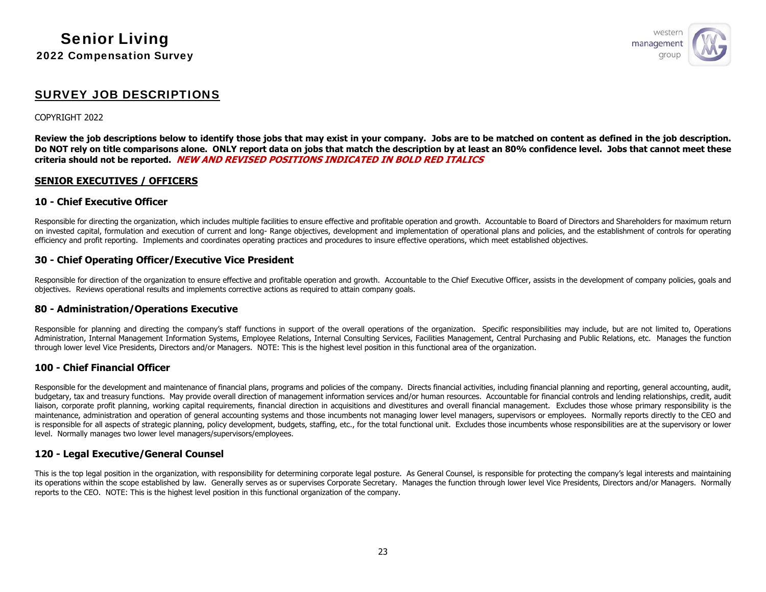# Senior Living

## 2022 Compensation Survey

## SURVEY JOB DESCRIPTIONS

COPYRIGHT 2022

**Review the job descriptions below to identify those jobs that may exist in your company. Jobs are to be matched on content as defined in the job description. Do NOT rely on title comparisons alone. ONLY report data on jobs that match the description by at least an 80% confidence level. Jobs that cannot meet these criteria should not be reported.** ***NEW AND REVISED POSITIONS INDICATED IN BOLD RED ITALICS***

**SENIOR EXECUTIVES / OFFICERS**

### 10 - Chief Executive Officer

Responsible for directing the organization, which includes multiple facilities to ensure effective and profitable operation and growth. Accountable to Board of Directors and Shareholders for maximum return on invested capital, formulation and execution of current and long- Range objectives, development and implementation of operational plans and policies, and the establishment of controls for operating efficiency and profit reporting. Implements and coordinates operating practices and procedures to insure effective operations, which meet established objectives.

### 30 - Chief Operating Officer/Executive Vice President

Responsible for direction of the organization to ensure effective and profitable operation and growth. Accountable to the Chief Executive Officer, assists in the development of company policies, goals and objectives. Reviews operational results and implements corrective actions as required to attain company goals.

### 80 - Administration/Operations Executive

Responsible for planning and directing the company's staff functions in support of the overall operations of the organization. Specific responsibilities may include, but are not limited to, Operations Administration, Internal Management Information Systems, Employee Relations, Internal Consulting Services, Facilities Management, Central Purchasing and Public Relations, etc. Manages the function through lower level Vice Presidents, Directors and/or Managers. NOTE: This is the highest level position in this functional area of the organization.

### 100 - Chief Financial Officer

Responsible for the development and maintenance of financial plans, programs and policies of the company. Directs financial activities, including financial planning and reporting, general accounting, audit, budgetary, tax and treasury functions. May provide overall direction of management information services and/or human resources. Accountable for financial controls and lending relationships, credit, audit liaison, corporate profit planning, working capital requirements, financial direction in acquisitions and divestitures and overall financial management. Excludes those whose primary responsibility is the maintenance, administration and operation of general accounting systems and those incumbents not managing lower level managers, supervisors or employees. Normally reports directly to the CEO and is responsible for all aspects of strategic planning, policy development, budgets, staffing, etc., for the total functional unit. Excludes those incumbents whose responsibilities are at the supervisory or lower level. Normally manages two lower level managers/supervisors/employees.

### 120 - Legal Executive/General Counsel

This is the top legal position in the organization, with responsibility for determining corporate legal posture. As General Counsel, is responsible for protecting the company's legal interests and maintaining its operations within the scope established by law. Generally serves as or supervises Corporate Secretary. Manages the function through lower level Vice Presidents, Directors and/or Managers. Normally reports to the CEO. NOTE: This is the highest level position in this functional organization of the company.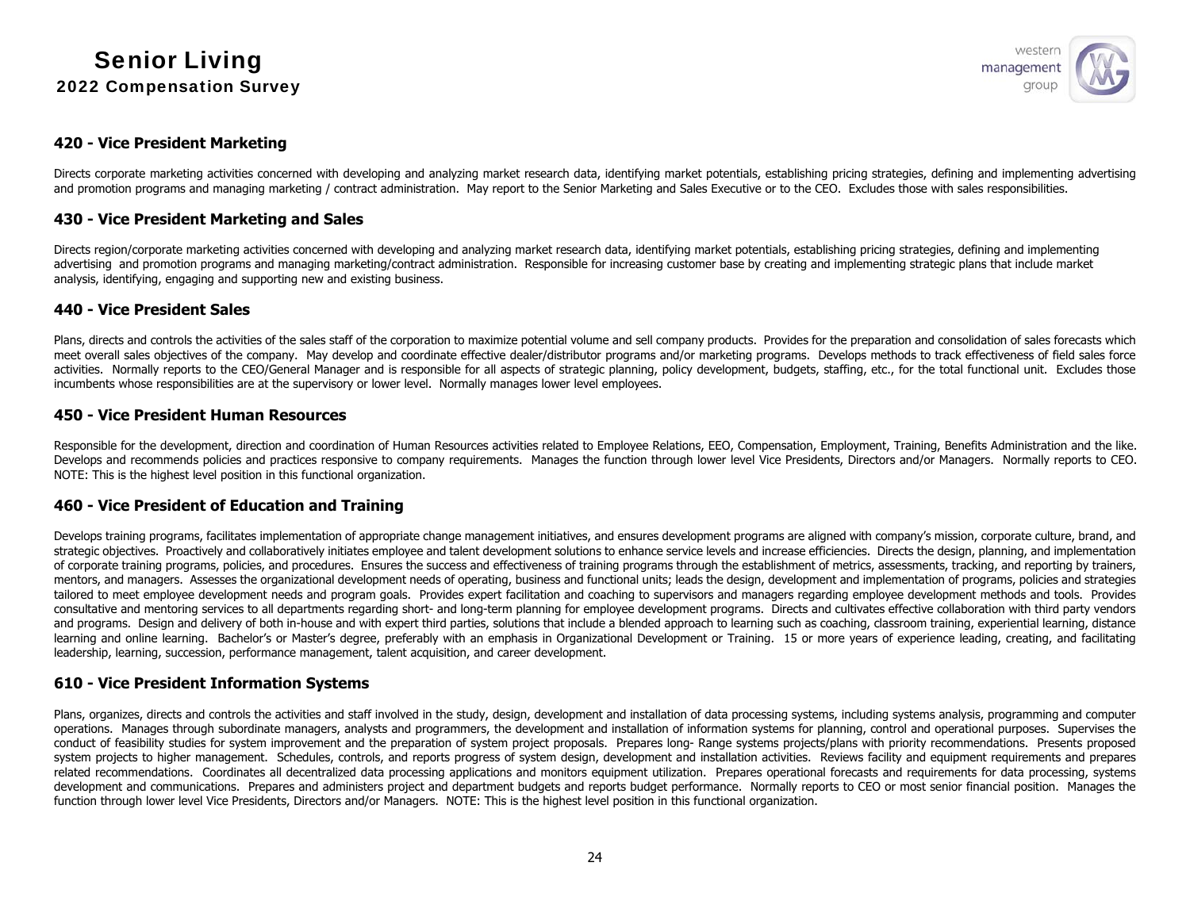### 420 - Vice President Marketing

Directs corporate marketing activities concerned with developing and analyzing market research data, identifying market potentials, establishing pricing strategies, defining and implementing advertising and promotion programs and managing marketing / contract administration. May report to the Senior Marketing and Sales Executive or to the CEO. Excludes those with sales responsibilities.

### 430 - Vice President Marketing and Sales

Directs region/corporate marketing activities concerned with developing and analyzing market research data, identifying market potentials, establishing pricing strategies, defining and implementing advertising and promotion programs and managing marketing/contract administration. Responsible for increasing customer base by creating and implementing strategic plans that include market analysis, identifying, engaging and supporting new and existing business.

### 440 - Vice President Sales

Plans, directs and controls the activities of the sales staff of the corporation to maximize potential volume and sell company products. Provides for the preparation and consolidation of sales forecasts which meet overall sales objectives of the company. May develop and coordinate effective dealer/distributor programs and/or marketing programs. Develops methods to track effectiveness of field sales force activities. Normally reports to the CEO/General Manager and is responsible for all aspects of strategic planning, policy development, budgets, staffing, etc., for the total functional unit. Excludes those incumbents whose responsibilities are at the supervisory or lower level. Normally manages lower level employees.

### 450 - Vice President Human Resources

Responsible for the development, direction and coordination of Human Resources activities related to Employee Relations, EEO, Compensation, Employment, Training, Benefits Administration and the like. Develops and recommends policies and practices responsive to company requirements. Manages the function through lower level Vice Presidents, Directors and/or Managers. Normally reports to CEO. NOTE: This is the highest level position in this functional organization.

### 460 - Vice President of Education and Training

Develops training programs, facilitates implementation of appropriate change management initiatives, and ensures development programs are aligned with company's mission, corporate culture, brand, and strategic objectives. Proactively and collaboratively initiates employee and talent development solutions to enhance service levels and increase efficiencies. Directs the design, planning, and implementation of corporate training programs, policies, and procedures. Ensures the success and effectiveness of training programs through the establishment of metrics, assessments, tracking, and reporting by trainers, mentors, and managers. Assesses the organizational development needs of operating, business and functional units; leads the design, development and implementation of programs, policies and strategies tailored to meet employee development needs and program goals. Provides expert facilitation and coaching to supervisors and managers regarding employee development methods and tools. Provides consultative and mentoring services to all departments regarding short- and long-term planning for employee development programs. Directs and cultivates effective collaboration with third party vendors and programs. Design and delivery of both in-house and with expert third parties, solutions that include a blended approach to learning such as coaching, classroom training, experiential learning, distance learning and online learning. Bachelor's or Master's degree, preferably with an emphasis in Organizational Development or Training. 15 or more years of experience leading, creating, and facilitating leadership, learning, succession, performance management, talent acquisition, and career development.

### 610 - Vice President Information Systems

Plans, organizes, directs and controls the activities and staff involved in the study, design, development and installation of data processing systems, including systems analysis, programming and computer operations. Manages through subordinate managers, analysts and programmers, the development and installation of information systems for planning, control and operational purposes. Supervises the conduct of feasibility studies for system improvement and the preparation of system project proposals. Prepares long- Range systems projects/plans with priority recommendations. Presents proposed system projects to higher management. Schedules, controls, and reports progress of system design, development and installation activities. Reviews facility and equipment requirements and prepares related recommendations. Coordinates all decentralized data processing applications and monitors equipment utilization. Prepares operational forecasts and requirements for data processing, systems development and communications. Prepares and administers project and department budgets and reports budget performance. Normally reports to CEO or most senior financial position. Manages the function through lower level Vice Presidents, Directors and/or Managers. NOTE: This is the highest level position in this functional organization.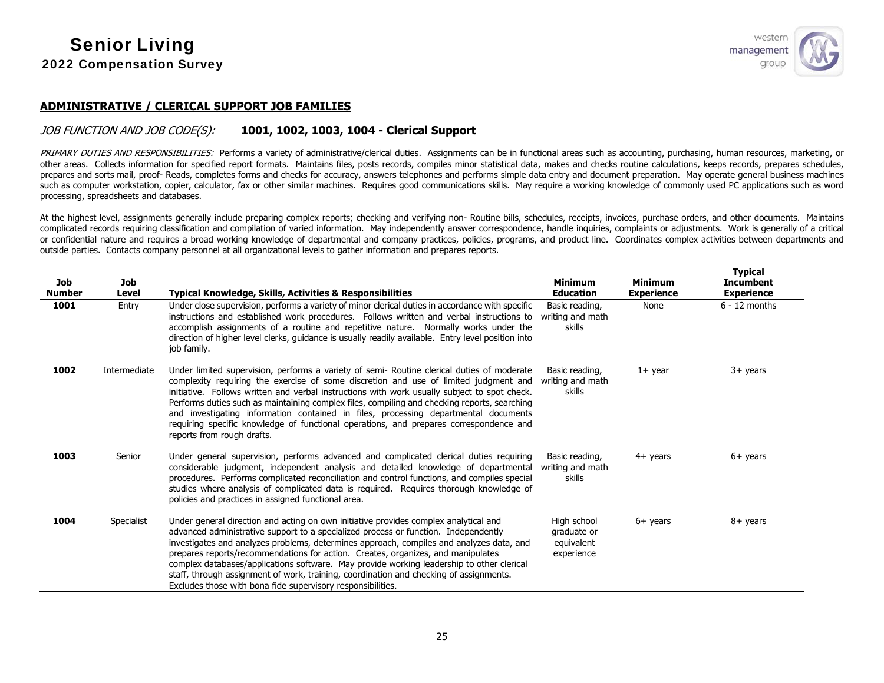## ADMINISTRATIVE / CLERICAL SUPPORT JOB FAMILIES

*JOB FUNCTION AND JOB CODE(S):* **1001, 1002, 1003, 1004 - Clerical Support**

*PRIMARY DUTIES AND RESPONSIBILITIES:* Performs a variety of administrative/clerical duties. Assignments can be in functional areas such as accounting, purchasing, human resources, marketing, or other areas. Collects information for specified report formats. Maintains files, posts records, compiles minor statistical data, makes and checks routine calculations, keeps records, prepares schedules, prepares and sorts mail, proof- Reads, completes forms and checks for accuracy, answers telephones and performs simple data entry and document preparation. May operate general business machines such as computer workstation, copier, calculator, fax or other similar machines. Requires good communications skills. May require a working knowledge of commonly used PC applications such as word processing, spreadsheets and databases.

At the highest level, assignments generally include preparing complex reports; checking and verifying non- Routine bills, schedules, receipts, invoices, purchase orders, and other documents. Maintains complicated records requiring classification and compilation of varied information. May independently answer correspondence, handle inquiries, complaints or adjustments. Work is generally of a critical or confidential nature and requires a broad working knowledge of departmental and company practices, policies, programs, and product line. Coordinates complex activities between departments and outside parties. Contacts company personnel at all organizational levels to gather information and prepares reports.

| Job Number | Job Level | Typical Knowledge, Skills, Activities & Responsibilities | Minimum Education | Minimum Experience | Typical Incumbent Experience |
|---|---|---|---|---|---|
| **1001** | Entry | Under close supervision, performs a variety of minor clerical duties in accordance with specific instructions and established work procedures. Follows written and verbal instructions to accomplish assignments of a routine and repetitive nature. Normally works under the direction of higher level clerks, guidance is usually readily available. Entry level position into job family. | Basic reading, writing and math skills | None | 6 - 12 months |
| **1002** | Intermediate | Under limited supervision, performs a variety of semi- Routine clerical duties of moderate complexity requiring the exercise of some discretion and use of limited judgment and initiative. Follows written and verbal instructions with work usually subject to spot check. Performs duties such as maintaining complex files, compiling and checking reports, searching and investigating information contained in files, processing departmental documents requiring specific knowledge of functional operations, and prepares correspondence and reports from rough drafts. | Basic reading, writing and math skills | 1+ year | 3+ years |
| **1003** | Senior | Under general supervision, performs advanced and complicated clerical duties requiring considerable judgment, independent analysis and detailed knowledge of departmental procedures. Performs complicated reconciliation and control functions, and compiles special studies where analysis of complicated data is required. Requires thorough knowledge of policies and practices in assigned functional area. | Basic reading, writing and math skills | 4+ years | 6+ years |
| **1004** | Specialist | Under general direction and acting on own initiative provides complex analytical and advanced administrative support to a specialized process or function. Independently investigates and analyzes problems, determines approach, compiles and analyzes data, and prepares reports/recommendations for action. Creates, organizes, and manipulates complex databases/applications software. May provide working leadership to other clerical staff, through assignment of work, training, coordination and checking of assignments. Excludes those with bona fide supervisory responsibilities. | High school graduate or equivalent experience | 6+ years | 8+ years |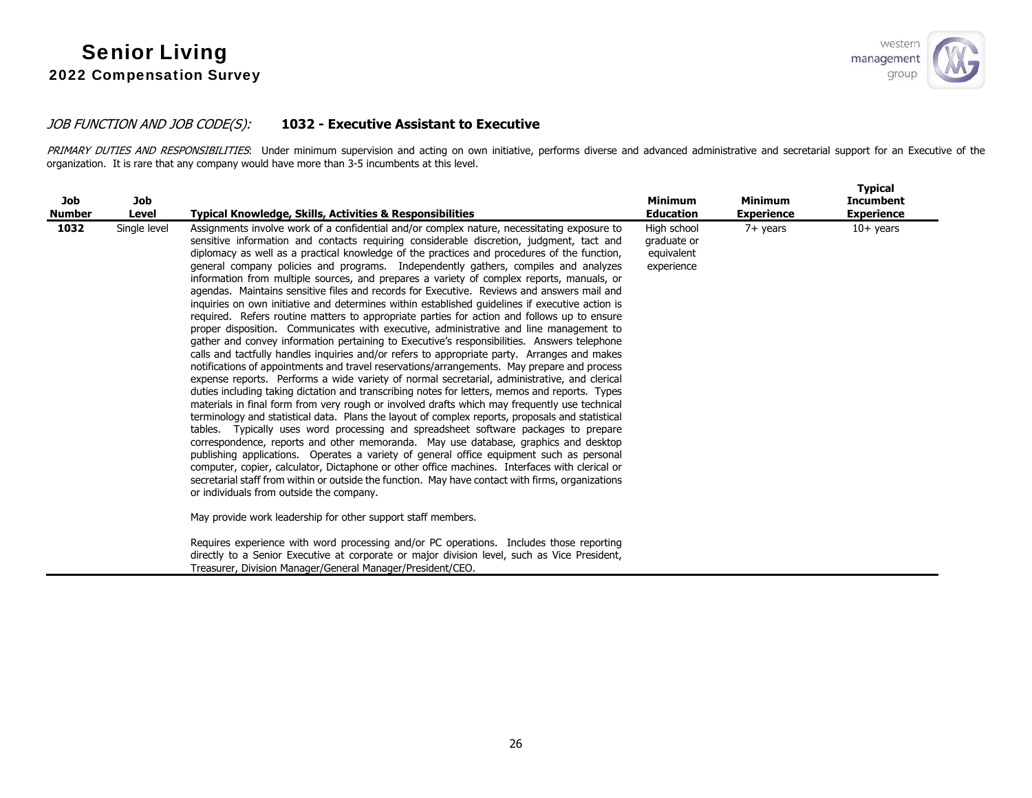*JOB FUNCTION AND JOB CODE(S):* **1032 - Executive Assistant to Executive**

*PRIMARY DUTIES AND RESPONSIBILITIES*: Under minimum supervision and acting on own initiative, performs diverse and advanced administrative and secretarial support for an Executive of the organization. It is rare that any company would have more than 3-5 incumbents at this level.

| Job Number | Job Level | Typical Knowledge, Skills, Activities & Responsibilities | Minimum Education | Minimum Experience | Typical Incumbent Experience |
|---|---|---|---|---|---|
| **1032** | Single level | Assignments involve work of a confidential and/or complex nature, necessitating exposure to sensitive information and contacts requiring considerable discretion, judgment, tact and diplomacy as well as a practical knowledge of the practices and procedures of the function, general company policies and programs. Independently gathers, compiles and analyzes information from multiple sources, and prepares a variety of complex reports, manuals, or agendas. Maintains sensitive files and records for Executive. Reviews and answers mail and inquiries on own initiative and determines within established guidelines if executive action is required. Refers routine matters to appropriate parties for action and follows up to ensure proper disposition. Communicates with executive, administrative and line management to gather and convey information pertaining to Executive's responsibilities. Answers telephone calls and tactfully handles inquiries and/or refers to appropriate party. Arranges and makes notifications of appointments and travel reservations/arrangements. May prepare and process expense reports. Performs a wide variety of normal secretarial, administrative, and clerical duties including taking dictation and transcribing notes for letters, memos and reports. Types materials in final form from very rough or involved drafts which may frequently use technical terminology and statistical data. Plans the layout of complex reports, proposals and statistical tables. Typically uses word processing and spreadsheet software packages to prepare correspondence, reports and other memoranda. May use database, graphics and desktop publishing applications. Operates a variety of general office equipment such as personal computer, copier, calculator, Dictaphone or other office machines. Interfaces with clerical or secretarial staff from within or outside the function. May have contact with firms, organizations or individuals from outside the company.<br><br>May provide work leadership for other support staff members.<br><br>Requires experience with word processing and/or PC operations. Includes those reporting directly to a Senior Executive at corporate or major division level, such as Vice President, Treasurer, Division Manager/General Manager/President/CEO. | High school graduate or equivalent experience | 7+ years | 10+ years |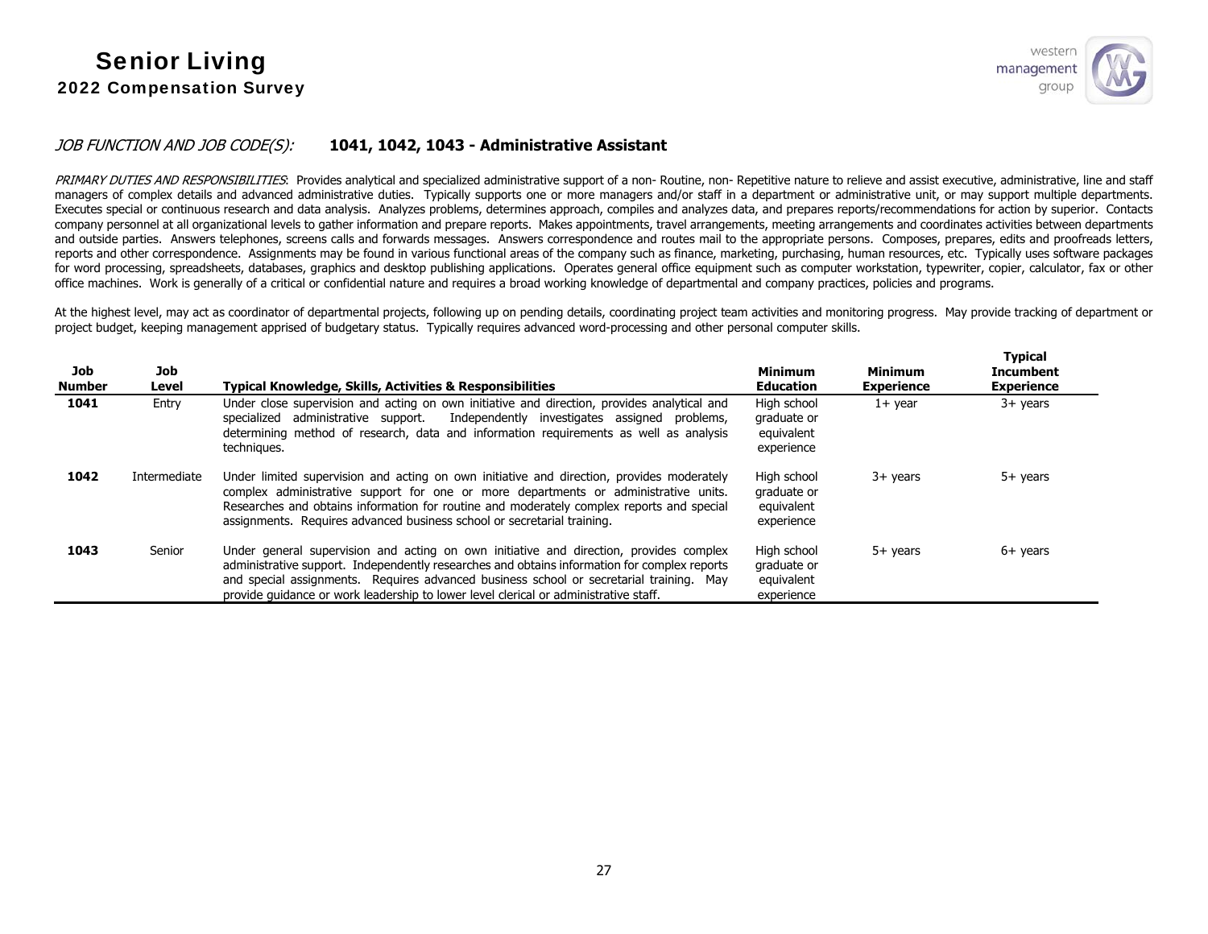*JOB FUNCTION AND JOB CODE(S):* **1041, 1042, 1043 - Administrative Assistant**

*PRIMARY DUTIES AND RESPONSIBILITIES*: Provides analytical and specialized administrative support of a non- Routine, non- Repetitive nature to relieve and assist executive, administrative, line and staff managers of complex details and advanced administrative duties. Typically supports one or more managers and/or staff in a department or administrative unit, or may support multiple departments. Executes special or continuous research and data analysis. Analyzes problems, determines approach, compiles and analyzes data, and prepares reports/recommendations for action by superior. Contacts company personnel at all organizational levels to gather information and prepare reports. Makes appointments, travel arrangements, meeting arrangements and coordinates activities between departments and outside parties. Answers telephones, screens calls and forwards messages. Answers correspondence and routes mail to the appropriate persons. Composes, prepares, edits and proofreads letters, reports and other correspondence. Assignments may be found in various functional areas of the company such as finance, marketing, purchasing, human resources, etc. Typically uses software packages for word processing, spreadsheets, databases, graphics and desktop publishing applications. Operates general office equipment such as computer workstation, typewriter, copier, calculator, fax or other office machines. Work is generally of a critical or confidential nature and requires a broad working knowledge of departmental and company practices, policies and programs.

At the highest level, may act as coordinator of departmental projects, following up on pending details, coordinating project team activities and monitoring progress. May provide tracking of department or project budget, keeping management apprised of budgetary status. Typically requires advanced word-processing and other personal computer skills.

| Job Number | Job Level | Typical Knowledge, Skills, Activities & Responsibilities | Minimum Education | Minimum Experience | Typical Incumbent Experience |
|---|---|---|---|---|---|
| **1041** | Entry | Under close supervision and acting on own initiative and direction, provides analytical and specialized administrative support. Independently investigates assigned problems, determining method of research, data and information requirements as well as analysis techniques. | High school graduate or equivalent experience | 1+ year | 3+ years |
| **1042** | Intermediate | Under limited supervision and acting on own initiative and direction, provides moderately complex administrative support for one or more departments or administrative units. Researches and obtains information for routine and moderately complex reports and special assignments. Requires advanced business school or secretarial training. | High school graduate or equivalent experience | 3+ years | 5+ years |
| **1043** | Senior | Under general supervision and acting on own initiative and direction, provides complex administrative support. Independently researches and obtains information for complex reports and special assignments. Requires advanced business school or secretarial training. May provide guidance or work leadership to lower level clerical or administrative staff. | High school graduate or equivalent experience | 5+ years | 6+ years |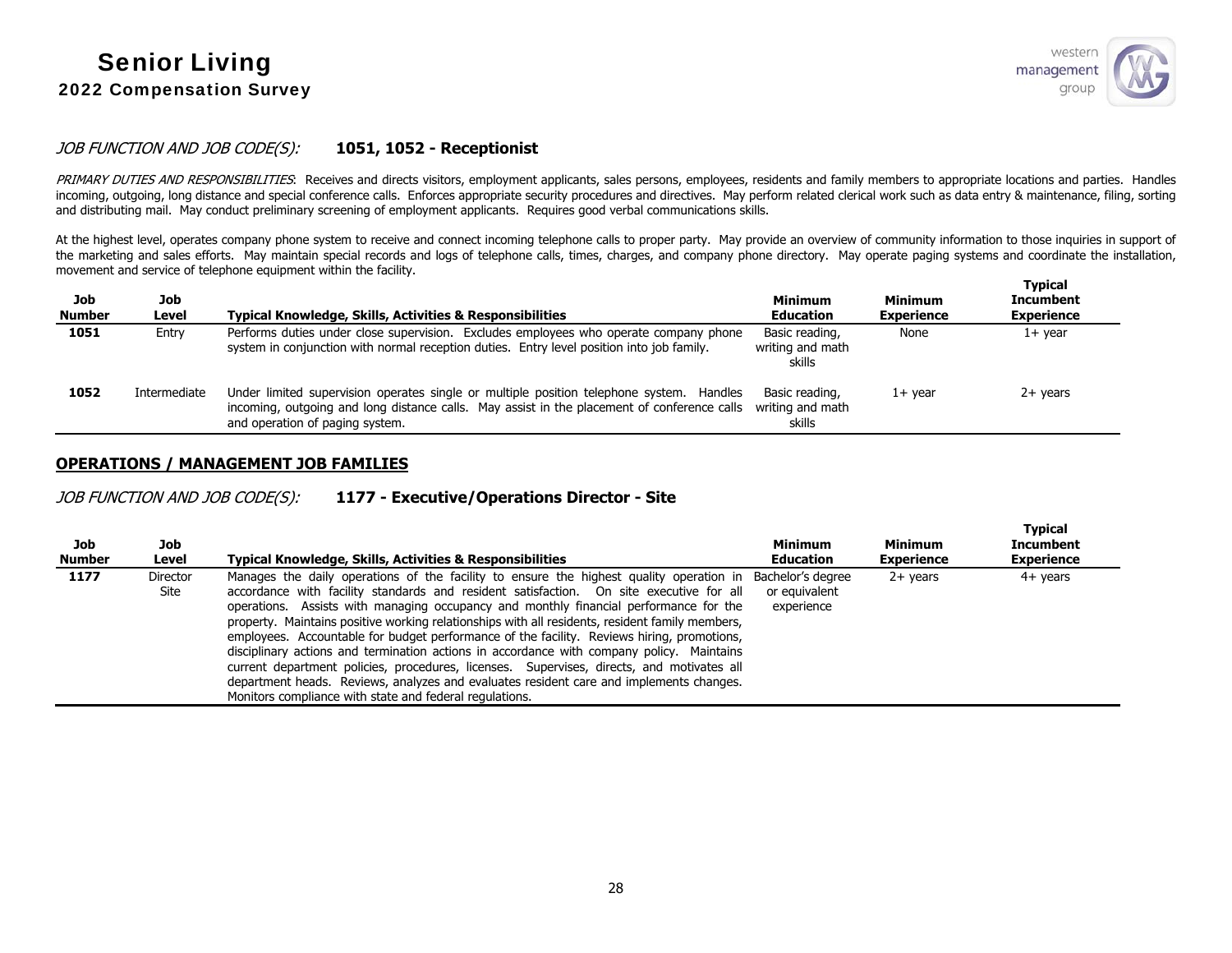*JOB FUNCTION AND JOB CODE(S):* **1051, 1052 - Receptionist**

*PRIMARY DUTIES AND RESPONSIBILITIES*: Receives and directs visitors, employment applicants, sales persons, employees, residents and family members to appropriate locations and parties. Handles incoming, outgoing, long distance and special conference calls. Enforces appropriate security procedures and directives. May perform related clerical work such as data entry & maintenance, filing, sorting and distributing mail. May conduct preliminary screening of employment applicants. Requires good verbal communications skills.

At the highest level, operates company phone system to receive and connect incoming telephone calls to proper party. May provide an overview of community information to those inquiries in support of the marketing and sales efforts. May maintain special records and logs of telephone calls, times, charges, and company phone directory. May operate paging systems and coordinate the installation, movement and service of telephone equipment within the facility.

| Job Number | Job Level | Typical Knowledge, Skills, Activities & Responsibilities | Minimum Education | Minimum Experience | Typical Incumbent Experience |
|---|---|---|---|---|---|
| 1051 | Entry | Performs duties under close supervision. Excludes employees who operate company phone system in conjunction with normal reception duties. Entry level position into job family. | Basic reading, writing and math skills | None | 1+ year |
| 1052 | Intermediate | Under limited supervision operates single or multiple position telephone system. Handles incoming, outgoing and long distance calls. May assist in the placement of conference calls and operation of paging system. | Basic reading, writing and math skills | 1+ year | 2+ years |

## OPERATIONS / MANAGEMENT JOB FAMILIES

*JOB FUNCTION AND JOB CODE(S):* **1177 - Executive/Operations Director - Site**

| Job Number | Job Level | Typical Knowledge, Skills, Activities & Responsibilities | Minimum Education | Minimum Experience | Typical Incumbent Experience |
|---|---|---|---|---|---|
| 1177 | Director Site | Manages the daily operations of the facility to ensure the highest quality operation in accordance with facility standards and resident satisfaction. On site executive for all operations. Assists with managing occupancy and monthly financial performance for the property. Maintains positive working relationships with all residents, resident family members, employees. Accountable for budget performance of the facility. Reviews hiring, promotions, disciplinary actions and termination actions in accordance with company policy. Maintains current department policies, procedures, licenses. Supervises, directs, and motivates all department heads. Reviews, analyzes and evaluates resident care and implements changes. Monitors compliance with state and federal regulations. | Bachelor's degree or equivalent experience | 2+ years | 4+ years |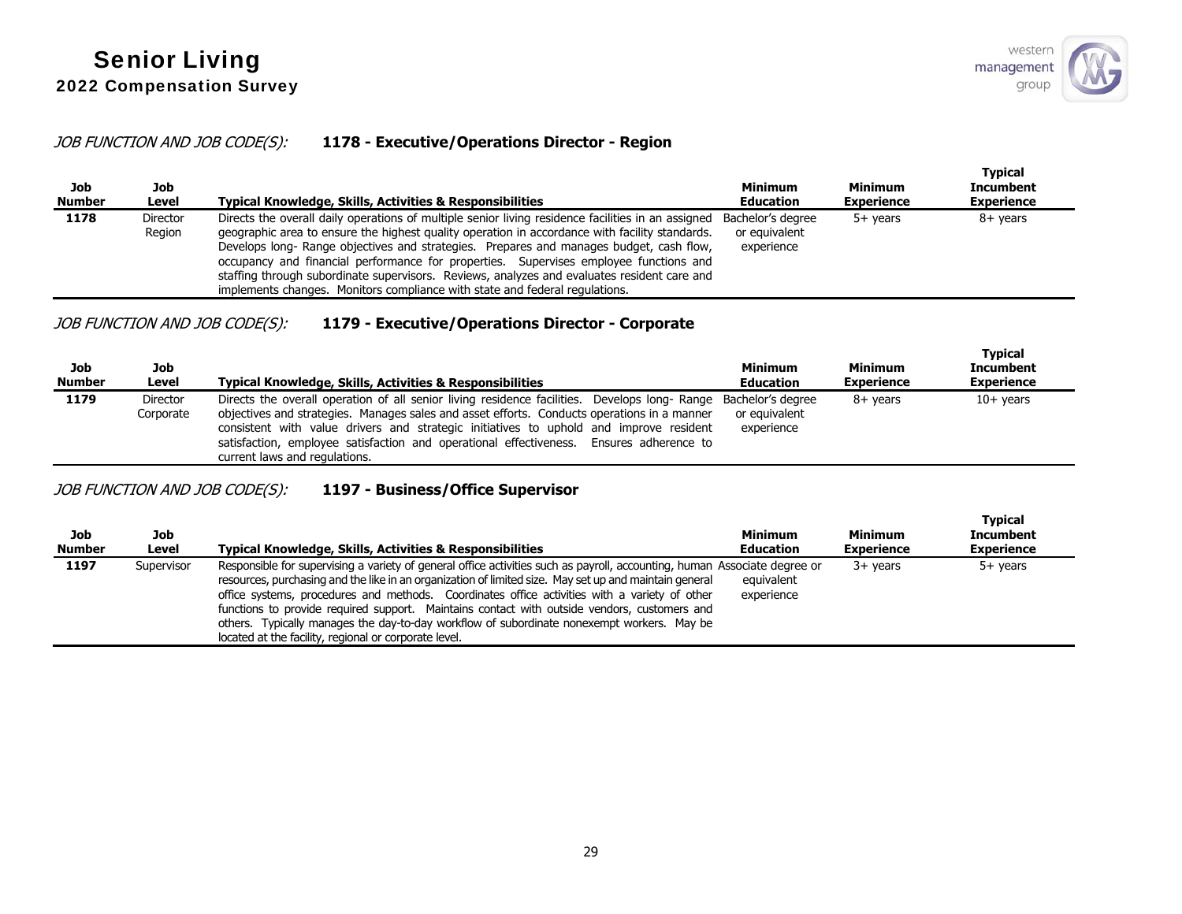*JOB FUNCTION AND JOB CODE(S):* **1178 - Executive/Operations Director - Region**

| Job Number | Job Level | Typical Knowledge, Skills, Activities & Responsibilities | Minimum Education | Minimum Experience | Typical Incumbent Experience |
|---|---|---|---|---|---|
| **1178** | Director Region | Directs the overall daily operations of multiple senior living residence facilities in an assigned geographic area to ensure the highest quality operation in accordance with facility standards. Develops long- Range objectives and strategies. Prepares and manages budget, cash flow, occupancy and financial performance for properties. Supervises employee functions and staffing through subordinate supervisors. Reviews, analyzes and evaluates resident care and implements changes. Monitors compliance with state and federal regulations. | Bachelor's degree or equivalent experience | 5+ years | 8+ years |

*JOB FUNCTION AND JOB CODE(S):* **1179 - Executive/Operations Director - Corporate**

| Job Number | Job Level | Typical Knowledge, Skills, Activities & Responsibilities | Minimum Education | Minimum Experience | Typical Incumbent Experience |
|---|---|---|---|---|---|
| **1179** | Director Corporate | Directs the overall operation of all senior living residence facilities. Develops long- Range objectives and strategies. Manages sales and asset efforts. Conducts operations in a manner consistent with value drivers and strategic initiatives to uphold and improve resident satisfaction, employee satisfaction and operational effectiveness. Ensures adherence to current laws and regulations. | Bachelor's degree or equivalent experience | 8+ years | 10+ years |

*JOB FUNCTION AND JOB CODE(S):* **1197 - Business/Office Supervisor**

| Job Number | Job Level | Typical Knowledge, Skills, Activities & Responsibilities | Minimum Education | Minimum Experience | Typical Incumbent Experience |
|---|---|---|---|---|---|
| **1197** | Supervisor | Responsible for supervising a variety of general office activities such as payroll, accounting, human resources, purchasing and the like in an organization of limited size. May set up and maintain general office systems, procedures and methods. Coordinates office activities with a variety of other functions to provide required support. Maintains contact with outside vendors, customers and others. Typically manages the day-to-day workflow of subordinate nonexempt workers. May be located at the facility, regional or corporate level. | Associate degree or equivalent experience | 3+ years | 5+ years |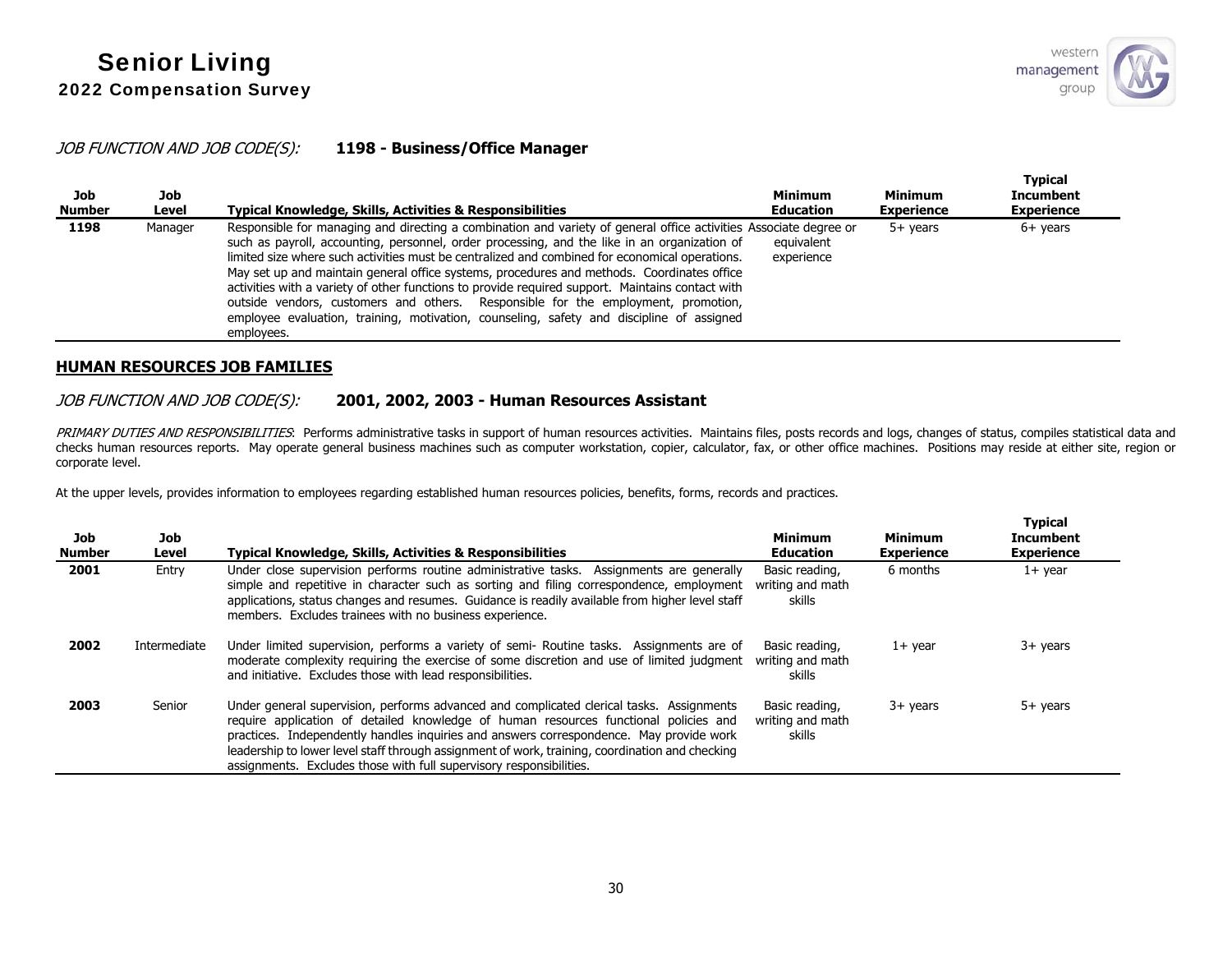*JOB FUNCTION AND JOB CODE(S):* **1198 - Business/Office Manager**

| Job Number | Job Level | Typical Knowledge, Skills, Activities & Responsibilities | Minimum Education | Minimum Experience | Typical Incumbent Experience |
|---|---|---|---|---|---|
| **1198** | Manager | Responsible for managing and directing a combination and variety of general office activities such as payroll, accounting, personnel, order processing, and the like in an organization of limited size where such activities must be centralized and combined for economical operations. May set up and maintain general office systems, procedures and methods. Coordinates office activities with a variety of other functions to provide required support. Maintains contact with outside vendors, customers and others. Responsible for the employment, promotion, employee evaluation, training, motivation, counseling, safety and discipline of assigned employees. | Associate degree or equivalent experience | 5+ years | 6+ years |

## HUMAN RESOURCES JOB FAMILIES

*JOB FUNCTION AND JOB CODE(S):* **2001, 2002, 2003 - Human Resources Assistant**

*PRIMARY DUTIES AND RESPONSIBILITIES*: Performs administrative tasks in support of human resources activities. Maintains files, posts records and logs, changes of status, compiles statistical data and checks human resources reports. May operate general business machines such as computer workstation, copier, calculator, fax, or other office machines. Positions may reside at either site, region or corporate level.

At the upper levels, provides information to employees regarding established human resources policies, benefits, forms, records and practices.

| Job Number | Job Level | Typical Knowledge, Skills, Activities & Responsibilities | Minimum Education | Minimum Experience | Typical Incumbent Experience |
|---|---|---|---|---|---|
| **2001** | Entry | Under close supervision performs routine administrative tasks. Assignments are generally simple and repetitive in character such as sorting and filing correspondence, employment applications, status changes and resumes. Guidance is readily available from higher level staff members. Excludes trainees with no business experience. | Basic reading, writing and math skills | 6 months | 1+ year |
| **2002** | Intermediate | Under limited supervision, performs a variety of semi- Routine tasks. Assignments are of moderate complexity requiring the exercise of some discretion and use of limited judgment and initiative. Excludes those with lead responsibilities. | Basic reading, writing and math skills | 1+ year | 3+ years |
| **2003** | Senior | Under general supervision, performs advanced and complicated clerical tasks. Assignments require application of detailed knowledge of human resources functional policies and practices. Independently handles inquiries and answers correspondence. May provide work leadership to lower level staff through assignment of work, training, coordination and checking assignments. Excludes those with full supervisory responsibilities. | Basic reading, writing and math skills | 3+ years | 5+ years |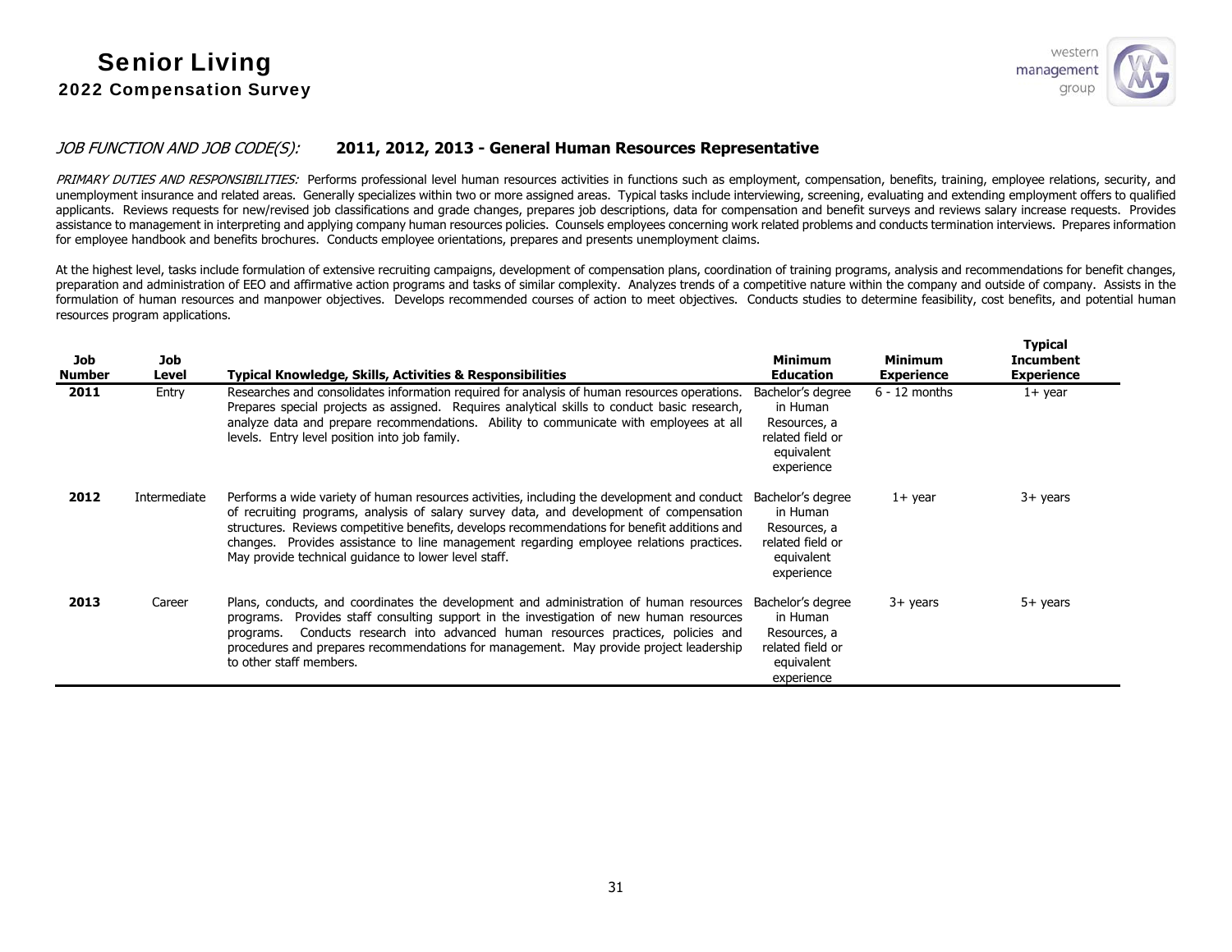# Senior Living
## 2022 Compensation Survey

*JOB FUNCTION AND JOB CODE(S):* **2011, 2012, 2013 - General Human Resources Representative**

*PRIMARY DUTIES AND RESPONSIBILITIES:* Performs professional level human resources activities in functions such as employment, compensation, benefits, training, employee relations, security, and unemployment insurance and related areas. Generally specializes within two or more assigned areas. Typical tasks include interviewing, screening, evaluating and extending employment offers to qualified applicants. Reviews requests for new/revised job classifications and grade changes, prepares job descriptions, data for compensation and benefit surveys and reviews salary increase requests. Provides assistance to management in interpreting and applying company human resources policies. Counsels employees concerning work related problems and conducts termination interviews. Prepares information for employee handbook and benefits brochures. Conducts employee orientations, prepares and presents unemployment claims.

At the highest level, tasks include formulation of extensive recruiting campaigns, development of compensation plans, coordination of training programs, analysis and recommendations for benefit changes, preparation and administration of EEO and affirmative action programs and tasks of similar complexity. Analyzes trends of a competitive nature within the company and outside of company. Assists in the formulation of human resources and manpower objectives. Develops recommended courses of action to meet objectives. Conducts studies to determine feasibility, cost benefits, and potential human resources program applications.

| Job Number | Job Level | Typical Knowledge, Skills, Activities & Responsibilities | Minimum Education | Minimum Experience | Typical Incumbent Experience |
|---|---|---|---|---|---|
| **2011** | Entry | Researches and consolidates information required for analysis of human resources operations. Prepares special projects as assigned. Requires analytical skills to conduct basic research, analyze data and prepare recommendations. Ability to communicate with employees at all levels. Entry level position into job family. | Bachelor's degree in Human Resources, a related field or equivalent experience | 6 - 12 months | 1+ year |
| **2012** | Intermediate | Performs a wide variety of human resources activities, including the development and conduct of recruiting programs, analysis of salary survey data, and development of compensation structures. Reviews competitive benefits, develops recommendations for benefit additions and changes. Provides assistance to line management regarding employee relations practices. May provide technical guidance to lower level staff. | Bachelor's degree in Human Resources, a related field or equivalent experience | 1+ year | 3+ years |
| **2013** | Career | Plans, conducts, and coordinates the development and administration of human resources programs. Provides staff consulting support in the investigation of new human resources programs. Conducts research into advanced human resources practices, policies and procedures and prepares recommendations for management. May provide project leadership to other staff members. | Bachelor's degree in Human Resources, a related field or equivalent experience | 3+ years | 5+ years |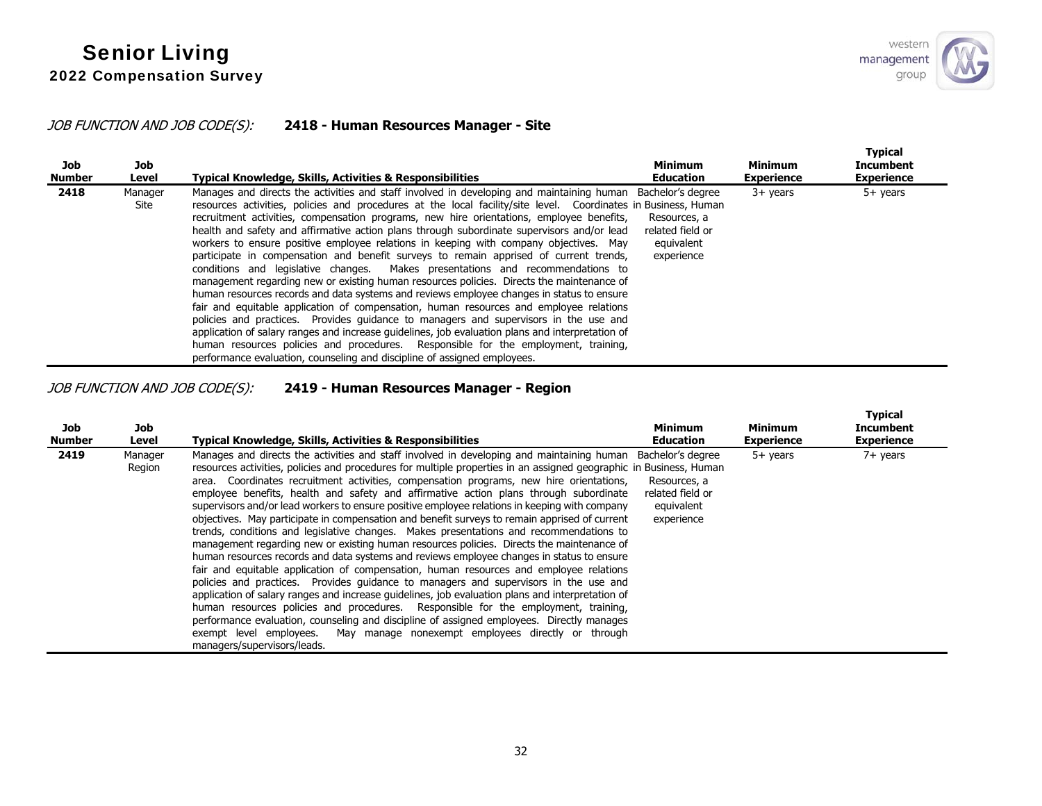*JOB FUNCTION AND JOB CODE(S):* **2418 - Human Resources Manager - Site**

| Job Number | Job Level | Typical Knowledge, Skills, Activities & Responsibilities | Minimum Education | Minimum Experience | Typical Incumbent Experience |
|---|---|---|---|---|---|
| **2418** | Manager Site | Manages and directs the activities and staff involved in developing and maintaining human resources activities, policies and procedures at the local facility/site level. Coordinates recruitment activities, compensation programs, new hire orientations, employee benefits, health and safety and affirmative action plans through subordinate supervisors and/or lead workers to ensure positive employee relations in keeping with company objectives. May participate in compensation and benefit surveys to remain apprised of current trends, conditions and legislative changes. Makes presentations and recommendations to management regarding new or existing human resources policies. Directs the maintenance of human resources records and data systems and reviews employee changes in status to ensure fair and equitable application of compensation, human resources and employee relations policies and practices. Provides guidance to managers and supervisors in the use and application of salary ranges and increase guidelines, job evaluation plans and interpretation of human resources policies and procedures. Responsible for the employment, training, performance evaluation, counseling and discipline of assigned employees. | Bachelor's degree in Business, Human Resources, a related field or equivalent experience | 3+ years | 5+ years |

*JOB FUNCTION AND JOB CODE(S):* **2419 - Human Resources Manager - Region**

| Job Number | Job Level | Typical Knowledge, Skills, Activities & Responsibilities | Minimum Education | Minimum Experience | Typical Incumbent Experience |
|---|---|---|---|---|---|
| **2419** | Manager Region | Manages and directs the activities and staff involved in developing and maintaining human resources activities, policies and procedures for multiple properties in an assigned geographic area. Coordinates recruitment activities, compensation programs, new hire orientations, employee benefits, health and safety and affirmative action plans through subordinate supervisors and/or lead workers to ensure positive employee relations in keeping with company objectives. May participate in compensation and benefit surveys to remain apprised of current trends, conditions and legislative changes. Makes presentations and recommendations to management regarding new or existing human resources policies. Directs the maintenance of human resources records and data systems and reviews employee changes in status to ensure fair and equitable application of compensation, human resources and employee relations policies and practices. Provides guidance to managers and supervisors in the use and application of salary ranges and increase guidelines, job evaluation plans and interpretation of human resources policies and procedures. Responsible for the employment, training, performance evaluation, counseling and discipline of assigned employees. Directly manages exempt level employees. May manage nonexempt employees directly or through managers/supervisors/leads. | Bachelor's degree in Business, Human Resources, a related field or equivalent experience | 5+ years | 7+ years |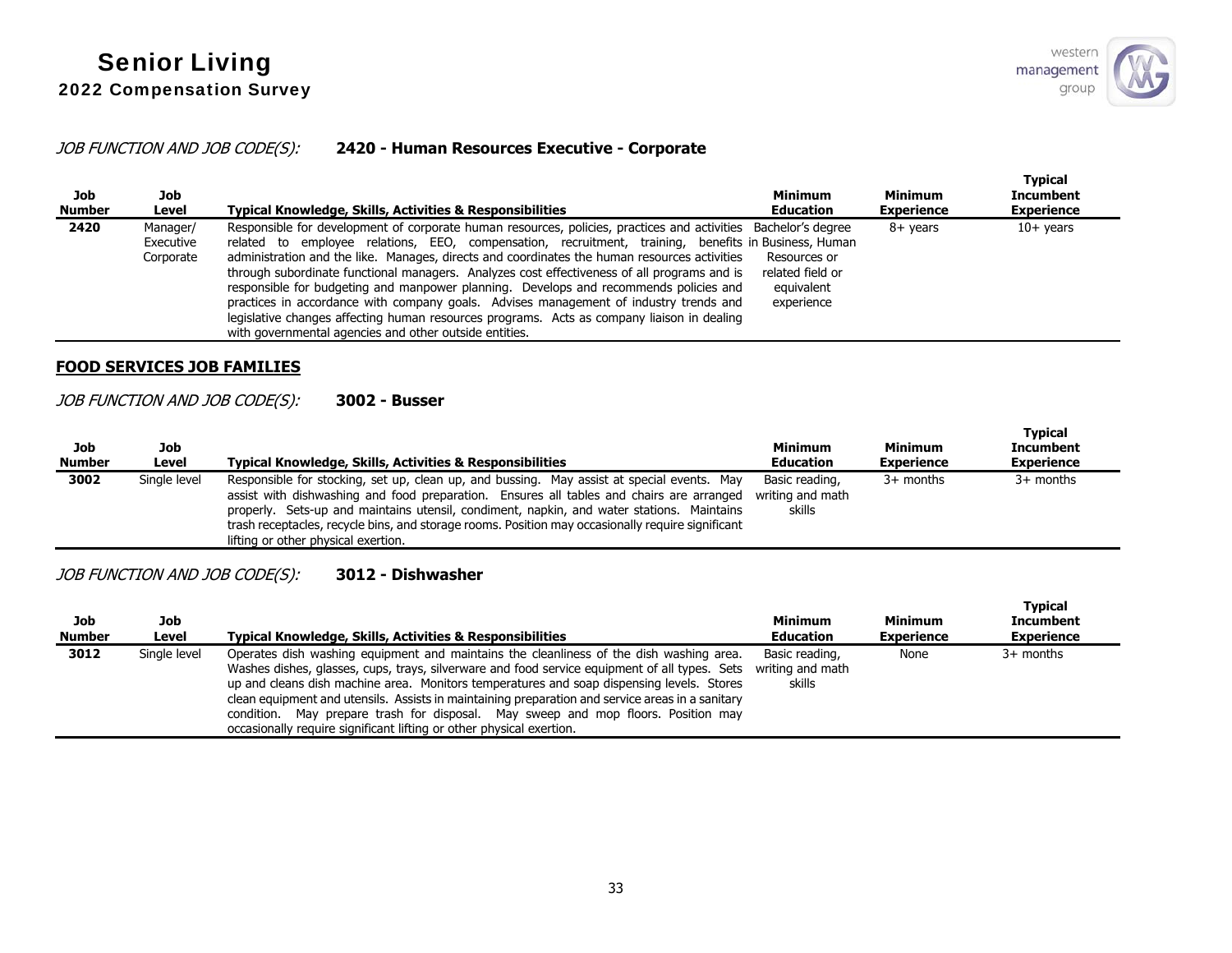*JOB FUNCTION AND JOB CODE(S):* **2420 - Human Resources Executive - Corporate**

| Job Number | Job Level | Typical Knowledge, Skills, Activities & Responsibilities | Minimum Education | Minimum Experience | Typical Incumbent Experience |
|---|---|---|---|---|---|
| **2420** | Manager/ Executive Corporate | Responsible for development of corporate human resources, policies, practices and activities related to employee relations, EEO, compensation, recruitment, training, benefits administration and the like. Manages, directs and coordinates the human resources activities through subordinate functional managers. Analyzes cost effectiveness of all programs and is responsible for budgeting and manpower planning. Develops and recommends policies and practices in accordance with company goals. Advises management of industry trends and legislative changes affecting human resources programs. Acts as company liaison in dealing with governmental agencies and other outside entities. | Bachelor's degree in Business, Human Resources or related field or equivalent experience | 8+ years | 10+ years |

## FOOD SERVICES JOB FAMILIES

*JOB FUNCTION AND JOB CODE(S):* **3002 - Busser**

| Job Number | Job Level | Typical Knowledge, Skills, Activities & Responsibilities | Minimum Education | Minimum Experience | Typical Incumbent Experience |
|---|---|---|---|---|---|
| **3002** | Single level | Responsible for stocking, set up, clean up, and bussing. May assist at special events. May assist with dishwashing and food preparation. Ensures all tables and chairs are arranged properly. Sets-up and maintains utensil, condiment, napkin, and water stations. Maintains trash receptacles, recycle bins, and storage rooms. Position may occasionally require significant lifting or other physical exertion. | Basic reading, writing and math skills | 3+ months | 3+ months |

*JOB FUNCTION AND JOB CODE(S):* **3012 - Dishwasher**

| Job Number | Job Level | Typical Knowledge, Skills, Activities & Responsibilities | Minimum Education | Minimum Experience | Typical Incumbent Experience |
|---|---|---|---|---|---|
| **3012** | Single level | Operates dish washing equipment and maintains the cleanliness of the dish washing area. Washes dishes, glasses, cups, trays, silverware and food service equipment of all types. Sets up and cleans dish machine area. Monitors temperatures and soap dispensing levels. Stores clean equipment and utensils. Assists in maintaining preparation and service areas in a sanitary condition. May prepare trash for disposal. May sweep and mop floors. Position may occasionally require significant lifting or other physical exertion. | Basic reading, writing and math skills | None | 3+ months |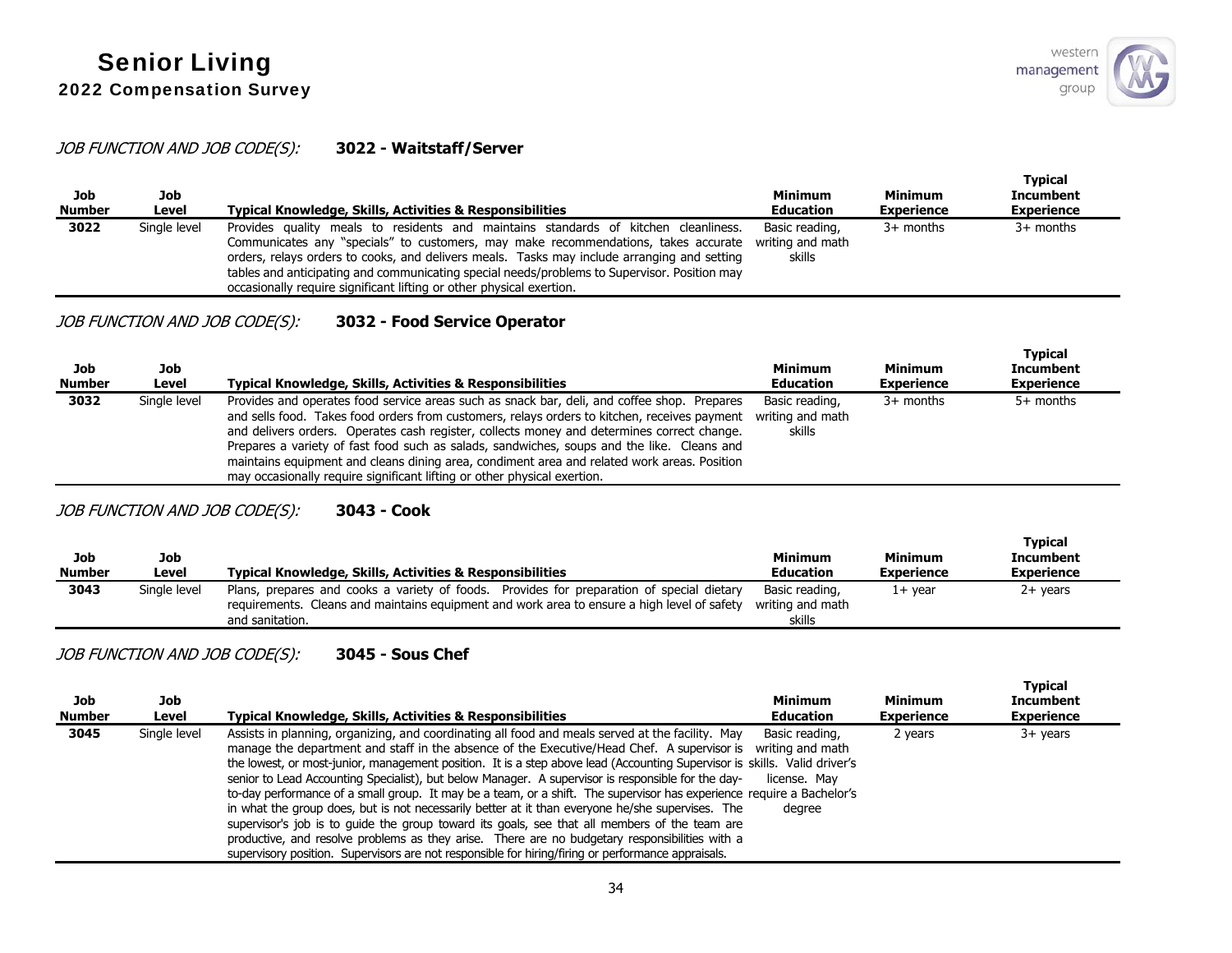*JOB FUNCTION AND JOB CODE(S):* **3022 - Waitstaff/Server**

| Job Number | Job Level | Typical Knowledge, Skills, Activities & Responsibilities | Minimum Education | Minimum Experience | Typical Incumbent Experience |
|---|---|---|---|---|---|
| 3022 | Single level | Provides quality meals to residents and maintains standards of kitchen cleanliness. Communicates any "specials" to customers, may make recommendations, takes accurate orders, relays orders to cooks, and delivers meals. Tasks may include arranging and setting tables and anticipating and communicating special needs/problems to Supervisor. Position may occasionally require significant lifting or other physical exertion. | Basic reading, writing and math skills | 3+ months | 3+ months |

*JOB FUNCTION AND JOB CODE(S):* **3032 - Food Service Operator**

| Job Number | Job Level | Typical Knowledge, Skills, Activities & Responsibilities | Minimum Education | Minimum Experience | Typical Incumbent Experience |
|---|---|---|---|---|---|
| 3032 | Single level | Provides and operates food service areas such as snack bar, deli, and coffee shop. Prepares and sells food. Takes food orders from customers, relays orders to kitchen, receives payment and delivers orders. Operates cash register, collects money and determines correct change. Prepares a variety of fast food such as salads, sandwiches, soups and the like. Cleans and maintains equipment and cleans dining area, condiment area and related work areas. Position may occasionally require significant lifting or other physical exertion. | Basic reading, writing and math skills | 3+ months | 5+ months |

*JOB FUNCTION AND JOB CODE(S):* **3043 - Cook**

| Job Number | Job Level | Typical Knowledge, Skills, Activities & Responsibilities | Minimum Education | Minimum Experience | Typical Incumbent Experience |
|---|---|---|---|---|---|
| 3043 | Single level | Plans, prepares and cooks a variety of foods. Provides for preparation of special dietary requirements. Cleans and maintains equipment and work area to ensure a high level of safety and sanitation. | Basic reading, writing and math skills | 1+ year | 2+ years |

*JOB FUNCTION AND JOB CODE(S):* **3045 - Sous Chef**

| Job Number | Job Level | Typical Knowledge, Skills, Activities & Responsibilities | Minimum Education | Minimum Experience | Typical Incumbent Experience |
|---|---|---|---|---|---|
| 3045 | Single level | Assists in planning, organizing, and coordinating all food and meals served at the facility. May manage the department and staff in the absence of the Executive/Head Chef. A supervisor is the lowest, or most-junior, management position. It is a step above lead (Accounting Supervisor is senior to Lead Accounting Specialist), but below Manager. A supervisor is responsible for the day-to-day performance of a small group. It may be a team, or a shift. The supervisor has experience in what the group does, but is not necessarily better at it than everyone he/she supervises. The supervisor's job is to guide the group toward its goals, see that all members of the team are productive, and resolve problems as they arise. There are no budgetary responsibilities with a supervisory position. Supervisors are not responsible for hiring/firing or performance appraisals. | Basic reading, writing and math skills. Valid driver's license. May require a Bachelor's degree | 2 years | 3+ years |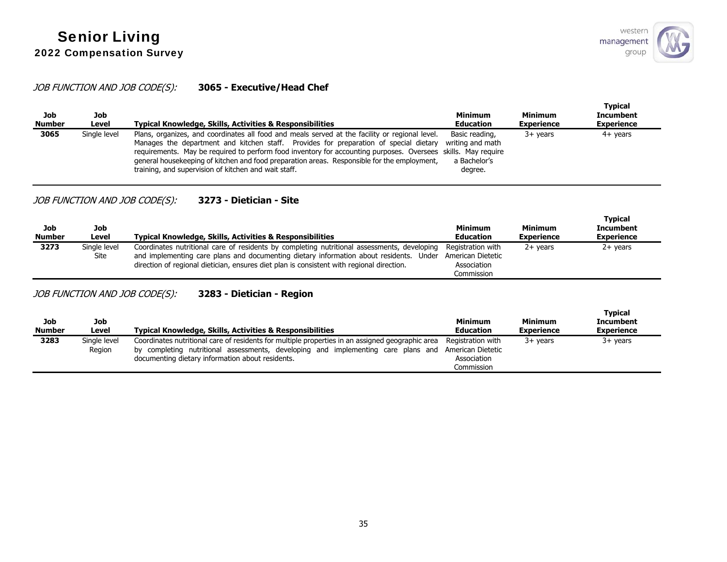*JOB FUNCTION AND JOB CODE(S):* **3065 - Executive/Head Chef**

| Job Number | Job Level | Typical Knowledge, Skills, Activities & Responsibilities | Minimum Education | Minimum Experience | Typical Incumbent Experience |
|---|---|---|---|---|---|
| **3065** | Single level | Plans, organizes, and coordinates all food and meals served at the facility or regional level. Manages the department and kitchen staff. Provides for preparation of special dietary requirements. May be required to perform food inventory for accounting purposes. Oversees general housekeeping of kitchen and food preparation areas. Responsible for the employment, training, and supervision of kitchen and wait staff. | Basic reading, writing and math skills. May require a Bachelor's degree. | 3+ years | 4+ years |

*JOB FUNCTION AND JOB CODE(S):* **3273 - Dietician - Site**

| Job Number | Job Level | Typical Knowledge, Skills, Activities & Responsibilities | Minimum Education | Minimum Experience | Typical Incumbent Experience |
|---|---|---|---|---|---|
| **3273** | Single level Site | Coordinates nutritional care of residents by completing nutritional assessments, developing and implementing care plans and documenting dietary information about residents. Under direction of regional dietician, ensures diet plan is consistent with regional direction. | Registration with American Dietetic Association Commission | 2+ years | 2+ years |

*JOB FUNCTION AND JOB CODE(S):* **3283 - Dietician - Region**

| Job Number | Job Level | Typical Knowledge, Skills, Activities & Responsibilities | Minimum Education | Minimum Experience | Typical Incumbent Experience |
|---|---|---|---|---|---|
| **3283** | Single level Region | Coordinates nutritional care of residents for multiple properties in an assigned geographic area by completing nutritional assessments, developing and implementing care plans and documenting dietary information about residents. | Registration with American Dietetic Association Commission | 3+ years | 3+ years |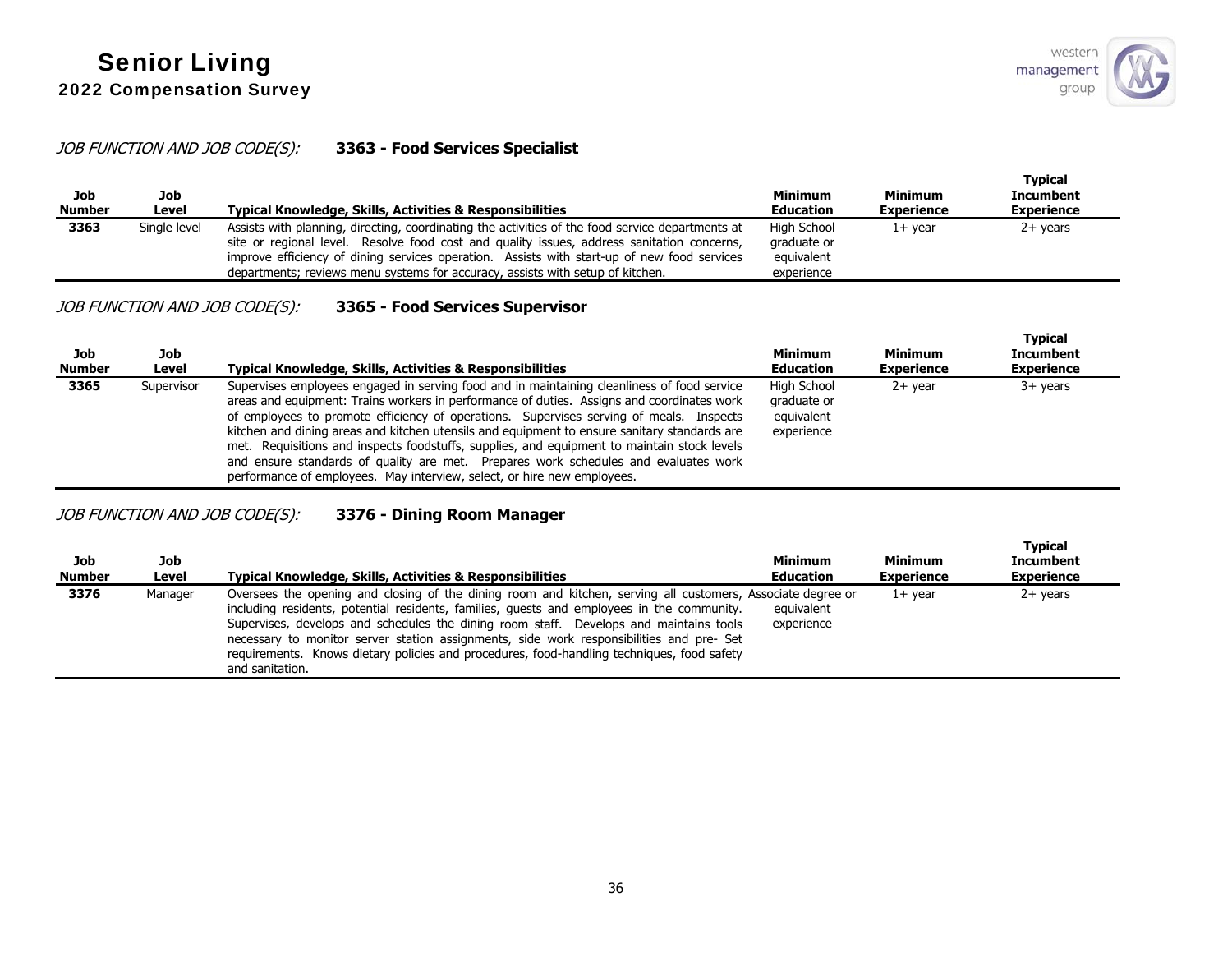*JOB FUNCTION AND JOB CODE(S):* **3363 - Food Services Specialist**

| Job Number | Job Level | Typical Knowledge, Skills, Activities & Responsibilities | Minimum Education | Minimum Experience | Typical Incumbent Experience |
|---|---|---|---|---|---|
| **3363** | Single level | Assists with planning, directing, coordinating the activities of the food service departments at site or regional level. Resolve food cost and quality issues, address sanitation concerns, improve efficiency of dining services operation. Assists with start-up of new food services departments; reviews menu systems for accuracy, assists with setup of kitchen. | High School graduate or equivalent experience | 1+ year | 2+ years |

*JOB FUNCTION AND JOB CODE(S):* **3365 - Food Services Supervisor**

| Job Number | Job Level | Typical Knowledge, Skills, Activities & Responsibilities | Minimum Education | Minimum Experience | Typical Incumbent Experience |
|---|---|---|---|---|---|
| **3365** | Supervisor | Supervises employees engaged in serving food and in maintaining cleanliness of food service areas and equipment: Trains workers in performance of duties. Assigns and coordinates work of employees to promote efficiency of operations. Supervises serving of meals. Inspects kitchen and dining areas and kitchen utensils and equipment to ensure sanitary standards are met. Requisitions and inspects foodstuffs, supplies, and equipment to maintain stock levels and ensure standards of quality are met. Prepares work schedules and evaluates work performance of employees. May interview, select, or hire new employees. | High School graduate or equivalent experience | 2+ year | 3+ years |

*JOB FUNCTION AND JOB CODE(S):* **3376 - Dining Room Manager**

| Job Number | Job Level | Typical Knowledge, Skills, Activities & Responsibilities | Minimum Education | Minimum Experience | Typical Incumbent Experience |
|---|---|---|---|---|---|
| **3376** | Manager | Oversees the opening and closing of the dining room and kitchen, serving all customers, including residents, potential residents, families, guests and employees in the community. Supervises, develops and schedules the dining room staff. Develops and maintains tools necessary to monitor server station assignments, side work responsibilities and pre- Set requirements. Knows dietary policies and procedures, food-handling techniques, food safety and sanitation. | Associate degree or equivalent experience | 1+ year | 2+ years |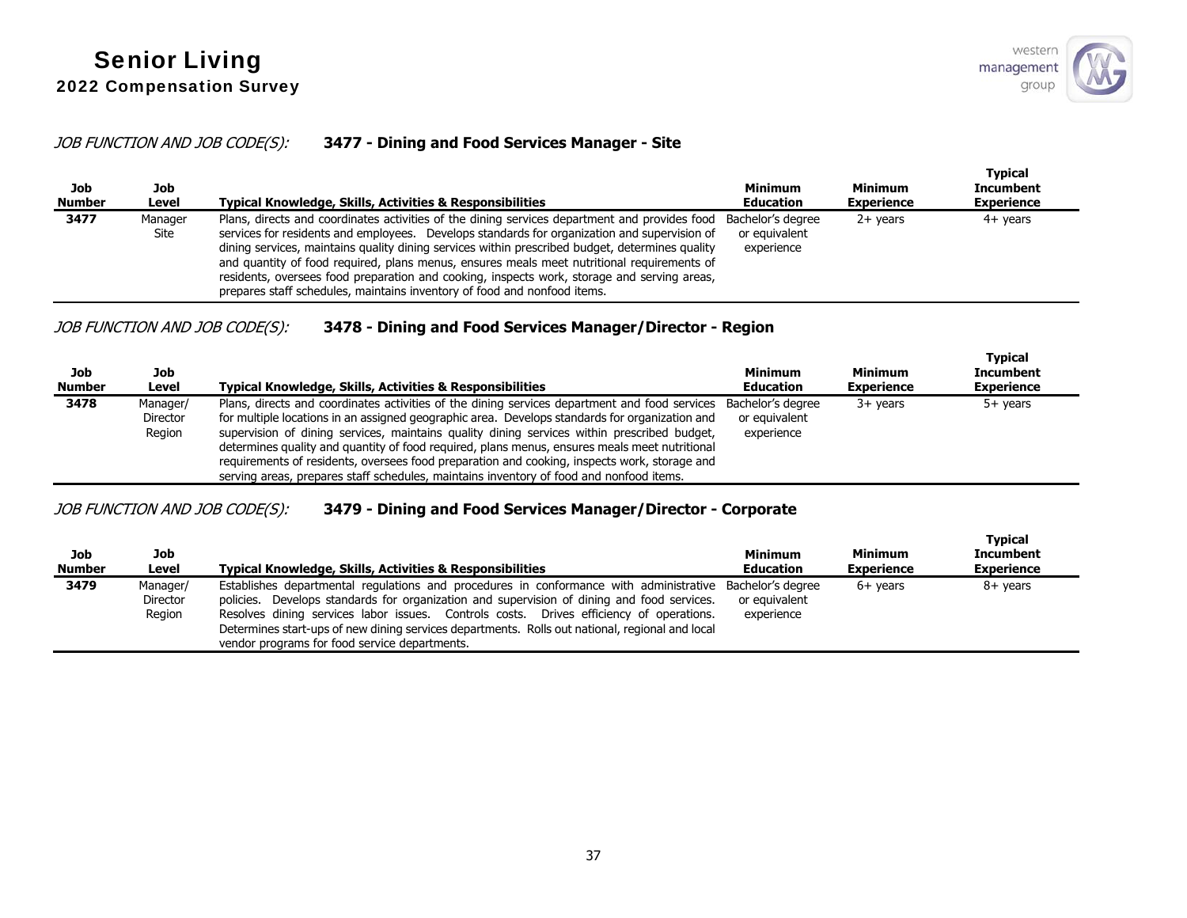*JOB FUNCTION AND JOB CODE(S):* **3477 - Dining and Food Services Manager - Site**

| Job Number | Job Level | Typical Knowledge, Skills, Activities & Responsibilities | Minimum Education | Minimum Experience | Typical Incumbent Experience |
|---|---|---|---|---|---|
| **3477** | Manager Site | Plans, directs and coordinates activities of the dining services department and provides food services for residents and employees. Develops standards for organization and supervision of dining services, maintains quality dining services within prescribed budget, determines quality and quantity of food required, plans menus, ensures meals meet nutritional requirements of residents, oversees food preparation and cooking, inspects work, storage and serving areas, prepares staff schedules, maintains inventory of food and nonfood items. | Bachelor's degree or equivalent experience | 2+ years | 4+ years |

*JOB FUNCTION AND JOB CODE(S):* **3478 - Dining and Food Services Manager/Director - Region**

| Job Number | Job Level | Typical Knowledge, Skills, Activities & Responsibilities | Minimum Education | Minimum Experience | Typical Incumbent Experience |
|---|---|---|---|---|---|
| **3478** | Manager/ Director Region | Plans, directs and coordinates activities of the dining services department and food services for multiple locations in an assigned geographic area. Develops standards for organization and supervision of dining services, maintains quality dining services within prescribed budget, determines quality and quantity of food required, plans menus, ensures meals meet nutritional requirements of residents, oversees food preparation and cooking, inspects work, storage and serving areas, prepares staff schedules, maintains inventory of food and nonfood items. | Bachelor's degree or equivalent experience | 3+ years | 5+ years |

*JOB FUNCTION AND JOB CODE(S):* **3479 - Dining and Food Services Manager/Director - Corporate**

| Job Number | Job Level | Typical Knowledge, Skills, Activities & Responsibilities | Minimum Education | Minimum Experience | Typical Incumbent Experience |
|---|---|---|---|---|---|
| **3479** | Manager/ Director Region | Establishes departmental regulations and procedures in conformance with administrative policies. Develops standards for organization and supervision of dining and food services. Resolves dining services labor issues. Controls costs. Drives efficiency of operations. Determines start-ups of new dining services departments. Rolls out national, regional and local vendor programs for food service departments. | Bachelor's degree or equivalent experience | 6+ years | 8+ years |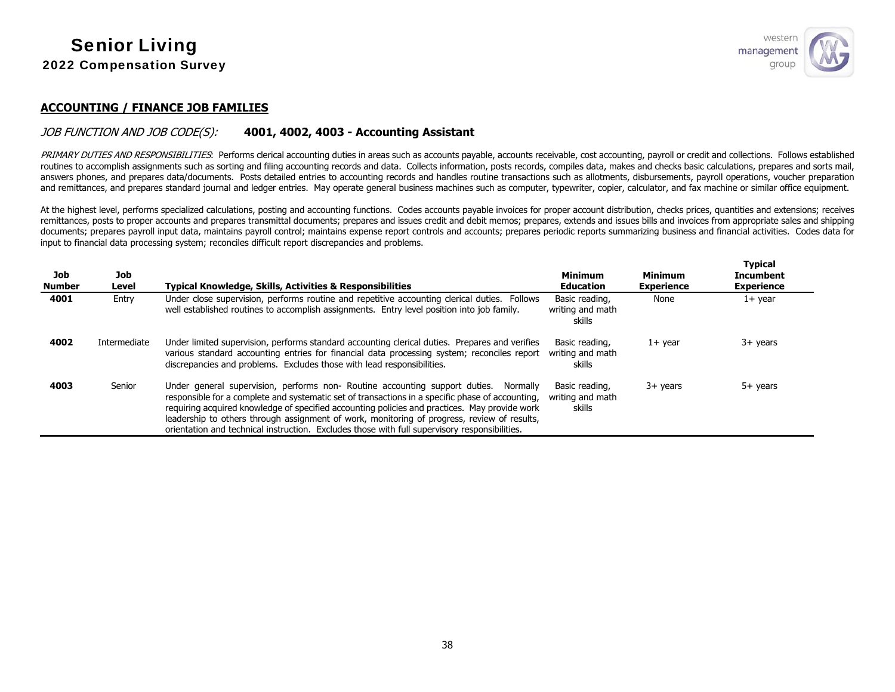## ACCOUNTING / FINANCE JOB FAMILIES

*JOB FUNCTION AND JOB CODE(S):* **4001, 4002, 4003 - Accounting Assistant**

*PRIMARY DUTIES AND RESPONSIBILITIES*: Performs clerical accounting duties in areas such as accounts payable, accounts receivable, cost accounting, payroll or credit and collections. Follows established routines to accomplish assignments such as sorting and filing accounting records and data. Collects information, posts records, compiles data, makes and checks basic calculations, prepares and sorts mail, answers phones, and prepares data/documents. Posts detailed entries to accounting records and handles routine transactions such as allotments, disbursements, payroll operations, voucher preparation and remittances, and prepares standard journal and ledger entries. May operate general business machines such as computer, typewriter, copier, calculator, and fax machine or similar office equipment.

At the highest level, performs specialized calculations, posting and accounting functions. Codes accounts payable invoices for proper account distribution, checks prices, quantities and extensions; receives remittances, posts to proper accounts and prepares transmittal documents; prepares and issues credit and debit memos; prepares, extends and issues bills and invoices from appropriate sales and shipping documents; prepares payroll input data, maintains payroll control; maintains expense report controls and accounts; prepares periodic reports summarizing business and financial activities. Codes data for input to financial data processing system; reconciles difficult report discrepancies and problems.

| Job Number | Job Level | Typical Knowledge, Skills, Activities & Responsibilities | Minimum Education | Minimum Experience | Typical Incumbent Experience |
|---|---|---|---|---|---|
| 4001 | Entry | Under close supervision, performs routine and repetitive accounting clerical duties. Follows well established routines to accomplish assignments. Entry level position into job family. | Basic reading, writing and math skills | None | 1+ year |
| 4002 | Intermediate | Under limited supervision, performs standard accounting clerical duties. Prepares and verifies various standard accounting entries for financial data processing system; reconciles report discrepancies and problems. Excludes those with lead responsibilities. | Basic reading, writing and math skills | 1+ year | 3+ years |
| 4003 | Senior | Under general supervision, performs non- Routine accounting support duties. Normally responsible for a complete and systematic set of transactions in a specific phase of accounting, requiring acquired knowledge of specified accounting policies and practices. May provide work leadership to others through assignment of work, monitoring of progress, review of results, orientation and technical instruction. Excludes those with full supervisory responsibilities. | Basic reading, writing and math skills | 3+ years | 5+ years |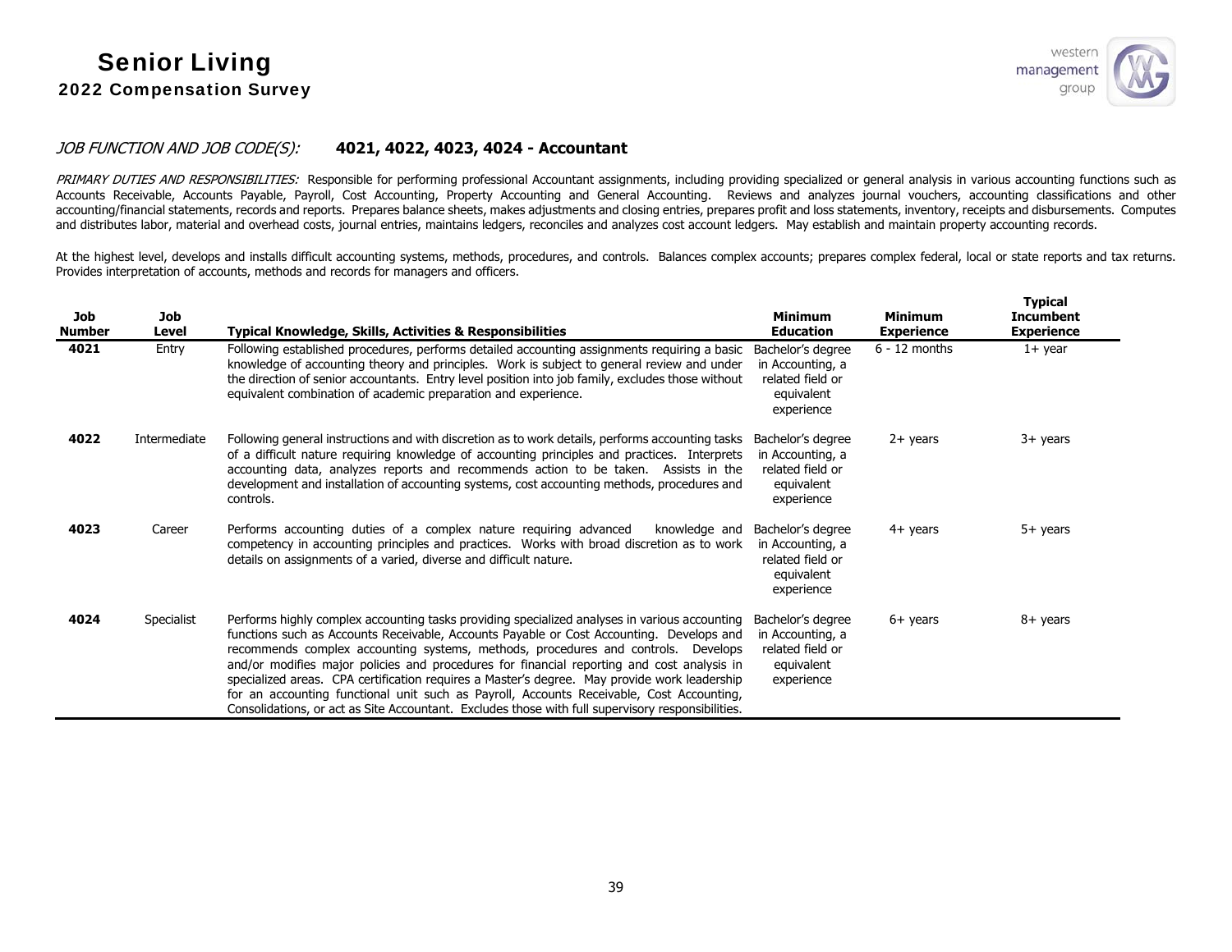*JOB FUNCTION AND JOB CODE(S):* **4021, 4022, 4023, 4024 - Accountant**

*PRIMARY DUTIES AND RESPONSIBILITIES:* Responsible for performing professional Accountant assignments, including providing specialized or general analysis in various accounting functions such as Accounts Receivable, Accounts Payable, Payroll, Cost Accounting, Property Accounting and General Accounting. Reviews and analyzes journal vouchers, accounting classifications and other accounting/financial statements, records and reports. Prepares balance sheets, makes adjustments and closing entries, prepares profit and loss statements, inventory, receipts and disbursements. Computes and distributes labor, material and overhead costs, journal entries, maintains ledgers, reconciles and analyzes cost account ledgers. May establish and maintain property accounting records.

At the highest level, develops and installs difficult accounting systems, methods, procedures, and controls. Balances complex accounts; prepares complex federal, local or state reports and tax returns. Provides interpretation of accounts, methods and records for managers and officers.

| Job Number | Job Level | Typical Knowledge, Skills, Activities & Responsibilities | Minimum Education | Minimum Experience | Typical Incumbent Experience |
|---|---|---|---|---|---|
| **4021** | Entry | Following established procedures, performs detailed accounting assignments requiring a basic knowledge of accounting theory and principles. Work is subject to general review and under the direction of senior accountants. Entry level position into job family, excludes those without equivalent combination of academic preparation and experience. | Bachelor's degree in Accounting, a related field or equivalent experience | 6 - 12 months | 1+ year |
| **4022** | Intermediate | Following general instructions and with discretion as to work details, performs accounting tasks of a difficult nature requiring knowledge of accounting principles and practices. Interprets accounting data, analyzes reports and recommends action to be taken. Assists in the development and installation of accounting systems, cost accounting methods, procedures and controls. | Bachelor's degree in Accounting, a related field or equivalent experience | 2+ years | 3+ years |
| **4023** | Career | Performs accounting duties of a complex nature requiring advanced knowledge and competency in accounting principles and practices. Works with broad discretion as to work details on assignments of a varied, diverse and difficult nature. | Bachelor's degree in Accounting, a related field or equivalent experience | 4+ years | 5+ years |
| **4024** | Specialist | Performs highly complex accounting tasks providing specialized analyses in various accounting functions such as Accounts Receivable, Accounts Payable or Cost Accounting. Develops and recommends complex accounting systems, methods, procedures and controls. Develops and/or modifies major policies and procedures for financial reporting and cost analysis in specialized areas. CPA certification requires a Master's degree. May provide work leadership for an accounting functional unit such as Payroll, Accounts Receivable, Cost Accounting, Consolidations, or act as Site Accountant. Excludes those with full supervisory responsibilities. | Bachelor's degree in Accounting, a related field or equivalent experience | 6+ years | 8+ years |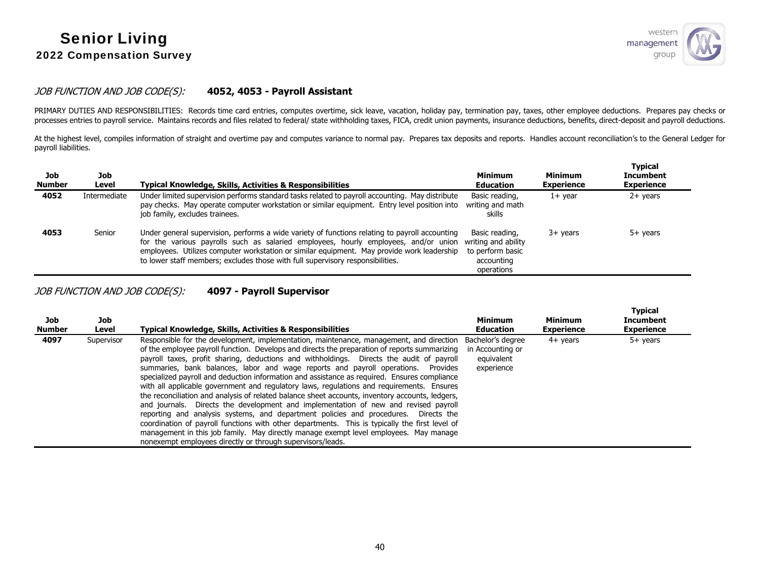*JOB FUNCTION AND JOB CODE(S):* **4052, 4053 - Payroll Assistant**

PRIMARY DUTIES AND RESPONSIBILITIES: Records time card entries, computes overtime, sick leave, vacation, holiday pay, termination pay, taxes, other employee deductions. Prepares pay checks or processes entries to payroll service. Maintains records and files related to federal/ state withholding taxes, FICA, credit union payments, insurance deductions, benefits, direct-deposit and payroll deductions.

At the highest level, compiles information of straight and overtime pay and computes variance to normal pay. Prepares tax deposits and reports. Handles account reconciliation's to the General Ledger for payroll liabilities.

| Job Number | Job Level | Typical Knowledge, Skills, Activities & Responsibilities | Minimum Education | Minimum Experience | Typical Incumbent Experience |
|---|---|---|---|---|---|
| **4052** | Intermediate | Under limited supervision performs standard tasks related to payroll accounting. May distribute pay checks. May operate computer workstation or similar equipment. Entry level position into job family, excludes trainees. | Basic reading, writing and math skills | 1+ year | 2+ years |
| **4053** | Senior | Under general supervision, performs a wide variety of functions relating to payroll accounting for the various payrolls such as salaried employees, hourly employees, and/or union employees. Utilizes computer workstation or similar equipment. May provide work leadership to lower staff members; excludes those with full supervisory responsibilities. | Basic reading, writing and ability to perform basic accounting operations | 3+ years | 5+ years |

*JOB FUNCTION AND JOB CODE(S):* **4097 - Payroll Supervisor**

| Job Number | Job Level | Typical Knowledge, Skills, Activities & Responsibilities | Minimum Education | Minimum Experience | Typical Incumbent Experience |
|---|---|---|---|---|---|
| **4097** | Supervisor | Responsible for the development, implementation, maintenance, management, and direction of the employee payroll function. Develops and directs the preparation of reports summarizing payroll taxes, profit sharing, deductions and withholdings. Directs the audit of payroll summaries, bank balances, labor and wage reports and payroll operations. Provides specialized payroll and deduction information and assistance as required. Ensures compliance with all applicable government and regulatory laws, regulations and requirements. Ensures the reconciliation and analysis of related balance sheet accounts, inventory accounts, ledgers, and journals. Directs the development and implementation of new and revised payroll reporting and analysis systems, and department policies and procedures. Directs the coordination of payroll functions with other departments. This is typically the first level of management in this job family. May directly manage exempt level employees. May manage nonexempt employees directly or through supervisors/leads. | Bachelor's degree in Accounting or equivalent experience | 4+ years | 5+ years |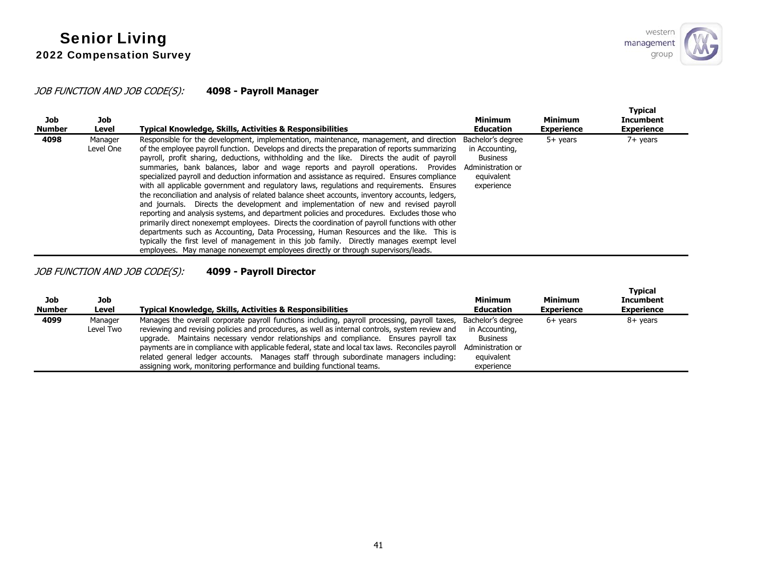*JOB FUNCTION AND JOB CODE(S):* **4098 - Payroll Manager**

| Job Number | Job Level | Typical Knowledge, Skills, Activities & Responsibilities | Minimum Education | Minimum Experience | Typical Incumbent Experience |
|---|---|---|---|---|---|
| **4098** | Manager Level One | Responsible for the development, implementation, maintenance, management, and direction of the employee payroll function. Develops and directs the preparation of reports summarizing payroll, profit sharing, deductions, withholding and the like. Directs the audit of payroll summaries, bank balances, labor and wage reports and payroll operations. Provides specialized payroll and deduction information and assistance as required. Ensures compliance with all applicable government and regulatory laws, regulations and requirements. Ensures the reconciliation and analysis of related balance sheet accounts, inventory accounts, ledgers, and journals. Directs the development and implementation of new and revised payroll reporting and analysis systems, and department policies and procedures. Excludes those who primarily direct nonexempt employees. Directs the coordination of payroll functions with other departments such as Accounting, Data Processing, Human Resources and the like. This is typically the first level of management in this job family. Directly manages exempt level employees. May manage nonexempt employees directly or through supervisors/leads. | Bachelor's degree in Accounting, Business Administration or equivalent experience | 5+ years | 7+ years |

*JOB FUNCTION AND JOB CODE(S):* **4099 - Payroll Director**

| Job Number | Job Level | Typical Knowledge, Skills, Activities & Responsibilities | Minimum Education | Minimum Experience | Typical Incumbent Experience |
|---|---|---|---|---|---|
| **4099** | Manager Level Two | Manages the overall corporate payroll functions including, payroll processing, payroll taxes, reviewing and revising policies and procedures, as well as internal controls, system review and upgrade. Maintains necessary vendor relationships and compliance. Ensures payroll tax payments are in compliance with applicable federal, state and local tax laws. Reconciles payroll related general ledger accounts. Manages staff through subordinate managers including: assigning work, monitoring performance and building functional teams. | Bachelor's degree in Accounting, Business Administration or equivalent experience | 6+ years | 8+ years |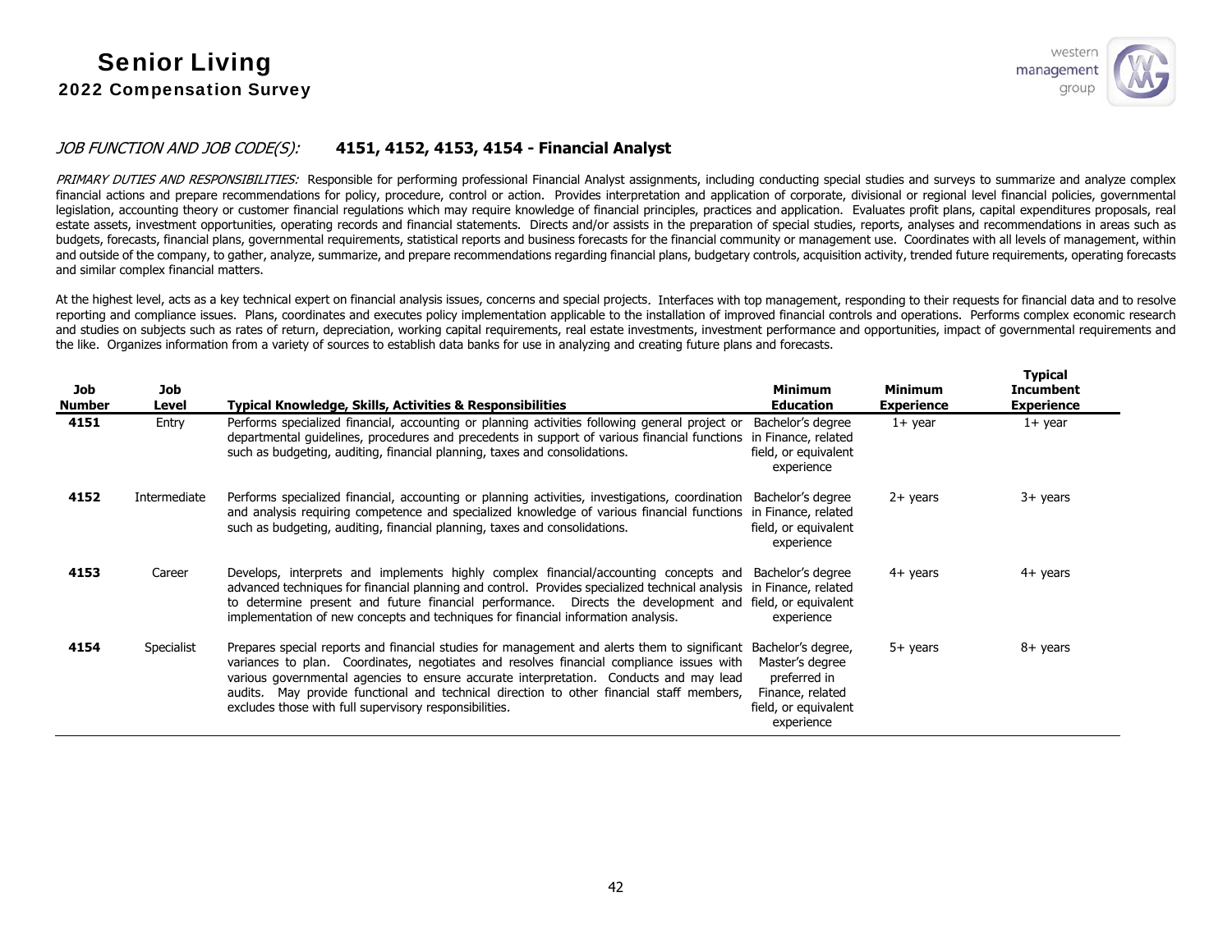*JOB FUNCTION AND JOB CODE(S):* **4151, 4152, 4153, 4154 - Financial Analyst**

*PRIMARY DUTIES AND RESPONSIBILITIES:* Responsible for performing professional Financial Analyst assignments, including conducting special studies and surveys to summarize and analyze complex financial actions and prepare recommendations for policy, procedure, control or action. Provides interpretation and application of corporate, divisional or regional level financial policies, governmental legislation, accounting theory or customer financial regulations which may require knowledge of financial principles, practices and application. Evaluates profit plans, capital expenditures proposals, real estate assets, investment opportunities, operating records and financial statements. Directs and/or assists in the preparation of special studies, reports, analyses and recommendations in areas such as budgets, forecasts, financial plans, governmental requirements, statistical reports and business forecasts for the financial community or management use. Coordinates with all levels of management, within and outside of the company, to gather, analyze, summarize, and prepare recommendations regarding financial plans, budgetary controls, acquisition activity, trended future requirements, operating forecasts and similar complex financial matters.

At the highest level, acts as a key technical expert on financial analysis issues, concerns and special projects. Interfaces with top management, responding to their requests for financial data and to resolve reporting and compliance issues. Plans, coordinates and executes policy implementation applicable to the installation of improved financial controls and operations. Performs complex economic research and studies on subjects such as rates of return, depreciation, working capital requirements, real estate investments, investment performance and opportunities, impact of governmental requirements and the like. Organizes information from a variety of sources to establish data banks for use in analyzing and creating future plans and forecasts.

| Job Number | Job Level | Typical Knowledge, Skills, Activities & Responsibilities | Minimum Education | Minimum Experience | Typical Incumbent Experience |
|---|---|---|---|---|---|
| **4151** | Entry | Performs specialized financial, accounting or planning activities following general project or departmental guidelines, procedures and precedents in support of various financial functions such as budgeting, auditing, financial planning, taxes and consolidations. | Bachelor's degree in Finance, related field, or equivalent experience | 1+ year | 1+ year |
| **4152** | Intermediate | Performs specialized financial, accounting or planning activities, investigations, coordination and analysis requiring competence and specialized knowledge of various financial functions such as budgeting, auditing, financial planning, taxes and consolidations. | Bachelor's degree in Finance, related field, or equivalent experience | 2+ years | 3+ years |
| **4153** | Career | Develops, interprets and implements highly complex financial/accounting concepts and advanced techniques for financial planning and control. Provides specialized technical analysis to determine present and future financial performance. Directs the development and implementation of new concepts and techniques for financial information analysis. | Bachelor's degree in Finance, related field, or equivalent experience | 4+ years | 4+ years |
| **4154** | Specialist | Prepares special reports and financial studies for management and alerts them to significant variances to plan. Coordinates, negotiates and resolves financial compliance issues with various governmental agencies to ensure accurate interpretation. Conducts and may lead audits. May provide functional and technical direction to other financial staff members, excludes those with full supervisory responsibilities. | Bachelor's degree, Master's degree preferred in Finance, related field, or equivalent experience | 5+ years | 8+ years |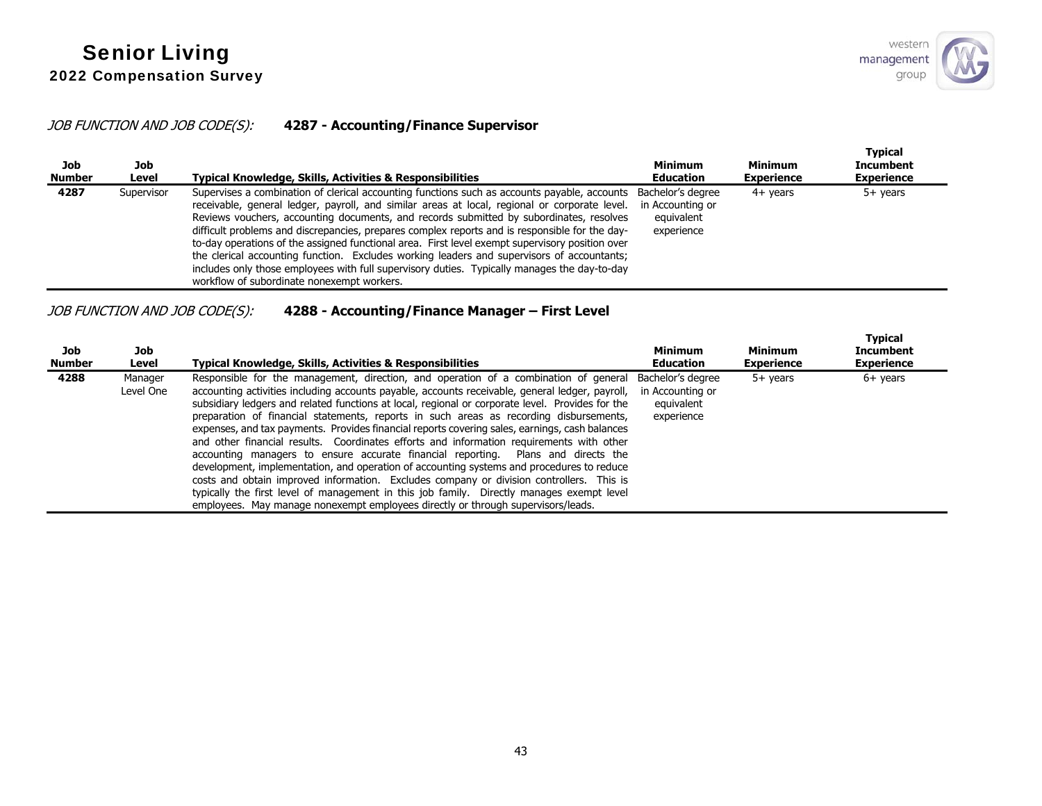*JOB FUNCTION AND JOB CODE(S):* **4287 - Accounting/Finance Supervisor**

| Job Number | Job Level | Typical Knowledge, Skills, Activities & Responsibilities | Minimum Education | Minimum Experience | Typical Incumbent Experience |
|---|---|---|---|---|---|
| **4287** | Supervisor | Supervises a combination of clerical accounting functions such as accounts payable, accounts receivable, general ledger, payroll, and similar areas at local, regional or corporate level. Reviews vouchers, accounting documents, and records submitted by subordinates, resolves difficult problems and discrepancies, prepares complex reports and is responsible for the day-to-day operations of the assigned functional area. First level exempt supervisory position over the clerical accounting function. Excludes working leaders and supervisors of accountants; includes only those employees with full supervisory duties. Typically manages the day-to-day workflow of subordinate nonexempt workers. | Bachelor's degree in Accounting or equivalent experience | 4+ years | 5+ years |

*JOB FUNCTION AND JOB CODE(S):* **4288 - Accounting/Finance Manager – First Level**

| Job Number | Job Level | Typical Knowledge, Skills, Activities & Responsibilities | Minimum Education | Minimum Experience | Typical Incumbent Experience |
|---|---|---|---|---|---|
| **4288** | Manager Level One | Responsible for the management, direction, and operation of a combination of general accounting activities including accounts payable, accounts receivable, general ledger, payroll, subsidiary ledgers and related functions at local, regional or corporate level. Provides for the preparation of financial statements, reports in such areas as recording disbursements, expenses, and tax payments. Provides financial reports covering sales, earnings, cash balances and other financial results. Coordinates efforts and information requirements with other accounting managers to ensure accurate financial reporting. Plans and directs the development, implementation, and operation of accounting systems and procedures to reduce costs and obtain improved information. Excludes company or division controllers. This is typically the first level of management in this job family. Directly manages exempt level employees. May manage nonexempt employees directly or through supervisors/leads. | Bachelor's degree in Accounting or equivalent experience | 5+ years | 6+ years |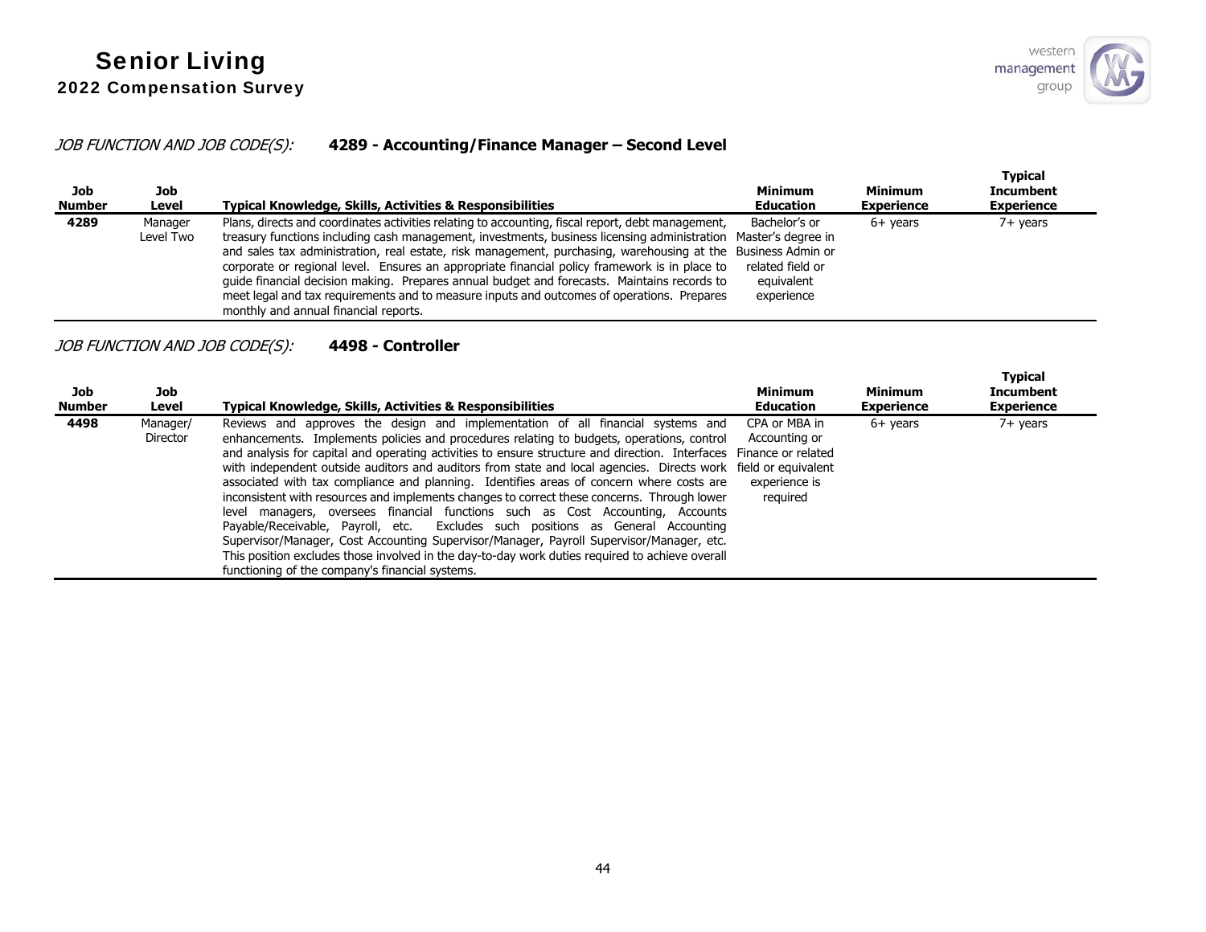*JOB FUNCTION AND JOB CODE(S):* **4289 - Accounting/Finance Manager – Second Level**

| Job Number | Job Level | Typical Knowledge, Skills, Activities & Responsibilities | Minimum Education | Minimum Experience | Typical Incumbent Experience |
|---|---|---|---|---|---|
| **4289** | Manager Level Two | Plans, directs and coordinates activities relating to accounting, fiscal report, debt management, treasury functions including cash management, investments, business licensing administration and sales tax administration, real estate, risk management, purchasing, warehousing at the corporate or regional level. Ensures an appropriate financial policy framework is in place to guide financial decision making. Prepares annual budget and forecasts. Maintains records to meet legal and tax requirements and to measure inputs and outcomes of operations. Prepares monthly and annual financial reports. | Bachelor's or Master's degree in Business Admin or related field or equivalent experience | 6+ years | 7+ years |

*JOB FUNCTION AND JOB CODE(S):* **4498 - Controller**

| Job Number | Job Level | Typical Knowledge, Skills, Activities & Responsibilities | Minimum Education | Minimum Experience | Typical Incumbent Experience |
|---|---|---|---|---|---|
| **4498** | Manager/ Director | Reviews and approves the design and implementation of all financial systems and enhancements. Implements policies and procedures relating to budgets, operations, control and analysis for capital and operating activities to ensure structure and direction. Interfaces with independent outside auditors and auditors from state and local agencies. Directs work associated with tax compliance and planning. Identifies areas of concern where costs are inconsistent with resources and implements changes to correct these concerns. Through lower level managers, oversees financial functions such as Cost Accounting, Accounts Payable/Receivable, Payroll, etc. Excludes such positions as General Accounting Supervisor/Manager, Cost Accounting Supervisor/Manager, Payroll Supervisor/Manager, etc. This position excludes those involved in the day-to-day work duties required to achieve overall functioning of the company's financial systems. | CPA or MBA in Accounting or Finance or related field or equivalent experience is required | 6+ years | 7+ years |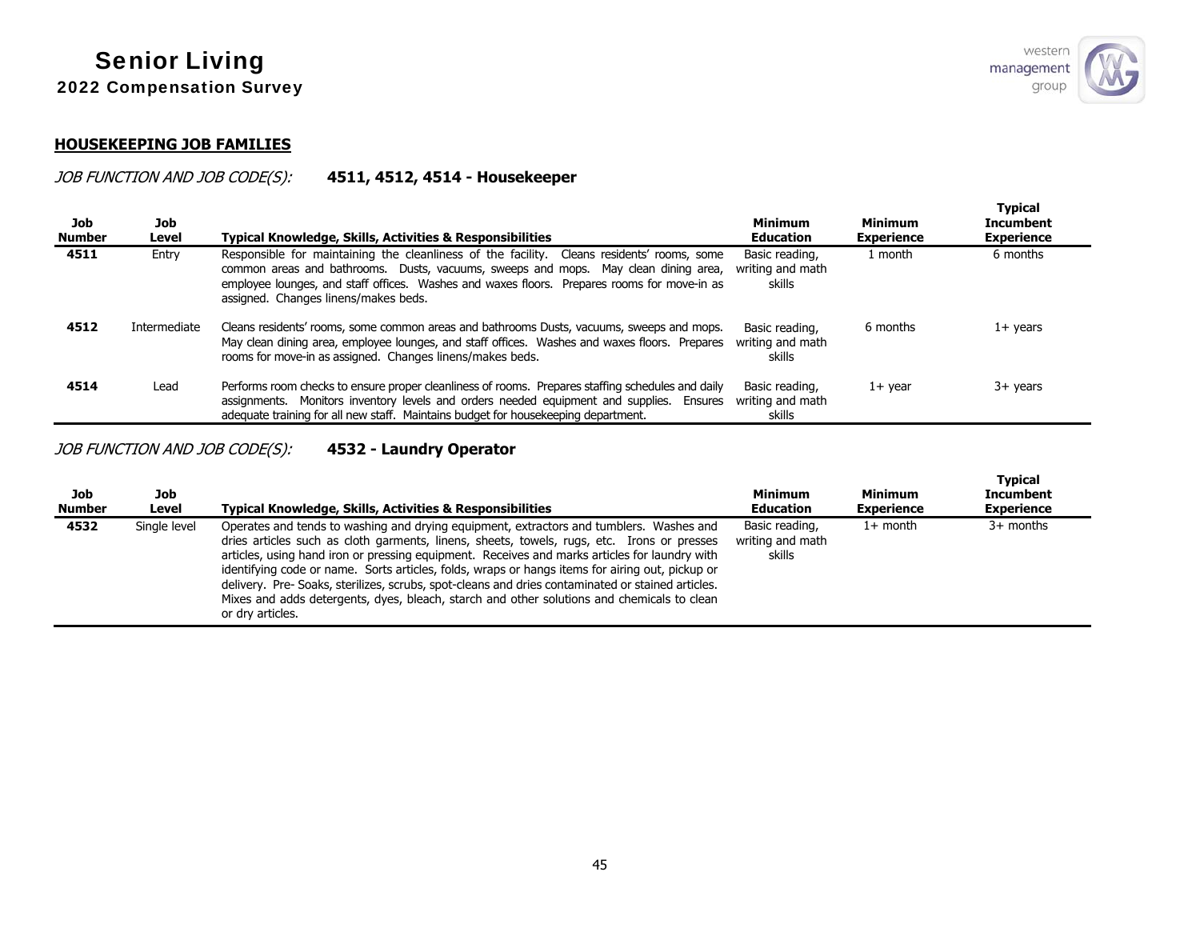## HOUSEKEEPING JOB FAMILIES

*JOB FUNCTION AND JOB CODE(S):* **4511, 4512, 4514 - Housekeeper**

| Job Number | Job Level | Typical Knowledge, Skills, Activities & Responsibilities | Minimum Education | Minimum Experience | Typical Incumbent Experience |
|---|---|---|---|---|---|
| **4511** | Entry | Responsible for maintaining the cleanliness of the facility. Cleans residents' rooms, some common areas and bathrooms. Dusts, vacuums, sweeps and mops. May clean dining area, employee lounges, and staff offices. Washes and waxes floors. Prepares rooms for move-in as assigned. Changes linens/makes beds. | Basic reading, writing and math skills | 1 month | 6 months |
| **4512** | Intermediate | Cleans residents' rooms, some common areas and bathrooms Dusts, vacuums, sweeps and mops. May clean dining area, employee lounges, and staff offices. Washes and waxes floors. Prepares rooms for move-in as assigned. Changes linens/makes beds. | Basic reading, writing and math skills | 6 months | 1+ years |
| **4514** | Lead | Performs room checks to ensure proper cleanliness of rooms. Prepares staffing schedules and daily assignments. Monitors inventory levels and orders needed equipment and supplies. Ensures adequate training for all new staff. Maintains budget for housekeeping department. | Basic reading, writing and math skills | 1+ year | 3+ years |

*JOB FUNCTION AND JOB CODE(S):* **4532 - Laundry Operator**

| Job Number | Job Level | Typical Knowledge, Skills, Activities & Responsibilities | Minimum Education | Minimum Experience | Typical Incumbent Experience |
|---|---|---|---|---|---|
| **4532** | Single level | Operates and tends to washing and drying equipment, extractors and tumblers. Washes and dries articles such as cloth garments, linens, sheets, towels, rugs, etc. Irons or presses articles, using hand iron or pressing equipment. Receives and marks articles for laundry with identifying code or name. Sorts articles, folds, wraps or hangs items for airing out, pickup or delivery. Pre- Soaks, sterilizes, scrubs, spot-cleans and dries contaminated or stained articles. Mixes and adds detergents, dyes, bleach, starch and other solutions and chemicals to clean or dry articles. | Basic reading, writing and math skills | 1+ month | 3+ months |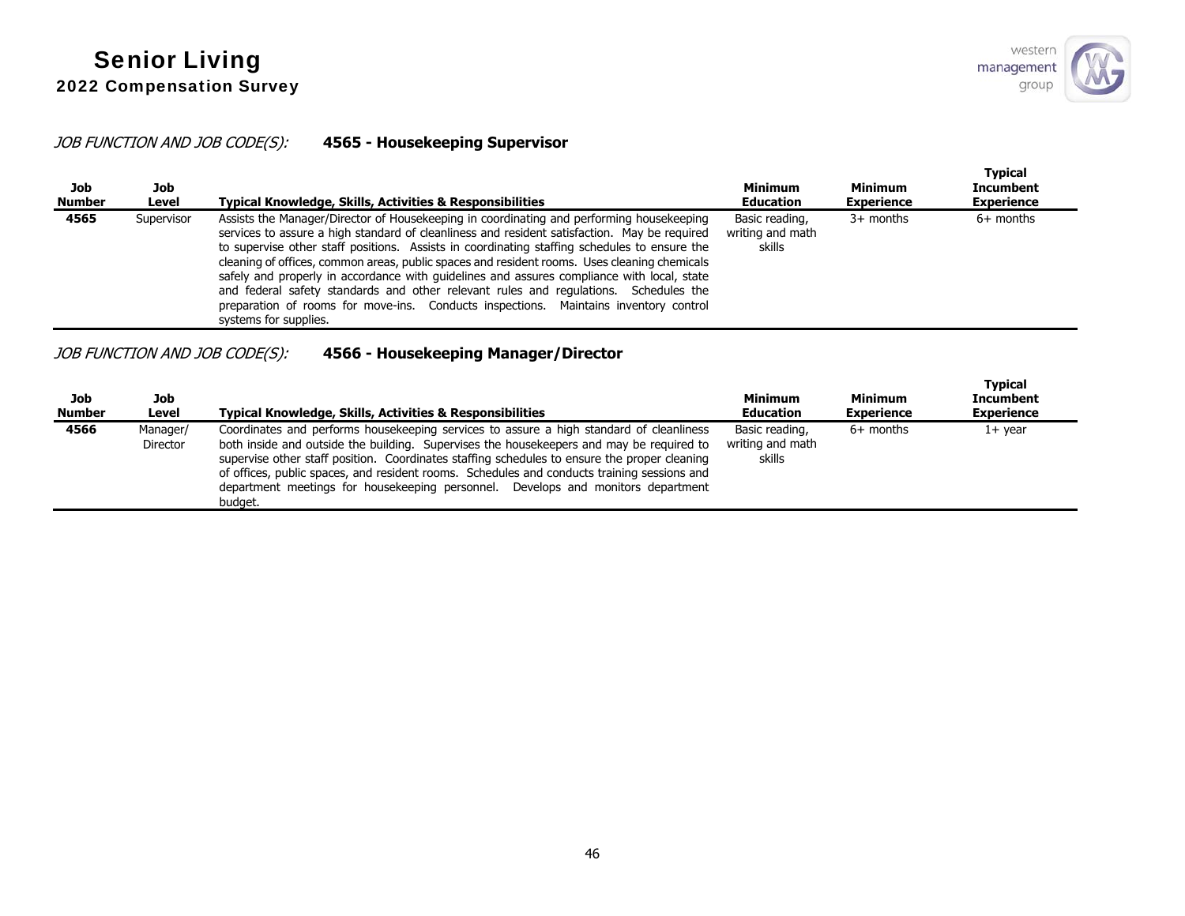*JOB FUNCTION AND JOB CODE(S):* **4565 - Housekeeping Supervisor**

| Job Number | Job Level | Typical Knowledge, Skills, Activities & Responsibilities | Minimum Education | Minimum Experience | Typical Incumbent Experience |
|---|---|---|---|---|---|
| **4565** | Supervisor | Assists the Manager/Director of Housekeeping in coordinating and performing housekeeping services to assure a high standard of cleanliness and resident satisfaction. May be required to supervise other staff positions. Assists in coordinating staffing schedules to ensure the cleaning of offices, common areas, public spaces and resident rooms. Uses cleaning chemicals safely and properly in accordance with guidelines and assures compliance with local, state and federal safety standards and other relevant rules and regulations. Schedules the preparation of rooms for move-ins. Conducts inspections. Maintains inventory control systems for supplies. | Basic reading, writing and math skills | 3+ months | 6+ months |

*JOB FUNCTION AND JOB CODE(S):* **4566 - Housekeeping Manager/Director**

| Job Number | Job Level | Typical Knowledge, Skills, Activities & Responsibilities | Minimum Education | Minimum Experience | Typical Incumbent Experience |
|---|---|---|---|---|---|
| **4566** | Manager/ Director | Coordinates and performs housekeeping services to assure a high standard of cleanliness both inside and outside the building. Supervises the housekeepers and may be required to supervise other staff position. Coordinates staffing schedules to ensure the proper cleaning of offices, public spaces, and resident rooms. Schedules and conducts training sessions and department meetings for housekeeping personnel. Develops and monitors department budget. | Basic reading, writing and math skills | 6+ months | 1+ year |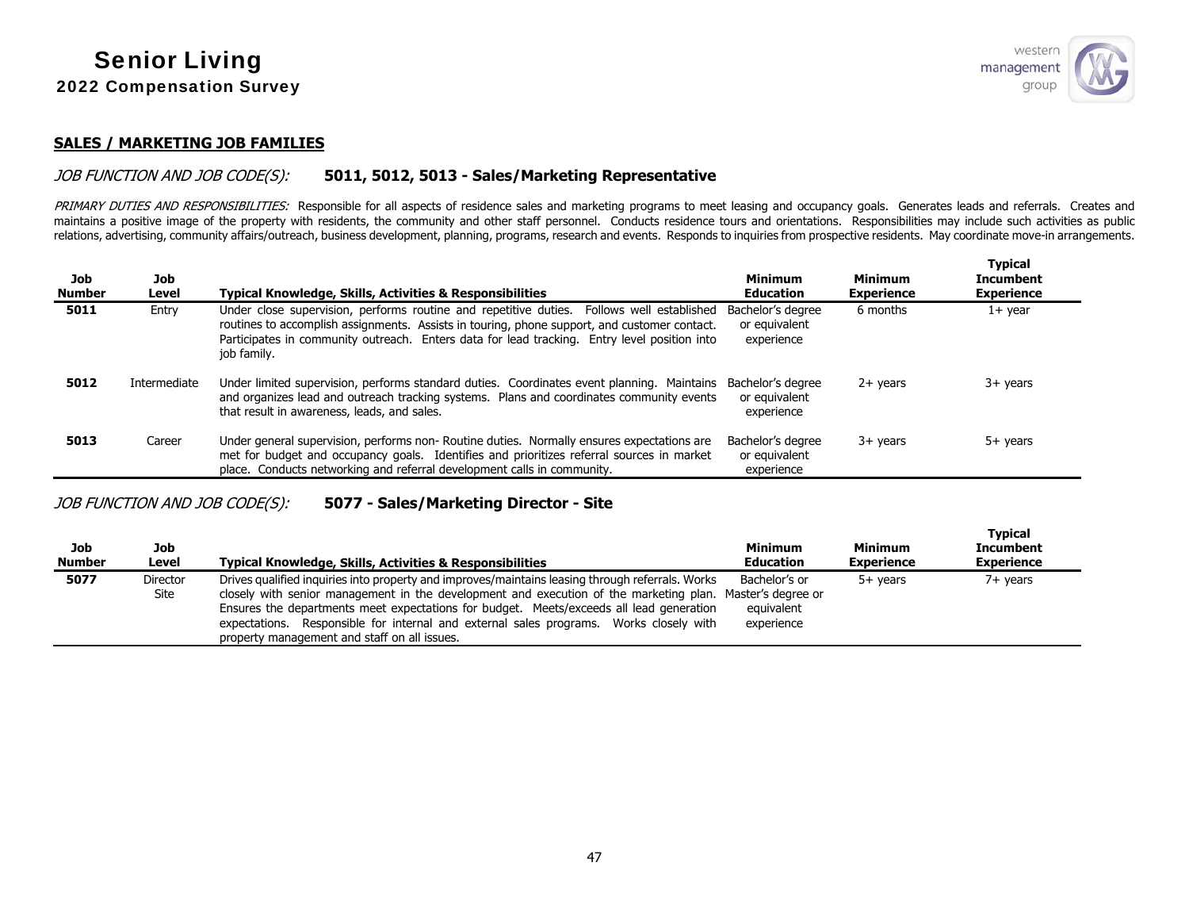## SALES / MARKETING JOB FAMILIES

*JOB FUNCTION AND JOB CODE(S):* **5011, 5012, 5013 - Sales/Marketing Representative**

*PRIMARY DUTIES AND RESPONSIBILITIES:* Responsible for all aspects of residence sales and marketing programs to meet leasing and occupancy goals. Generates leads and referrals. Creates and maintains a positive image of the property with residents, the community and other staff personnel. Conducts residence tours and orientations. Responsibilities may include such activities as public relations, advertising, community affairs/outreach, business development, planning, programs, research and events. Responds to inquiries from prospective residents. May coordinate move-in arrangements.

| Job Number | Job Level | Typical Knowledge, Skills, Activities & Responsibilities | Minimum Education | Minimum Experience | Typical Incumbent Experience |
|---|---|---|---|---|---|
| **5011** | Entry | Under close supervision, performs routine and repetitive duties. Follows well established routines to accomplish assignments. Assists in touring, phone support, and customer contact. Participates in community outreach. Enters data for lead tracking. Entry level position into job family. | Bachelor's degree or equivalent experience | 6 months | 1+ year |
| **5012** | Intermediate | Under limited supervision, performs standard duties. Coordinates event planning. Maintains and organizes lead and outreach tracking systems. Plans and coordinates community events that result in awareness, leads, and sales. | Bachelor's degree or equivalent experience | 2+ years | 3+ years |
| **5013** | Career | Under general supervision, performs non- Routine duties. Normally ensures expectations are met for budget and occupancy goals. Identifies and prioritizes referral sources in market place. Conducts networking and referral development calls in community. | Bachelor's degree or equivalent experience | 3+ years | 5+ years |

*JOB FUNCTION AND JOB CODE(S):* **5077 - Sales/Marketing Director - Site**

| Job Number | Job Level | Typical Knowledge, Skills, Activities & Responsibilities | Minimum Education | Minimum Experience | Typical Incumbent Experience |
|---|---|---|---|---|---|
| **5077** | Director Site | Drives qualified inquiries into property and improves/maintains leasing through referrals. Works closely with senior management in the development and execution of the marketing plan. Ensures the departments meet expectations for budget. Meets/exceeds all lead generation expectations. Responsible for internal and external sales programs. Works closely with property management and staff on all issues. | Bachelor's or Master's degree or equivalent experience | 5+ years | 7+ years |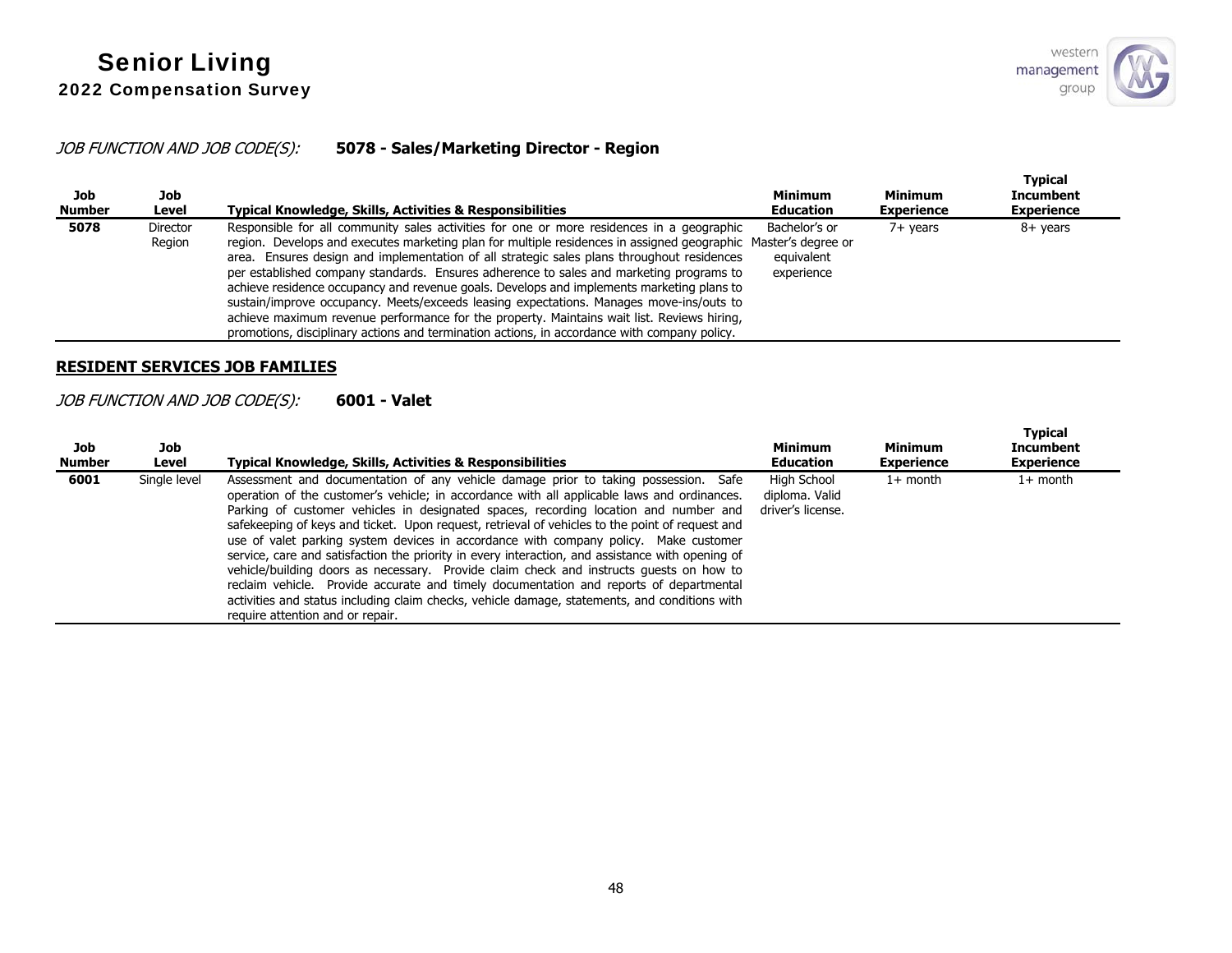*JOB FUNCTION AND JOB CODE(S):* **5078 - Sales/Marketing Director - Region**

| Job Number | Job Level | Typical Knowledge, Skills, Activities & Responsibilities | Minimum Education | Minimum Experience | Typical Incumbent Experience |
|---|---|---|---|---|---|
| **5078** | Director Region | Responsible for all community sales activities for one or more residences in a geographic region. Develops and executes marketing plan for multiple residences in assigned geographic area. Ensures design and implementation of all strategic sales plans throughout residences per established company standards. Ensures adherence to sales and marketing programs to achieve residence occupancy and revenue goals. Develops and implements marketing plans to sustain/improve occupancy. Meets/exceeds leasing expectations. Manages move-ins/outs to achieve maximum revenue performance for the property. Maintains wait list. Reviews hiring, promotions, disciplinary actions and termination actions, in accordance with company policy. | Bachelor's or Master's degree or equivalent experience | 7+ years | 8+ years |

## RESIDENT SERVICES JOB FAMILIES

*JOB FUNCTION AND JOB CODE(S):* **6001 - Valet**

| Job Number | Job Level | Typical Knowledge, Skills, Activities & Responsibilities | Minimum Education | Minimum Experience | Typical Incumbent Experience |
|---|---|---|---|---|---|
| **6001** | Single level | Assessment and documentation of any vehicle damage prior to taking possession. Safe operation of the customer's vehicle; in accordance with all applicable laws and ordinances. Parking of customer vehicles in designated spaces, recording location and number and safekeeping of keys and ticket. Upon request, retrieval of vehicles to the point of request and use of valet parking system devices in accordance with company policy. Make customer service, care and satisfaction the priority in every interaction, and assistance with opening of vehicle/building doors as necessary. Provide claim check and instructs guests on how to reclaim vehicle. Provide accurate and timely documentation and reports of departmental activities and status including claim checks, vehicle damage, statements, and conditions with require attention and or repair. | High School diploma. Valid driver's license. | 1+ month | 1+ month |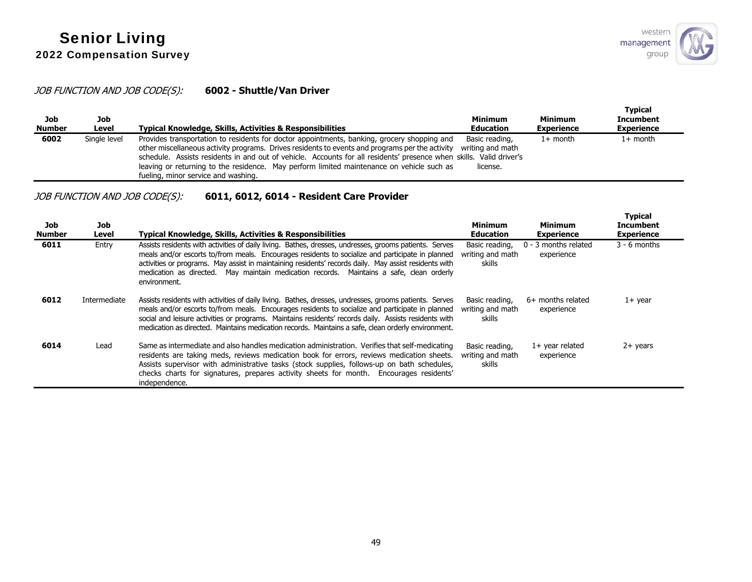*JOB FUNCTION AND JOB CODE(S):* **6002 - Shuttle/Van Driver**

| Job Number | Job Level | Typical Knowledge, Skills, Activities & Responsibilities | Minimum Education | Minimum Experience | Typical Incumbent Experience |
|---|---|---|---|---|---|
| **6002** | Single level | Provides transportation to residents for doctor appointments, banking, grocery shopping and other miscellaneous activity programs. Drives residents to events and programs per the activity schedule. Assists residents in and out of vehicle. Accounts for all residents' presence when leaving or returning to the residence. May perform limited maintenance on vehicle such as fueling, minor service and washing. | Basic reading, writing and math skills. Valid driver's license. | 1+ month | 1+ month |

*JOB FUNCTION AND JOB CODE(S):* **6011, 6012, 6014 - Resident Care Provider**

| Job Number | Job Level | Typical Knowledge, Skills, Activities & Responsibilities | Minimum Education | Minimum Experience | Typical Incumbent Experience |
|---|---|---|---|---|---|
| **6011** | Entry | Assists residents with activities of daily living. Bathes, dresses, undresses, grooms patients. Serves meals and/or escorts to/from meals. Encourages residents to socialize and participate in planned activities or programs. May assist in maintaining residents' records daily. May assist residents with medication as directed. May maintain medication records. Maintains a safe, clean orderly environment. | Basic reading, writing and math skills | 0 - 3 months related experience | 3 - 6 months |
| **6012** | Intermediate | Assists residents with activities of daily living. Bathes, dresses, undresses, grooms patients. Serves meals and/or escorts to/from meals. Encourages residents to socialize and participate in planned social and leisure activities or programs. Maintains residents' records daily. Assists residents with medication as directed. Maintains medication records. Maintains a safe, clean orderly environment. | Basic reading, writing and math skills | 6+ months related experience | 1+ year |
| **6014** | Lead | Same as intermediate and also handles medication administration. Verifies that self-medicating residents are taking meds, reviews medication book for errors, reviews medication sheets. Assists supervisor with administrative tasks (stock supplies, follows-up on bath schedules, checks charts for signatures, prepares activity sheets for month. Encourages residents' independence. | Basic reading, writing and math skills | 1+ year related experience | 2+ years |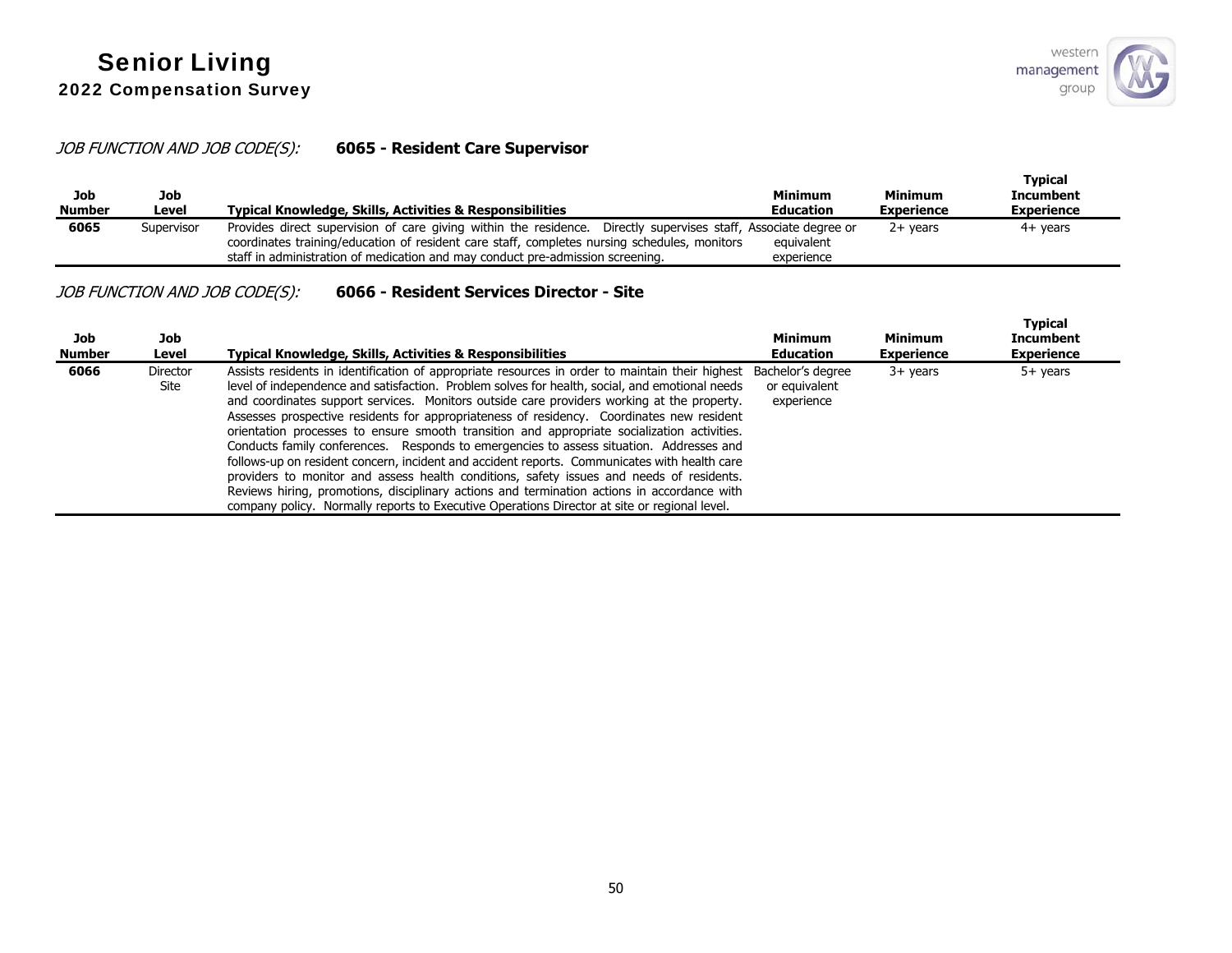*JOB FUNCTION AND JOB CODE(S):* **6065 - Resident Care Supervisor**

| Job Number | Job Level | Typical Knowledge, Skills, Activities & Responsibilities | Minimum Education | Minimum Experience | Typical Incumbent Experience |
|---|---|---|---|---|---|
| **6065** | Supervisor | Provides direct supervision of care giving within the residence. Directly supervises staff, coordinates training/education of resident care staff, completes nursing schedules, monitors staff in administration of medication and may conduct pre-admission screening. | Associate degree or equivalent experience | 2+ years | 4+ years |

*JOB FUNCTION AND JOB CODE(S):* **6066 - Resident Services Director - Site**

| Job Number | Job Level | Typical Knowledge, Skills, Activities & Responsibilities | Minimum Education | Minimum Experience | Typical Incumbent Experience |
|---|---|---|---|---|---|
| **6066** | Director Site | Assists residents in identification of appropriate resources in order to maintain their highest level of independence and satisfaction. Problem solves for health, social, and emotional needs and coordinates support services. Monitors outside care providers working at the property. Assesses prospective residents for appropriateness of residency. Coordinates new resident orientation processes to ensure smooth transition and appropriate socialization activities. Conducts family conferences. Responds to emergencies to assess situation. Addresses and follows-up on resident concern, incident and accident reports. Communicates with health care providers to monitor and assess health conditions, safety issues and needs of residents. Reviews hiring, promotions, disciplinary actions and termination actions in accordance with company policy. Normally reports to Executive Operations Director at site or regional level. | Bachelor's degree or equivalent experience | 3+ years | 5+ years |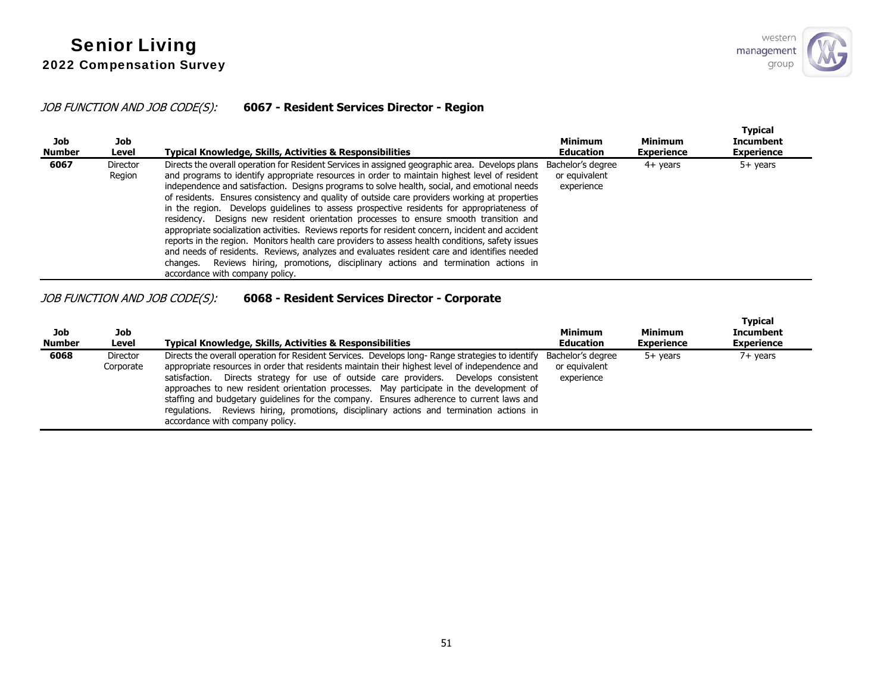*JOB FUNCTION AND JOB CODE(S):* **6067 - Resident Services Director - Region**

| Job Number | Job Level | Typical Knowledge, Skills, Activities & Responsibilities | Minimum Education | Minimum Experience | Typical Incumbent Experience |
|---|---|---|---|---|---|
| **6067** | Director Region | Directs the overall operation for Resident Services in assigned geographic area. Develops plans and programs to identify appropriate resources in order to maintain highest level of resident independence and satisfaction. Designs programs to solve health, social, and emotional needs of residents. Ensures consistency and quality of outside care providers working at properties in the region. Develops guidelines to assess prospective residents for appropriateness of residency. Designs new resident orientation processes to ensure smooth transition and appropriate socialization activities. Reviews reports for resident concern, incident and accident reports in the region. Monitors health care providers to assess health conditions, safety issues and needs of residents. Reviews, analyzes and evaluates resident care and identifies needed changes. Reviews hiring, promotions, disciplinary actions and termination actions in accordance with company policy. | Bachelor's degree or equivalent experience | 4+ years | 5+ years |

*JOB FUNCTION AND JOB CODE(S):* **6068 - Resident Services Director - Corporate**

| Job Number | Job Level | Typical Knowledge, Skills, Activities & Responsibilities | Minimum Education | Minimum Experience | Typical Incumbent Experience |
|---|---|---|---|---|---|
| **6068** | Director Corporate | Directs the overall operation for Resident Services. Develops long- Range strategies to identify appropriate resources in order that residents maintain their highest level of independence and satisfaction. Directs strategy for use of outside care providers. Develops consistent approaches to new resident orientation processes. May participate in the development of staffing and budgetary guidelines for the company. Ensures adherence to current laws and regulations. Reviews hiring, promotions, disciplinary actions and termination actions in accordance with company policy. | Bachelor's degree or equivalent experience | 5+ years | 7+ years |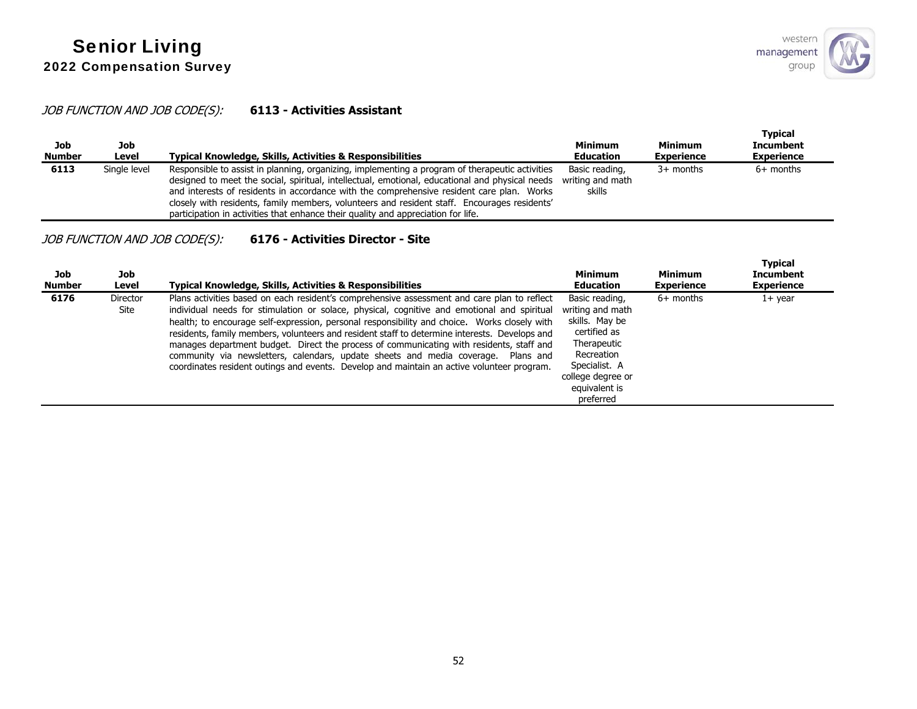# Senior Living

## 2022 Compensation Survey

*JOB FUNCTION AND JOB CODE(S):* **6113 - Activities Assistant**

| Job Number | Job Level | Typical Knowledge, Skills, Activities & Responsibilities | Minimum Education | Minimum Experience | Typical Incumbent Experience |
|---|---|---|---|---|---|
| **6113** | Single level | Responsible to assist in planning, organizing, implementing a program of therapeutic activities designed to meet the social, spiritual, intellectual, emotional, educational and physical needs and interests of residents in accordance with the comprehensive resident care plan. Works closely with residents, family members, volunteers and resident staff. Encourages residents' participation in activities that enhance their quality and appreciation for life. | Basic reading, writing and math skills | 3+ months | 6+ months |

*JOB FUNCTION AND JOB CODE(S):* **6176 - Activities Director - Site**

| Job Number | Job Level | Typical Knowledge, Skills, Activities & Responsibilities | Minimum Education | Minimum Experience | Typical Incumbent Experience |
|---|---|---|---|---|---|
| **6176** | Director Site | Plans activities based on each resident's comprehensive assessment and care plan to reflect individual needs for stimulation or solace, physical, cognitive and emotional and spiritual health; to encourage self-expression, personal responsibility and choice. Works closely with residents, family members, volunteers and resident staff to determine interests. Develops and manages department budget. Direct the process of communicating with residents, staff and community via newsletters, calendars, update sheets and media coverage. Plans and coordinates resident outings and events. Develop and maintain an active volunteer program. | Basic reading, writing and math skills. May be certified as Therapeutic Recreation Specialist. A college degree or equivalent is preferred | 6+ months | 1+ year |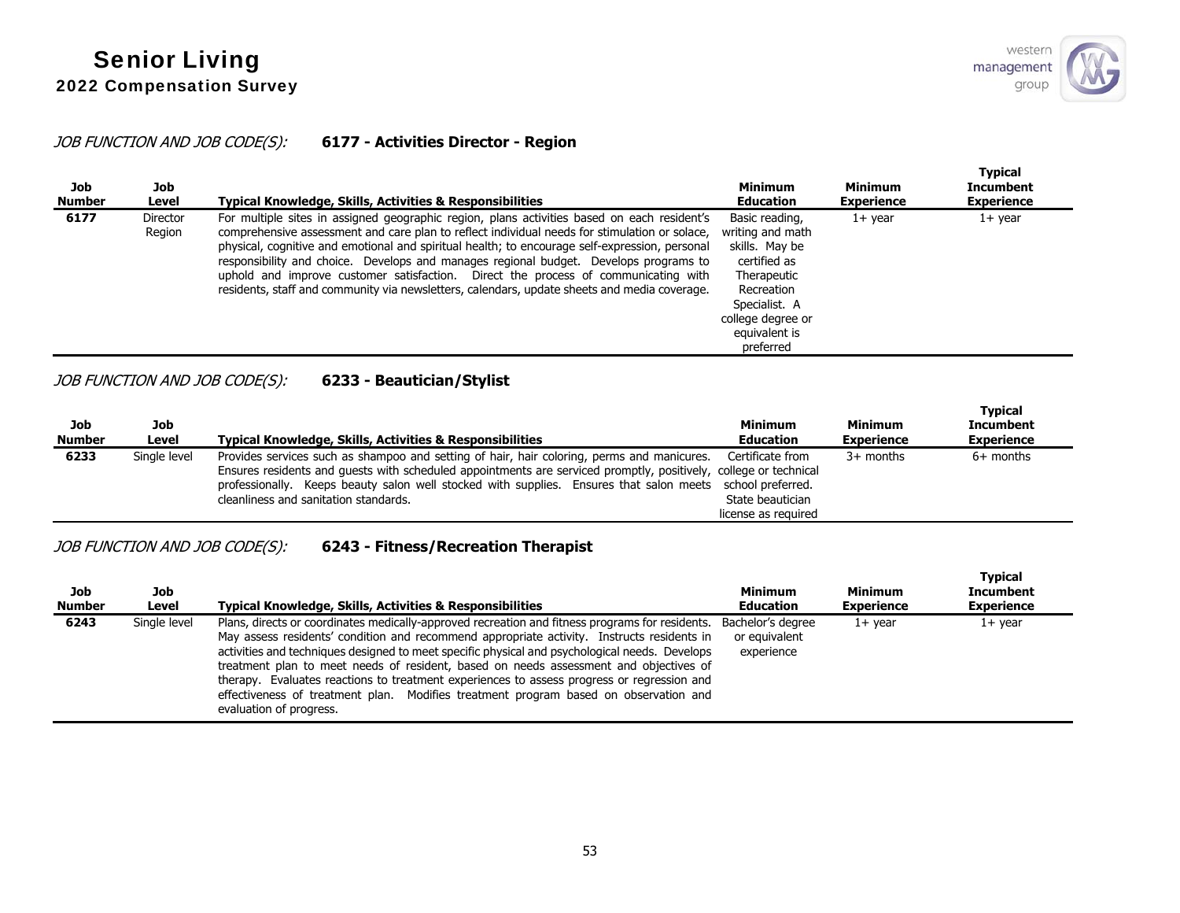*JOB FUNCTION AND JOB CODE(S):* **6177 - Activities Director - Region**

| Job Number | Job Level | Typical Knowledge, Skills, Activities & Responsibilities | Minimum Education | Minimum Experience | Typical Incumbent Experience |
|---|---|---|---|---|---|
| **6177** | Director Region | For multiple sites in assigned geographic region, plans activities based on each resident's comprehensive assessment and care plan to reflect individual needs for stimulation or solace, physical, cognitive and emotional and spiritual health; to encourage self-expression, personal responsibility and choice. Develops and manages regional budget. Develops programs to uphold and improve customer satisfaction. Direct the process of communicating with residents, staff and community via newsletters, calendars, update sheets and media coverage. | Basic reading, writing and math skills. May be certified as Therapeutic Recreation Specialist. A college degree or equivalent is preferred | 1+ year | 1+ year |

*JOB FUNCTION AND JOB CODE(S):* **6233 - Beautician/Stylist**

| Job Number | Job Level | Typical Knowledge, Skills, Activities & Responsibilities | Minimum Education | Minimum Experience | Typical Incumbent Experience |
|---|---|---|---|---|---|
| **6233** | Single level | Provides services such as shampoo and setting of hair, hair coloring, perms and manicures. Ensures residents and guests with scheduled appointments are serviced promptly, positively, professionally. Keeps beauty salon well stocked with supplies. Ensures that salon meets cleanliness and sanitation standards. | Certificate from college or technical school preferred. State beautician license as required | 3+ months | 6+ months |

*JOB FUNCTION AND JOB CODE(S):* **6243 - Fitness/Recreation Therapist**

| Job Number | Job Level | Typical Knowledge, Skills, Activities & Responsibilities | Minimum Education | Minimum Experience | Typical Incumbent Experience |
|---|---|---|---|---|---|
| **6243** | Single level | Plans, directs or coordinates medically-approved recreation and fitness programs for residents. May assess residents' condition and recommend appropriate activity. Instructs residents in activities and techniques designed to meet specific physical and psychological needs. Develops treatment plan to meet needs of resident, based on needs assessment and objectives of therapy. Evaluates reactions to treatment experiences to assess progress or regression and effectiveness of treatment plan. Modifies treatment program based on observation and evaluation of progress. | Bachelor's degree or equivalent experience | 1+ year | 1+ year |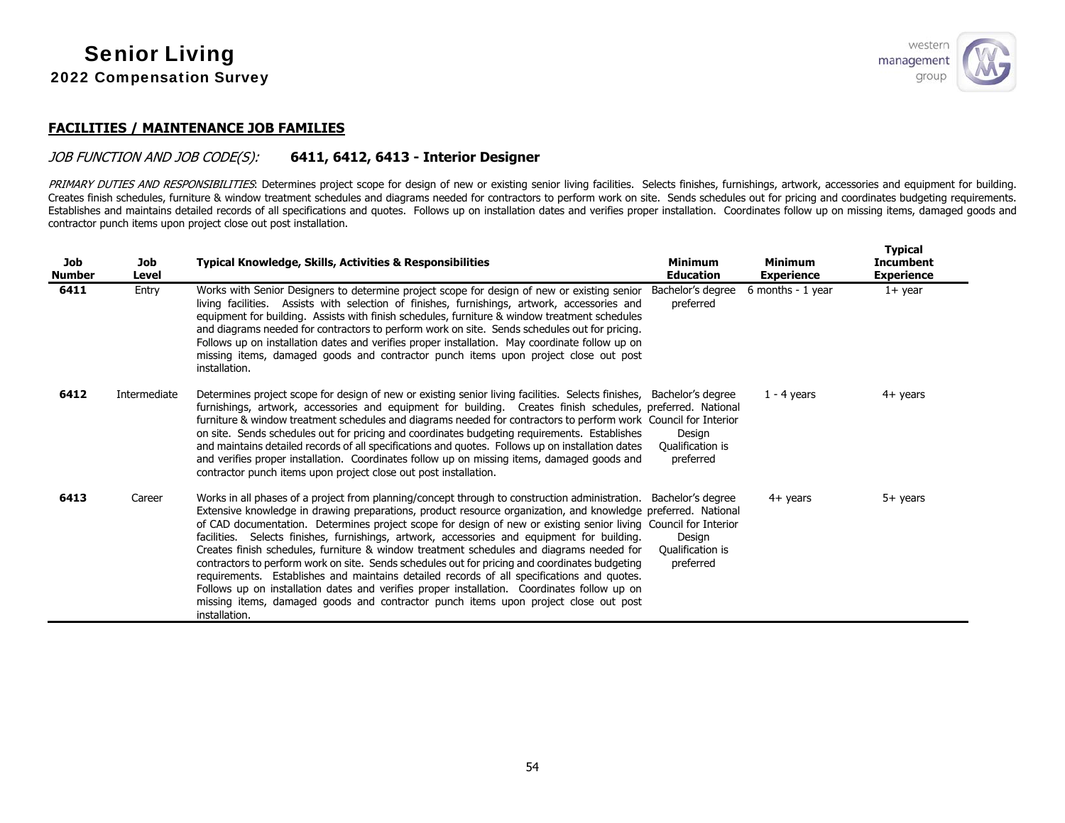## FACILITIES / MAINTENANCE JOB FAMILIES

*JOB FUNCTION AND JOB CODE(S):* **6411, 6412, 6413 - Interior Designer**

*PRIMARY DUTIES AND RESPONSIBILITIES*: Determines project scope for design of new or existing senior living facilities. Selects finishes, furnishings, artwork, accessories and equipment for building. Creates finish schedules, furniture & window treatment schedules and diagrams needed for contractors to perform work on site. Sends schedules out for pricing and coordinates budgeting requirements. Establishes and maintains detailed records of all specifications and quotes. Follows up on installation dates and verifies proper installation. Coordinates follow up on missing items, damaged goods and contractor punch items upon project close out post installation.

| Job Number | Job Level | Typical Knowledge, Skills, Activities & Responsibilities | Minimum Education | Minimum Experience | Typical Incumbent Experience |
|---|---|---|---|---|---|
| **6411** | Entry | Works with Senior Designers to determine project scope for design of new or existing senior living facilities. Assists with selection of finishes, furnishings, artwork, accessories and equipment for building. Assists with finish schedules, furniture & window treatment schedules and diagrams needed for contractors to perform work on site. Sends schedules out for pricing. Follows up on installation dates and verifies proper installation. May coordinate follow up on missing items, damaged goods and contractor punch items upon project close out post installation. | Bachelor's degree preferred | 6 months - 1 year | 1+ year |
| **6412** | Intermediate | Determines project scope for design of new or existing senior living facilities. Selects finishes, furnishings, artwork, accessories and equipment for building. Creates finish schedules, furniture & window treatment schedules and diagrams needed for contractors to perform work on site. Sends schedules out for pricing and coordinates budgeting requirements. Establishes and maintains detailed records of all specifications and quotes. Follows up on installation dates and verifies proper installation. Coordinates follow up on missing items, damaged goods and contractor punch items upon project close out post installation. | Bachelor's degree preferred. National Council for Interior Design Qualification is preferred | 1 - 4 years | 4+ years |
| **6413** | Career | Works in all phases of a project from planning/concept through to construction administration. Extensive knowledge in drawing preparations, product resource organization, and knowledge of CAD documentation. Determines project scope for design of new or existing senior living facilities. Selects finishes, furnishings, artwork, accessories and equipment for building. Creates finish schedules, furniture & window treatment schedules and diagrams needed for contractors to perform work on site. Sends schedules out for pricing and coordinates budgeting requirements. Establishes and maintains detailed records of all specifications and quotes. Follows up on installation dates and verifies proper installation. Coordinates follow up on missing items, damaged goods and contractor punch items upon project close out post installation. | Bachelor's degree preferred. National Council for Interior Design Qualification is preferred | 4+ years | 5+ years |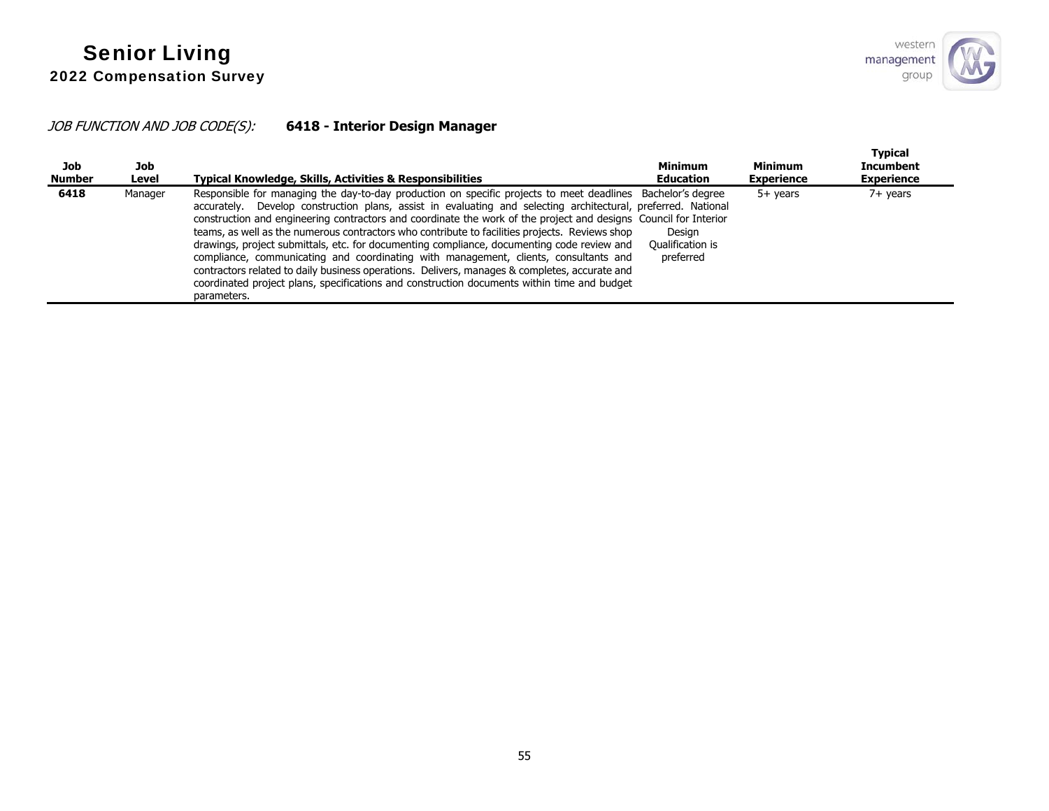# Senior Living
## 2022 Compensation Survey

*JOB FUNCTION AND JOB CODE(S):* **6418 - Interior Design Manager**

| Job Number | Job Level | Typical Knowledge, Skills, Activities & Responsibilities | Minimum Education | Minimum Experience | Typical Incumbent Experience |
|---|---|---|---|---|---|
| **6418** | Manager | Responsible for managing the day-to-day production on specific projects to meet deadlines accurately. Develop construction plans, assist in evaluating and selecting architectural, construction and engineering contractors and coordinate the work of the project and designs teams, as well as the numerous contractors who contribute to facilities projects. Reviews shop drawings, project submittals, etc. for documenting compliance, documenting code review and compliance, communicating and coordinating with management, clients, consultants and contractors related to daily business operations. Delivers, manages & completes, accurate and coordinated project plans, specifications and construction documents within time and budget parameters. | Bachelor's degree preferred. National Council for Interior Design Qualification is preferred | 5+ years | 7+ years |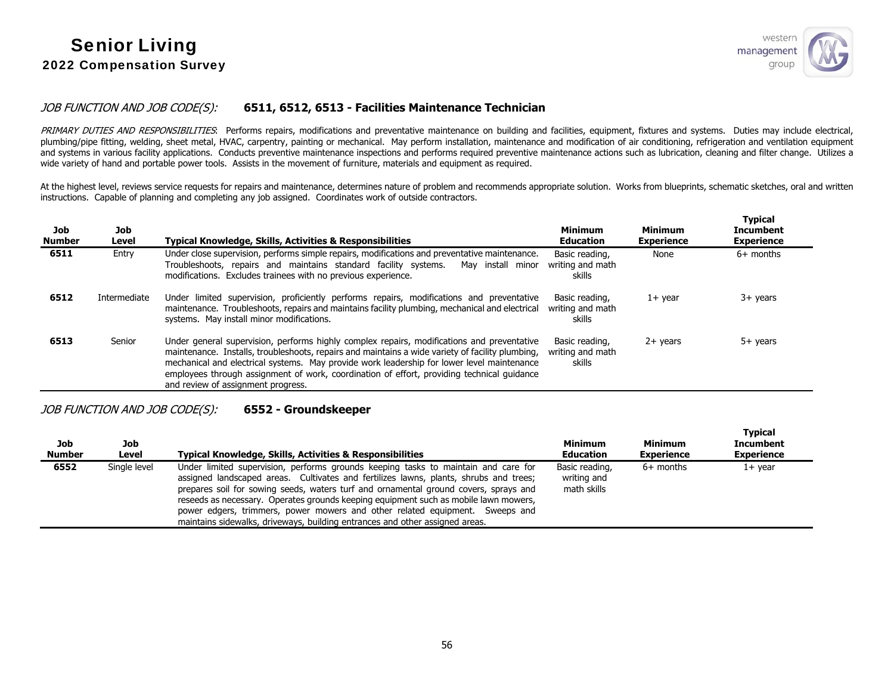*JOB FUNCTION AND JOB CODE(S):* **6511, 6512, 6513 - Facilities Maintenance Technician**

*PRIMARY DUTIES AND RESPONSIBILITIES*: Performs repairs, modifications and preventative maintenance on building and facilities, equipment, fixtures and systems. Duties may include electrical, plumbing/pipe fitting, welding, sheet metal, HVAC, carpentry, painting or mechanical. May perform installation, maintenance and modification of air conditioning, refrigeration and ventilation equipment and systems in various facility applications. Conducts preventive maintenance inspections and performs required preventive maintenance actions such as lubrication, cleaning and filter change. Utilizes a wide variety of hand and portable power tools. Assists in the movement of furniture, materials and equipment as required.

At the highest level, reviews service requests for repairs and maintenance, determines nature of problem and recommends appropriate solution. Works from blueprints, schematic sketches, oral and written instructions. Capable of planning and completing any job assigned. Coordinates work of outside contractors.

| Job Number | Job Level | Typical Knowledge, Skills, Activities & Responsibilities | Minimum Education | Minimum Experience | Typical Incumbent Experience |
|---|---|---|---|---|---|
| **6511** | Entry | Under close supervision, performs simple repairs, modifications and preventative maintenance. Troubleshoots, repairs and maintains standard facility systems. May install minor modifications. Excludes trainees with no previous experience. | Basic reading, writing and math skills | None | 6+ months |
| **6512** | Intermediate | Under limited supervision, proficiently performs repairs, modifications and preventative maintenance. Troubleshoots, repairs and maintains facility plumbing, mechanical and electrical systems. May install minor modifications. | Basic reading, writing and math skills | 1+ year | 3+ years |
| **6513** | Senior | Under general supervision, performs highly complex repairs, modifications and preventative maintenance. Installs, troubleshoots, repairs and maintains a wide variety of facility plumbing, mechanical and electrical systems. May provide work leadership for lower level maintenance employees through assignment of work, coordination of effort, providing technical guidance and review of assignment progress. | Basic reading, writing and math skills | 2+ years | 5+ years |

*JOB FUNCTION AND JOB CODE(S):* **6552 - Groundskeeper**

| Job Number | Job Level | Typical Knowledge, Skills, Activities & Responsibilities | Minimum Education | Minimum Experience | Typical Incumbent Experience |
|---|---|---|---|---|---|
| **6552** | Single level | Under limited supervision, performs grounds keeping tasks to maintain and care for assigned landscaped areas. Cultivates and fertilizes lawns, plants, shrubs and trees; prepares soil for sowing seeds, waters turf and ornamental ground covers, sprays and reseeds as necessary. Operates grounds keeping equipment such as mobile lawn mowers, power edgers, trimmers, power mowers and other related equipment. Sweeps and maintains sidewalks, driveways, building entrances and other assigned areas. | Basic reading, writing and math skills | 6+ months | 1+ year |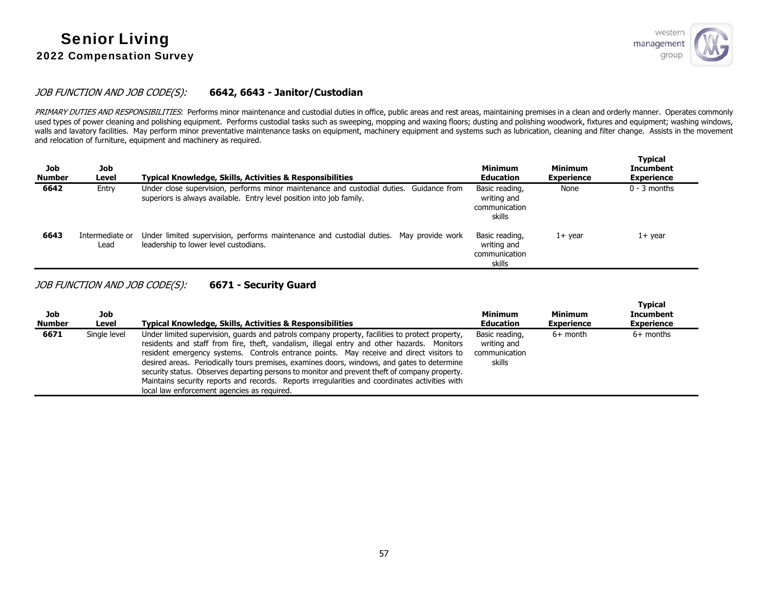*JOB FUNCTION AND JOB CODE(S):* **6642, 6643 - Janitor/Custodian**

*PRIMARY DUTIES AND RESPONSIBILITIES*: Performs minor maintenance and custodial duties in office, public areas and rest areas, maintaining premises in a clean and orderly manner. Operates commonly used types of power cleaning and polishing equipment. Performs custodial tasks such as sweeping, mopping and waxing floors; dusting and polishing woodwork, fixtures and equipment; washing windows, walls and lavatory facilities. May perform minor preventative maintenance tasks on equipment, machinery equipment and systems such as lubrication, cleaning and filter change. Assists in the movement and relocation of furniture, equipment and machinery as required.

| Job Number | Job Level | Typical Knowledge, Skills, Activities & Responsibilities | Minimum Education | Minimum Experience | Typical Incumbent Experience |
|---|---|---|---|---|---|
| **6642** | Entry | Under close supervision, performs minor maintenance and custodial duties. Guidance from superiors is always available. Entry level position into job family. | Basic reading, writing and communication skills | None | 0 - 3 months |
| **6643** | Intermediate or Lead | Under limited supervision, performs maintenance and custodial duties. May provide work leadership to lower level custodians. | Basic reading, writing and communication skills | 1+ year | 1+ year |

*JOB FUNCTION AND JOB CODE(S):* **6671 - Security Guard**

| Job Number | Job Level | Typical Knowledge, Skills, Activities & Responsibilities | Minimum Education | Minimum Experience | Typical Incumbent Experience |
|---|---|---|---|---|---|
| **6671** | Single level | Under limited supervision, guards and patrols company property, facilities to protect property, residents and staff from fire, theft, vandalism, illegal entry and other hazards. Monitors resident emergency systems. Controls entrance points. May receive and direct visitors to desired areas. Periodically tours premises, examines doors, windows, and gates to determine security status. Observes departing persons to monitor and prevent theft of company property. Maintains security reports and records. Reports irregularities and coordinates activities with local law enforcement agencies as required. | Basic reading, writing and communication skills | 6+ month | 6+ months |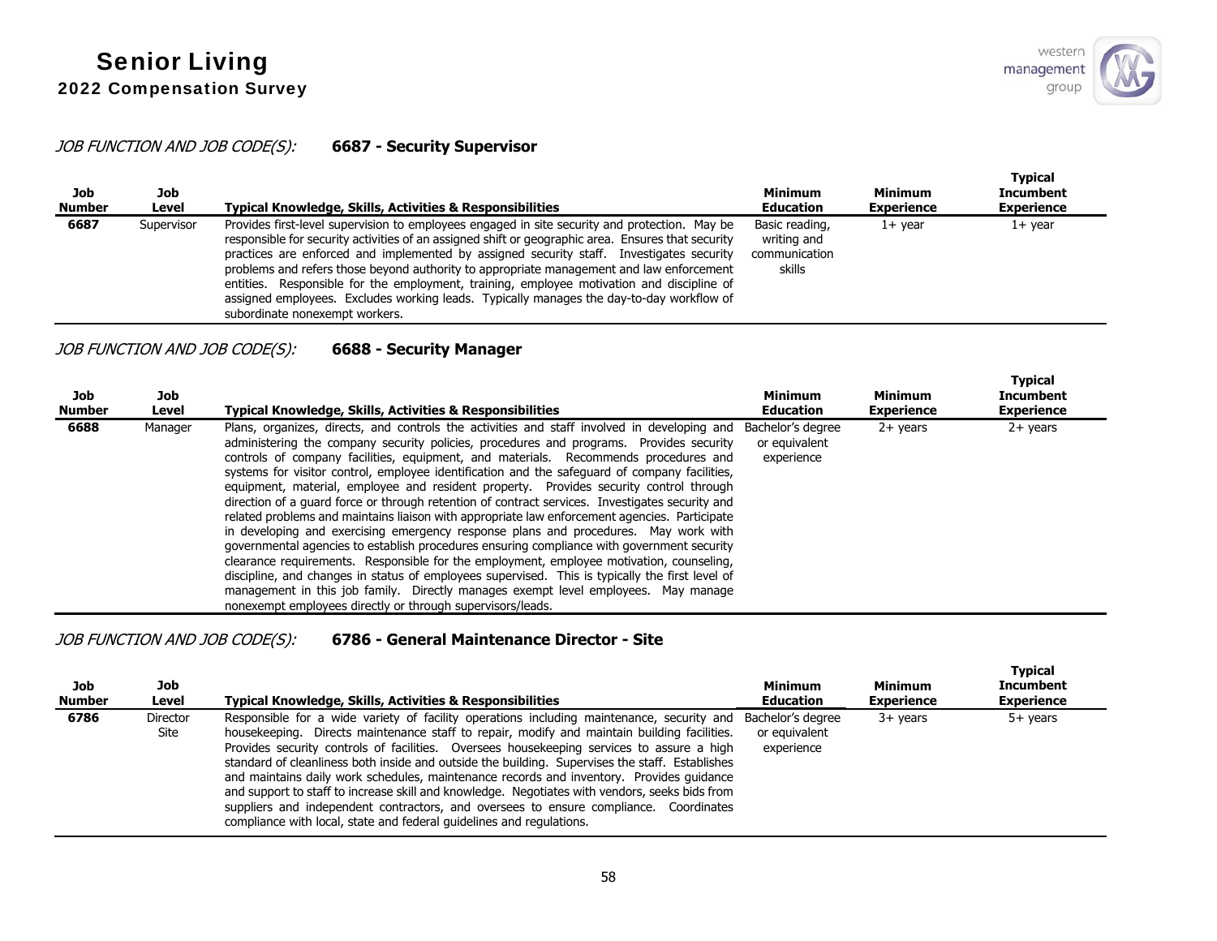*JOB FUNCTION AND JOB CODE(S):* **6687 - Security Supervisor**

| Job Number | Job Level | Typical Knowledge, Skills, Activities & Responsibilities | Minimum Education | Minimum Experience | Typical Incumbent Experience |
|---|---|---|---|---|---|
| 6687 | Supervisor | Provides first-level supervision to employees engaged in site security and protection. May be responsible for security activities of an assigned shift or geographic area. Ensures that security practices are enforced and implemented by assigned security staff. Investigates security problems and refers those beyond authority to appropriate management and law enforcement entities. Responsible for the employment, training, employee motivation and discipline of assigned employees. Excludes working leads. Typically manages the day-to-day workflow of subordinate nonexempt workers. | Basic reading, writing and communication skills | 1+ year | 1+ year |

*JOB FUNCTION AND JOB CODE(S):* **6688 - Security Manager**

| Job Number | Job Level | Typical Knowledge, Skills, Activities & Responsibilities | Minimum Education | Minimum Experience | Typical Incumbent Experience |
|---|---|---|---|---|---|
| 6688 | Manager | Plans, organizes, directs, and controls the activities and staff involved in developing and administering the company security policies, procedures and programs. Provides security controls of company facilities, equipment, and materials. Recommends procedures and systems for visitor control, employee identification and the safeguard of company facilities, equipment, material, employee and resident property. Provides security control through direction of a guard force or through retention of contract services. Investigates security and related problems and maintains liaison with appropriate law enforcement agencies. Participate in developing and exercising emergency response plans and procedures. May work with governmental agencies to establish procedures ensuring compliance with government security clearance requirements. Responsible for the employment, employee motivation, counseling, discipline, and changes in status of employees supervised. This is typically the first level of management in this job family. Directly manages exempt level employees. May manage nonexempt employees directly or through supervisors/leads. | Bachelor's degree or equivalent experience | 2+ years | 2+ years |

*JOB FUNCTION AND JOB CODE(S):* **6786 - General Maintenance Director - Site**

| Job Number | Job Level | Typical Knowledge, Skills, Activities & Responsibilities | Minimum Education | Minimum Experience | Typical Incumbent Experience |
|---|---|---|---|---|---|
| 6786 | Director Site | Responsible for a wide variety of facility operations including maintenance, security and housekeeping. Directs maintenance staff to repair, modify and maintain building facilities. Provides security controls of facilities. Oversees housekeeping services to assure a high standard of cleanliness both inside and outside the building. Supervises the staff. Establishes and maintains daily work schedules, maintenance records and inventory. Provides guidance and support to staff to increase skill and knowledge. Negotiates with vendors, seeks bids from suppliers and independent contractors, and oversees to ensure compliance. Coordinates compliance with local, state and federal guidelines and regulations. | Bachelor's degree or equivalent experience | 3+ years | 5+ years |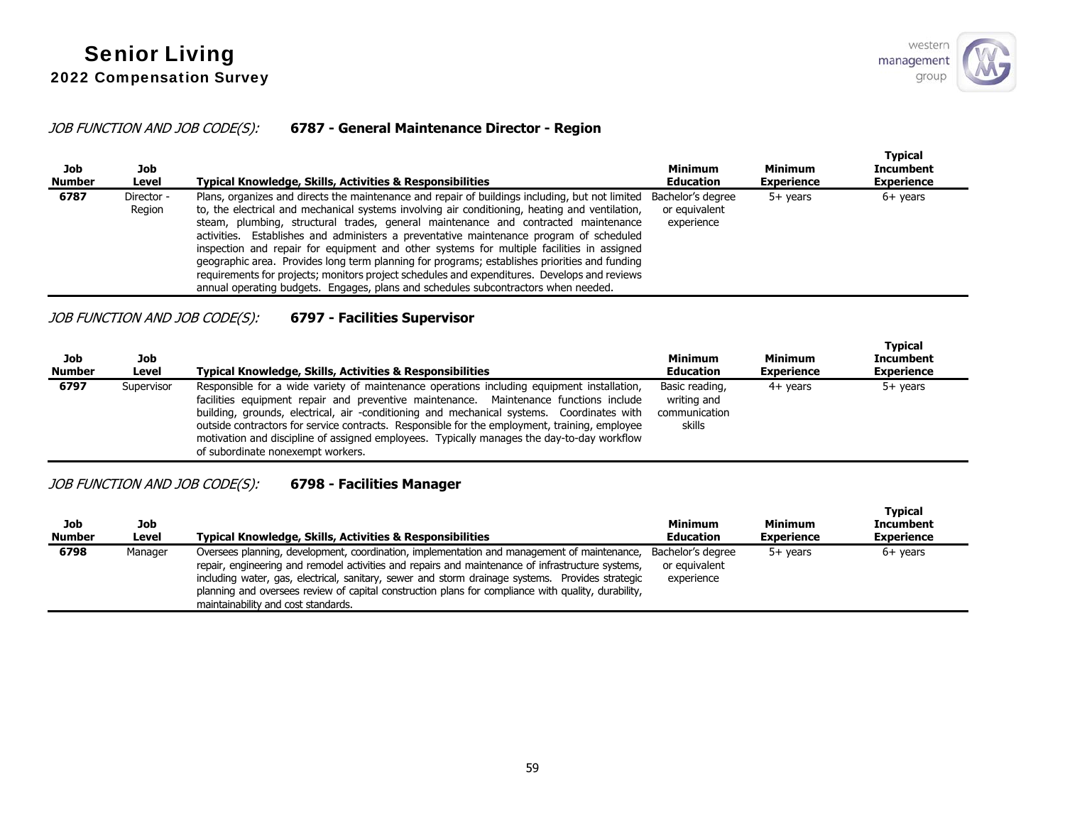*JOB FUNCTION AND JOB CODE(S):* **6787 - General Maintenance Director - Region**

| Job Number | Job Level | Typical Knowledge, Skills, Activities & Responsibilities | Minimum Education | Minimum Experience | Typical Incumbent Experience |
|---|---|---|---|---|---|
| **6787** | Director - Region | Plans, organizes and directs the maintenance and repair of buildings including, but not limited to, the electrical and mechanical systems involving air conditioning, heating and ventilation, steam, plumbing, structural trades, general maintenance and contracted maintenance activities. Establishes and administers a preventative maintenance program of scheduled inspection and repair for equipment and other systems for multiple facilities in assigned geographic area. Provides long term planning for programs; establishes priorities and funding requirements for projects; monitors project schedules and expenditures. Develops and reviews annual operating budgets. Engages, plans and schedules subcontractors when needed. | Bachelor's degree or equivalent experience | 5+ years | 6+ years |

*JOB FUNCTION AND JOB CODE(S):* **6797 - Facilities Supervisor**

| Job Number | Job Level | Typical Knowledge, Skills, Activities & Responsibilities | Minimum Education | Minimum Experience | Typical Incumbent Experience |
|---|---|---|---|---|---|
| **6797** | Supervisor | Responsible for a wide variety of maintenance operations including equipment installation, facilities equipment repair and preventive maintenance. Maintenance functions include building, grounds, electrical, air -conditioning and mechanical systems. Coordinates with outside contractors for service contracts. Responsible for the employment, training, employee motivation and discipline of assigned employees. Typically manages the day-to-day workflow of subordinate nonexempt workers. | Basic reading, writing and communication skills | 4+ years | 5+ years |

*JOB FUNCTION AND JOB CODE(S):* **6798 - Facilities Manager**

| Job Number | Job Level | Typical Knowledge, Skills, Activities & Responsibilities | Minimum Education | Minimum Experience | Typical Incumbent Experience |
|---|---|---|---|---|---|
| **6798** | Manager | Oversees planning, development, coordination, implementation and management of maintenance, repair, engineering and remodel activities and repairs and maintenance of infrastructure systems, including water, gas, electrical, sanitary, sewer and storm drainage systems. Provides strategic planning and oversees review of capital construction plans for compliance with quality, durability, maintainability and cost standards. | Bachelor's degree or equivalent experience | 5+ years | 6+ years |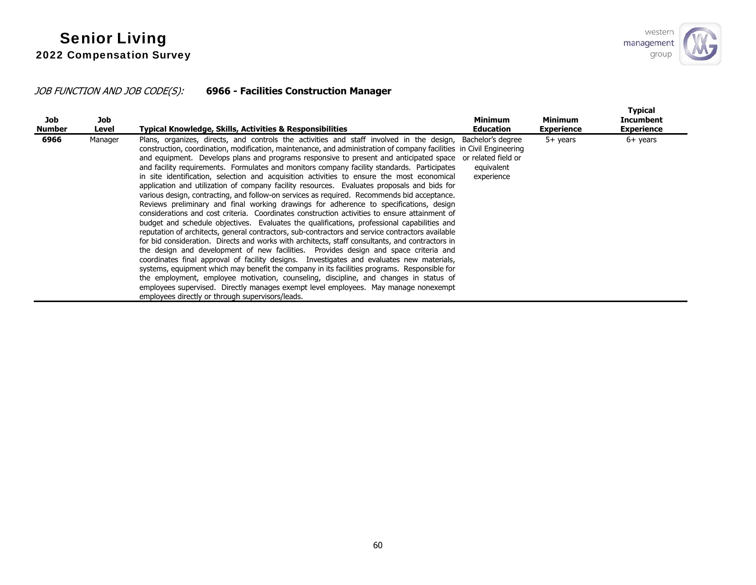# Senior Living

## 2022 Compensation Survey

*JOB FUNCTION AND JOB CODE(S):* **6966 - Facilities Construction Manager**

| Job Number | Job Level | Typical Knowledge, Skills, Activities & Responsibilities | Minimum Education | Minimum Experience | Typical Incumbent Experience |
|---|---|---|---|---|---|
| **6966** | Manager | Plans, organizes, directs, and controls the activities and staff involved in the design, construction, coordination, modification, maintenance, and administration of company facilities and equipment. Develops plans and programs responsive to present and anticipated space and facility requirements. Formulates and monitors company facility standards. Participates in site identification, selection and acquisition activities to ensure the most economical application and utilization of company facility resources. Evaluates proposals and bids for various design, contracting, and follow-on services as required. Recommends bid acceptance. Reviews preliminary and final working drawings for adherence to specifications, design considerations and cost criteria. Coordinates construction activities to ensure attainment of budget and schedule objectives. Evaluates the qualifications, professional capabilities and reputation of architects, general contractors, sub-contractors and service contractors available for bid consideration. Directs and works with architects, staff consultants, and contractors in the design and development of new facilities. Provides design and space criteria and coordinates final approval of facility designs. Investigates and evaluates new materials, systems, equipment which may benefit the company in its facilities programs. Responsible for the employment, employee motivation, counseling, discipline, and changes in status of employees supervised. Directly manages exempt level employees. May manage nonexempt employees directly or through supervisors/leads. | Bachelor's degree in Civil Engineering or related field or equivalent experience | 5+ years | 6+ years |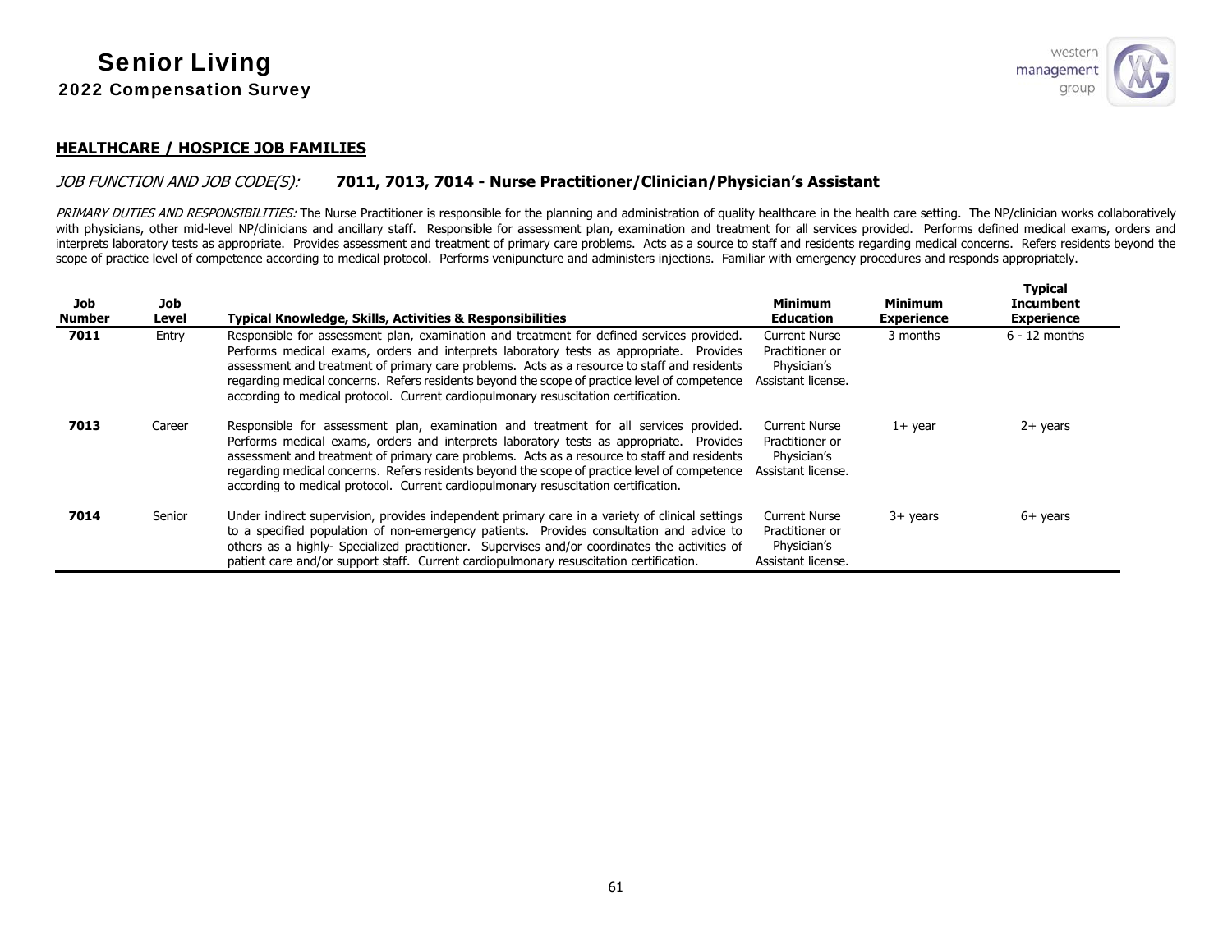## HEALTHCARE / HOSPICE JOB FAMILIES

*JOB FUNCTION AND JOB CODE(S):* **7011, 7013, 7014 - Nurse Practitioner/Clinician/Physician's Assistant**

*PRIMARY DUTIES AND RESPONSIBILITIES:* The Nurse Practitioner is responsible for the planning and administration of quality healthcare in the health care setting. The NP/clinician works collaboratively with physicians, other mid-level NP/clinicians and ancillary staff. Responsible for assessment plan, examination and treatment for all services provided. Performs defined medical exams, orders and interprets laboratory tests as appropriate. Provides assessment and treatment of primary care problems. Acts as a source to staff and residents regarding medical concerns. Refers residents beyond the scope of practice level of competence according to medical protocol. Performs venipuncture and administers injections. Familiar with emergency procedures and responds appropriately.

| Job Number | Job Level | Typical Knowledge, Skills, Activities & Responsibilities | Minimum Education | Minimum Experience | Typical Incumbent Experience |
|---|---|---|---|---|---|
| **7011** | Entry | Responsible for assessment plan, examination and treatment for defined services provided. Performs medical exams, orders and interprets laboratory tests as appropriate. Provides assessment and treatment of primary care problems. Acts as a resource to staff and residents regarding medical concerns. Refers residents beyond the scope of practice level of competence according to medical protocol. Current cardiopulmonary resuscitation certification. | Current Nurse Practitioner or Physician's Assistant license. | 3 months | 6 - 12 months |
| **7013** | Career | Responsible for assessment plan, examination and treatment for all services provided. Performs medical exams, orders and interprets laboratory tests as appropriate. Provides assessment and treatment of primary care problems. Acts as a resource to staff and residents regarding medical concerns. Refers residents beyond the scope of practice level of competence according to medical protocol. Current cardiopulmonary resuscitation certification. | Current Nurse Practitioner or Physician's Assistant license. | 1+ year | 2+ years |
| **7014** | Senior | Under indirect supervision, provides independent primary care in a variety of clinical settings to a specified population of non-emergency patients. Provides consultation and advice to others as a highly- Specialized practitioner. Supervises and/or coordinates the activities of patient care and/or support staff. Current cardiopulmonary resuscitation certification. | Current Nurse Practitioner or Physician's Assistant license. | 3+ years | 6+ years |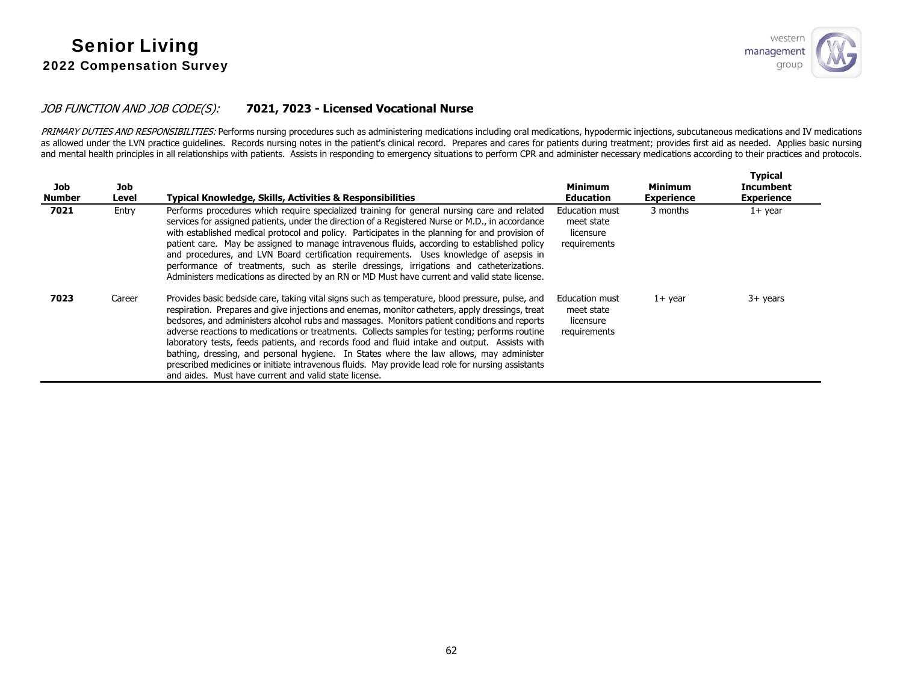*JOB FUNCTION AND JOB CODE(S):* **7021, 7023 - Licensed Vocational Nurse**

*PRIMARY DUTIES AND RESPONSIBILITIES:* Performs nursing procedures such as administering medications including oral medications, hypodermic injections, subcutaneous medications and IV medications as allowed under the LVN practice guidelines. Records nursing notes in the patient's clinical record. Prepares and cares for patients during treatment; provides first aid as needed. Applies basic nursing and mental health principles in all relationships with patients. Assists in responding to emergency situations to perform CPR and administer necessary medications according to their practices and protocols.

| Job Number | Job Level | Typical Knowledge, Skills, Activities & Responsibilities | Minimum Education | Minimum Experience | Typical Incumbent Experience |
|---|---|---|---|---|---|
| **7021** | Entry | Performs procedures which require specialized training for general nursing care and related services for assigned patients, under the direction of a Registered Nurse or M.D., in accordance with established medical protocol and policy. Participates in the planning for and provision of patient care. May be assigned to manage intravenous fluids, according to established policy and procedures, and LVN Board certification requirements. Uses knowledge of asepsis in performance of treatments, such as sterile dressings, irrigations and catheterizations. Administers medications as directed by an RN or MD Must have current and valid state license. | Education must meet state licensure requirements | 3 months | 1+ year |
| **7023** | Career | Provides basic bedside care, taking vital signs such as temperature, blood pressure, pulse, and respiration. Prepares and give injections and enemas, monitor catheters, apply dressings, treat bedsores, and administers alcohol rubs and massages. Monitors patient conditions and reports adverse reactions to medications or treatments. Collects samples for testing; performs routine laboratory tests, feeds patients, and records food and fluid intake and output. Assists with bathing, dressing, and personal hygiene. In States where the law allows, may administer prescribed medicines or initiate intravenous fluids. May provide lead role for nursing assistants and aides. Must have current and valid state license. | Education must meet state licensure requirements | 1+ year | 3+ years |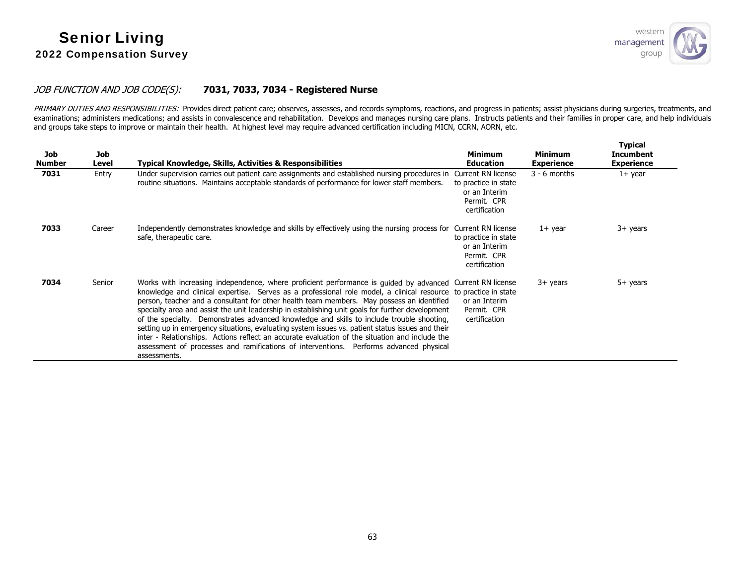*JOB FUNCTION AND JOB CODE(S):* **7031, 7033, 7034 - Registered Nurse**

*PRIMARY DUTIES AND RESPONSIBILITIES:* Provides direct patient care; observes, assesses, and records symptoms, reactions, and progress in patients; assist physicians during surgeries, treatments, and examinations; administers medications; and assists in convalescence and rehabilitation. Develops and manages nursing care plans. Instructs patients and their families in proper care, and help individuals and groups take steps to improve or maintain their health. At highest level may require advanced certification including MICN, CCRN, AORN, etc.

| Job Number | Job Level | Typical Knowledge, Skills, Activities & Responsibilities | Minimum Education | Minimum Experience | Typical Incumbent Experience |
|---|---|---|---|---|---|
| **7031** | Entry | Under supervision carries out patient care assignments and established nursing procedures in routine situations. Maintains acceptable standards of performance for lower staff members. | Current RN license to practice in state or an Interim Permit. CPR certification | 3 - 6 months | 1+ year |
| **7033** | Career | Independently demonstrates knowledge and skills by effectively using the nursing process for safe, therapeutic care. | Current RN license to practice in state or an Interim Permit. CPR certification | 1+ year | 3+ years |
| **7034** | Senior | Works with increasing independence, where proficient performance is guided by advanced knowledge and clinical expertise. Serves as a professional role model, a clinical resource person, teacher and a consultant for other health team members. May possess an identified specialty area and assist the unit leadership in establishing unit goals for further development of the specialty. Demonstrates advanced knowledge and skills to include trouble shooting, setting up in emergency situations, evaluating system issues vs. patient status issues and their inter - Relationships. Actions reflect an accurate evaluation of the situation and include the assessment of processes and ramifications of interventions. Performs advanced physical assessments. | Current RN license to practice in state or an Interim Permit. CPR certification | 3+ years | 5+ years |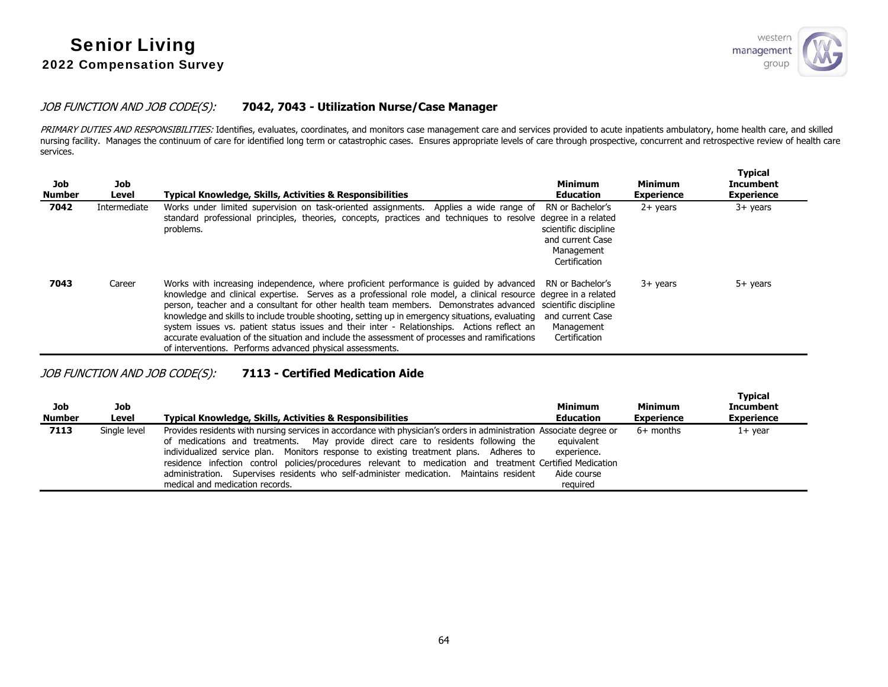*JOB FUNCTION AND JOB CODE(S):* **7042, 7043 - Utilization Nurse/Case Manager**

*PRIMARY DUTIES AND RESPONSIBILITIES:* Identifies, evaluates, coordinates, and monitors case management care and services provided to acute inpatients ambulatory, home health care, and skilled nursing facility. Manages the continuum of care for identified long term or catastrophic cases. Ensures appropriate levels of care through prospective, concurrent and retrospective review of health care services.

| Job Number | Job Level | Typical Knowledge, Skills, Activities & Responsibilities | Minimum Education | Minimum Experience | Typical Incumbent Experience |
|---|---|---|---|---|---|
| **7042** | Intermediate | Works under limited supervision on task-oriented assignments. Applies a wide range of standard professional principles, theories, concepts, practices and techniques to resolve problems. | RN or Bachelor's degree in a related scientific discipline and current Case Management Certification | 2+ years | 3+ years |
| **7043** | Career | Works with increasing independence, where proficient performance is guided by advanced knowledge and clinical expertise. Serves as a professional role model, a clinical resource person, teacher and a consultant for other health team members. Demonstrates advanced knowledge and skills to include trouble shooting, setting up in emergency situations, evaluating system issues vs. patient status issues and their inter - Relationships. Actions reflect an accurate evaluation of the situation and include the assessment of processes and ramifications of interventions. Performs advanced physical assessments. | RN or Bachelor's degree in a related scientific discipline and current Case Management Certification | 3+ years | 5+ years |

*JOB FUNCTION AND JOB CODE(S):* **7113 - Certified Medication Aide**

| Job Number | Job Level | Typical Knowledge, Skills, Activities & Responsibilities | Minimum Education | Minimum Experience | Typical Incumbent Experience |
|---|---|---|---|---|---|
| **7113** | Single level | Provides residents with nursing services in accordance with physician's orders in administration of medications and treatments. May provide direct care to residents following the individualized service plan. Monitors response to existing treatment plans. Adheres to residence infection control policies/procedures relevant to medication and treatment administration. Supervises residents who self-administer medication. Maintains resident medical and medication records. | Associate degree or equivalent experience. Certified Medication Aide course required | 6+ months | 1+ year |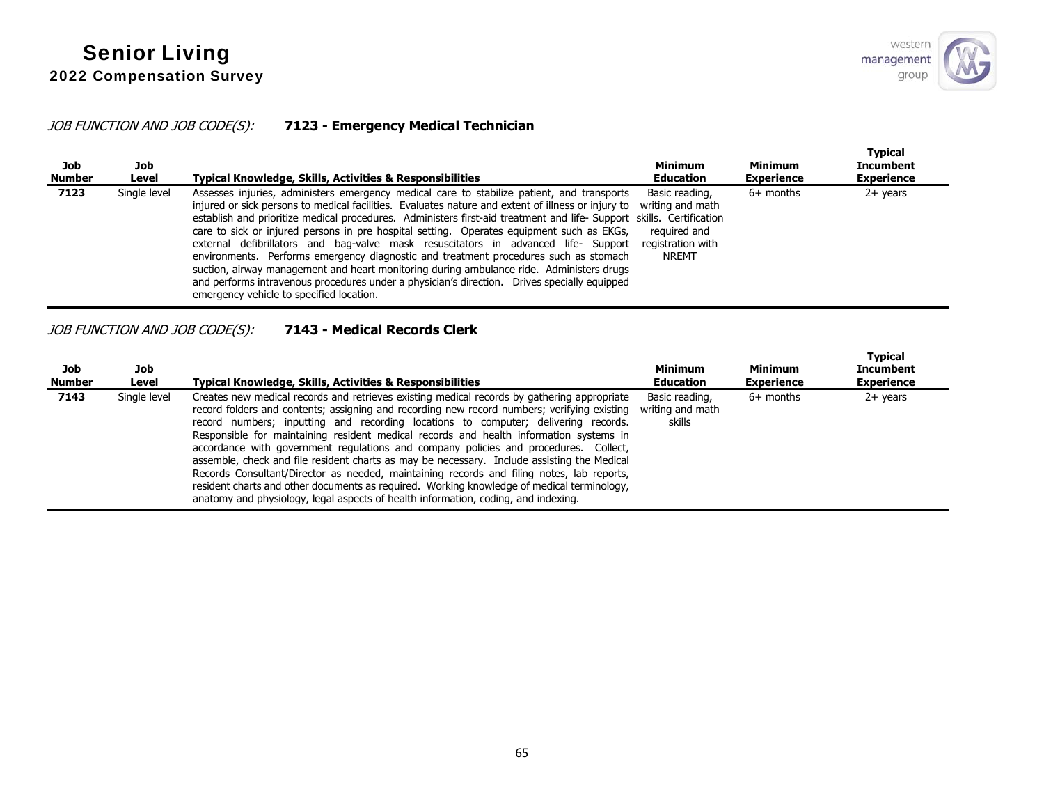*JOB FUNCTION AND JOB CODE(S):* **7123 - Emergency Medical Technician**

| Job Number | Job Level | Typical Knowledge, Skills, Activities & Responsibilities | Minimum Education | Minimum Experience | Typical Incumbent Experience |
|---|---|---|---|---|---|
| **7123** | Single level | Assesses injuries, administers emergency medical care to stabilize patient, and transports injured or sick persons to medical facilities. Evaluates nature and extent of illness or injury to establish and prioritize medical procedures. Administers first-aid treatment and life- Support care to sick or injured persons in pre hospital setting. Operates equipment such as EKGs, external defibrillators and bag-valve mask resuscitators in advanced life- Support environments. Performs emergency diagnostic and treatment procedures such as stomach suction, airway management and heart monitoring during ambulance ride. Administers drugs and performs intravenous procedures under a physician's direction. Drives specially equipped emergency vehicle to specified location. | Basic reading, writing and math skills. Certification required and registration with NREMT | 6+ months | 2+ years |

*JOB FUNCTION AND JOB CODE(S):* **7143 - Medical Records Clerk**

| Job Number | Job Level | Typical Knowledge, Skills, Activities & Responsibilities | Minimum Education | Minimum Experience | Typical Incumbent Experience |
|---|---|---|---|---|---|
| **7143** | Single level | Creates new medical records and retrieves existing medical records by gathering appropriate record folders and contents; assigning and recording new record numbers; verifying existing record numbers; inputting and recording locations to computer; delivering records. Responsible for maintaining resident medical records and health information systems in accordance with government regulations and company policies and procedures. Collect, assemble, check and file resident charts as may be necessary. Include assisting the Medical Records Consultant/Director as needed, maintaining records and filing notes, lab reports, resident charts and other documents as required. Working knowledge of medical terminology, anatomy and physiology, legal aspects of health information, coding, and indexing. | Basic reading, writing and math skills | 6+ months | 2+ years |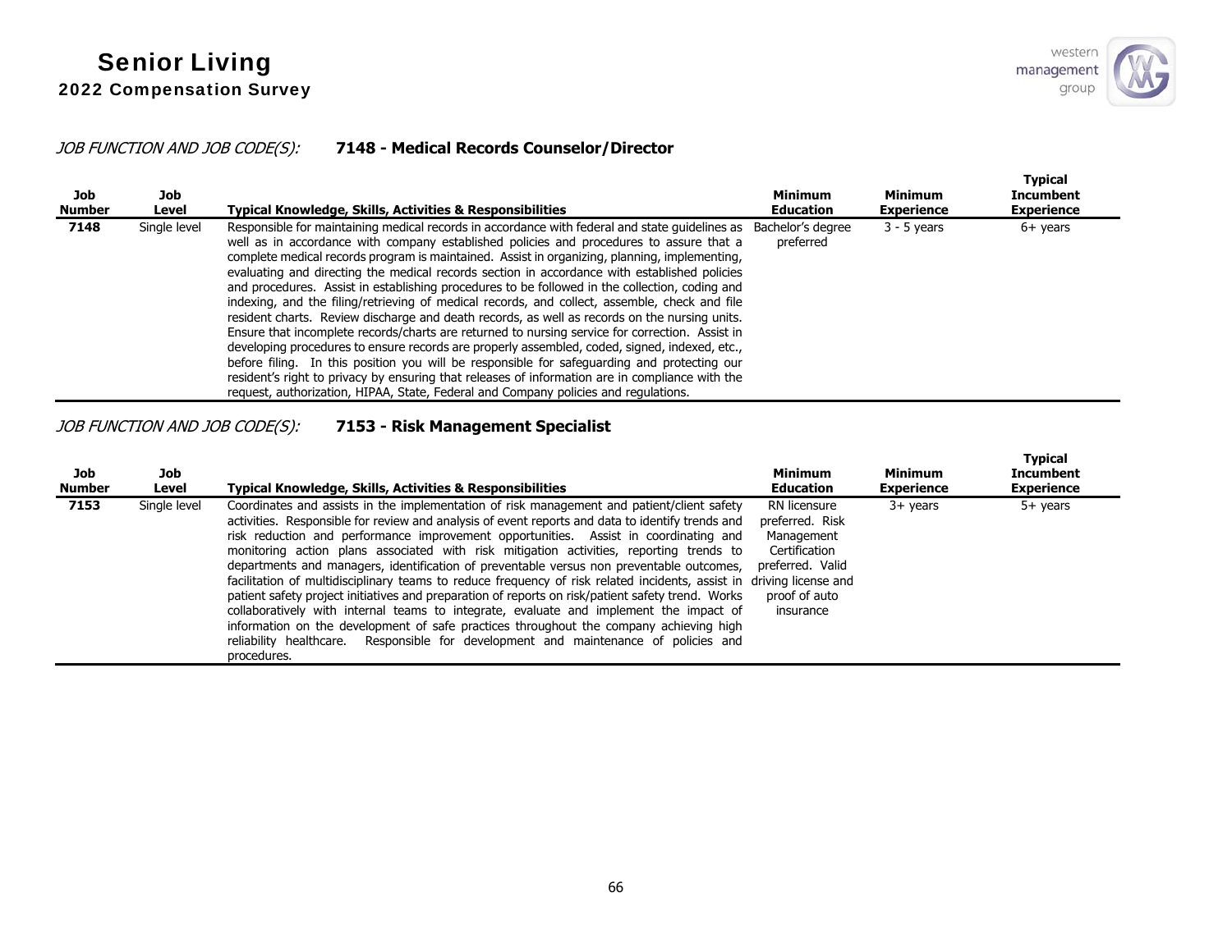*JOB FUNCTION AND JOB CODE(S):* **7148 - Medical Records Counselor/Director**

| Job Number | Job Level | Typical Knowledge, Skills, Activities & Responsibilities | Minimum Education | Minimum Experience | Typical Incumbent Experience |
|---|---|---|---|---|---|
| **7148** | Single level | Responsible for maintaining medical records in accordance with federal and state guidelines as well as in accordance with company established policies and procedures to assure that a complete medical records program is maintained. Assist in organizing, planning, implementing, evaluating and directing the medical records section in accordance with established policies and procedures. Assist in establishing procedures to be followed in the collection, coding and indexing, and the filing/retrieving of medical records, and collect, assemble, check and file resident charts. Review discharge and death records, as well as records on the nursing units. Ensure that incomplete records/charts are returned to nursing service for correction. Assist in developing procedures to ensure records are properly assembled, coded, signed, indexed, etc., before filing. In this position you will be responsible for safeguarding and protecting our resident's right to privacy by ensuring that releases of information are in compliance with the request, authorization, HIPAA, State, Federal and Company policies and regulations. | Bachelor's degree preferred | 3 - 5 years | 6+ years |

*JOB FUNCTION AND JOB CODE(S):* **7153 - Risk Management Specialist**

| Job Number | Job Level | Typical Knowledge, Skills, Activities & Responsibilities | Minimum Education | Minimum Experience | Typical Incumbent Experience |
|---|---|---|---|---|---|
| **7153** | Single level | Coordinates and assists in the implementation of risk management and patient/client safety activities. Responsible for review and analysis of event reports and data to identify trends and risk reduction and performance improvement opportunities. Assist in coordinating and monitoring action plans associated with risk mitigation activities, reporting trends to departments and managers, identification of preventable versus non preventable outcomes, facilitation of multidisciplinary teams to reduce frequency of risk related incidents, assist in patient safety project initiatives and preparation of reports on risk/patient safety trend. Works collaboratively with internal teams to integrate, evaluate and implement the impact of information on the development of safe practices throughout the company achieving high reliability healthcare. Responsible for development and maintenance of policies and procedures. | RN licensure preferred. Risk Management Certification preferred. Valid driving license and proof of auto insurance | 3+ years | 5+ years |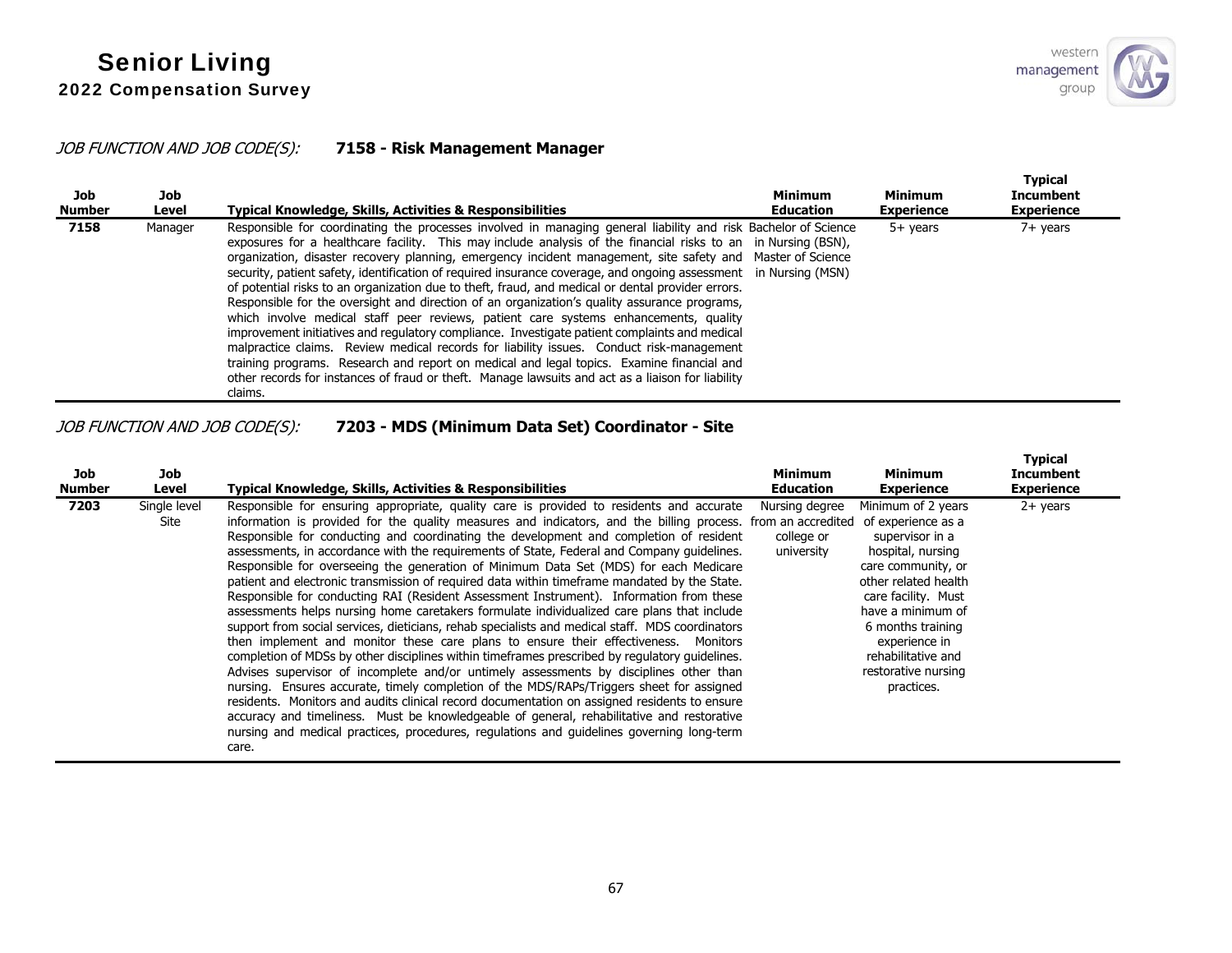*JOB FUNCTION AND JOB CODE(S):* **7158 - Risk Management Manager**

| Job Number | Job Level | Typical Knowledge, Skills, Activities & Responsibilities | Minimum Education | Minimum Experience | Typical Incumbent Experience |
|---|---|---|---|---|---|
| **7158** | Manager | Responsible for coordinating the processes involved in managing general liability and risk exposures for a healthcare facility. This may include analysis of the financial risks to an organization, disaster recovery planning, emergency incident management, site safety and security, patient safety, identification of required insurance coverage, and ongoing assessment of potential risks to an organization due to theft, fraud, and medical or dental provider errors. Responsible for the oversight and direction of an organization's quality assurance programs, which involve medical staff peer reviews, patient care systems enhancements, quality improvement initiatives and regulatory compliance. Investigate patient complaints and medical malpractice claims. Review medical records for liability issues. Conduct risk-management training programs. Research and report on medical and legal topics. Examine financial and other records for instances of fraud or theft. Manage lawsuits and act as a liaison for liability claims. | Bachelor of Science in Nursing (BSN), Master of Science in Nursing (MSN) | 5+ years | 7+ years |

*JOB FUNCTION AND JOB CODE(S):* **7203 - MDS (Minimum Data Set) Coordinator - Site**

| Job Number | Job Level | Typical Knowledge, Skills, Activities & Responsibilities | Minimum Education | Minimum Experience | Typical Incumbent Experience |
|---|---|---|---|---|---|
| **7203** | Single level Site | Responsible for ensuring appropriate, quality care is provided to residents and accurate information is provided for the quality measures and indicators, and the billing process. Responsible for conducting and coordinating the development and completion of resident assessments, in accordance with the requirements of State, Federal and Company guidelines. Responsible for overseeing the generation of Minimum Data Set (MDS) for each Medicare patient and electronic transmission of required data within timeframe mandated by the State. Responsible for conducting RAI (Resident Assessment Instrument). Information from these assessments helps nursing home caretakers formulate individualized care plans that include support from social services, dieticians, rehab specialists and medical staff. MDS coordinators then implement and monitor these care plans to ensure their effectiveness. Monitors completion of MDSs by other disciplines within timeframes prescribed by regulatory guidelines. Advises supervisor of incomplete and/or untimely assessments by disciplines other than nursing. Ensures accurate, timely completion of the MDS/RAPs/Triggers sheet for assigned residents. Monitors and audits clinical record documentation on assigned residents to ensure accuracy and timeliness. Must be knowledgeable of general, rehabilitative and restorative nursing and medical practices, procedures, regulations and guidelines governing long-term care. | Nursing degree from an accredited college or university | Minimum of 2 years of experience as a supervisor in a hospital, nursing care community, or other related health care facility. Must have a minimum of 6 months training experience in rehabilitative and restorative nursing practices. | 2+ years |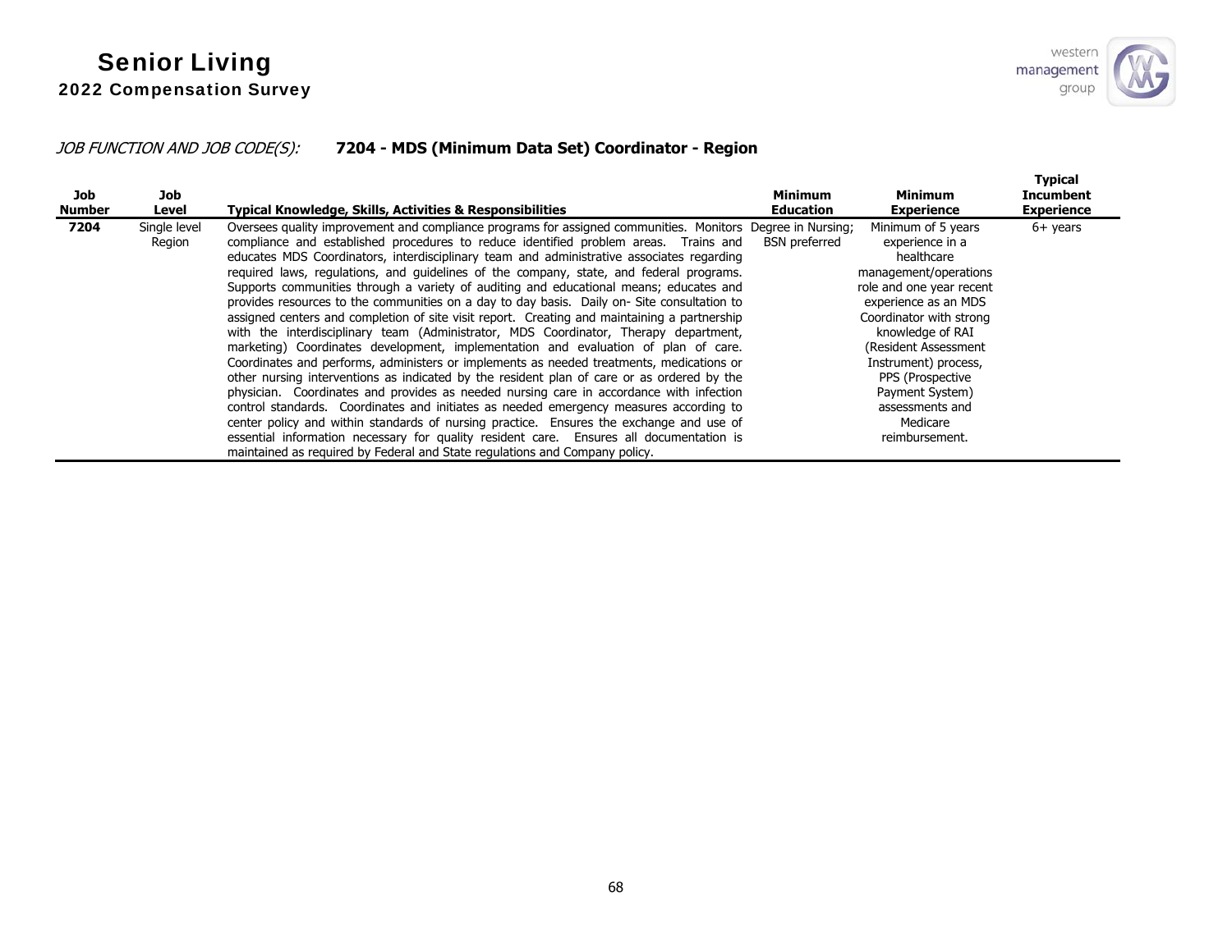# Senior Living
## 2022 Compensation Survey

*JOB FUNCTION AND JOB CODE(S):* **7204 - MDS (Minimum Data Set) Coordinator - Region**

| Job Number | Job Level | Typical Knowledge, Skills, Activities & Responsibilities | Minimum Education | Minimum Experience | Typical Incumbent Experience |
|---|---|---|---|---|---|
| **7204** | Single level Region | Oversees quality improvement and compliance programs for assigned communities. Monitors compliance and established procedures to reduce identified problem areas. Trains and educates MDS Coordinators, interdisciplinary team and administrative associates regarding required laws, regulations, and guidelines of the company, state, and federal programs. Supports communities through a variety of auditing and educational means; educates and provides resources to the communities on a day to day basis. Daily on- Site consultation to assigned centers and completion of site visit report. Creating and maintaining a partnership with the interdisciplinary team (Administrator, MDS Coordinator, Therapy department, marketing) Coordinates development, implementation and evaluation of plan of care. Coordinates and performs, administers or implements as needed treatments, medications or other nursing interventions as indicated by the resident plan of care or as ordered by the physician. Coordinates and provides as needed nursing care in accordance with infection control standards. Coordinates and initiates as needed emergency measures according to center policy and within standards of nursing practice. Ensures the exchange and use of essential information necessary for quality resident care. Ensures all documentation is maintained as required by Federal and State regulations and Company policy. | Degree in Nursing; BSN preferred | Minimum of 5 years experience in a healthcare management/operations role and one year recent experience as an MDS Coordinator with strong knowledge of RAI (Resident Assessment Instrument) process, PPS (Prospective Payment System) assessments and Medicare reimbursement. | 6+ years |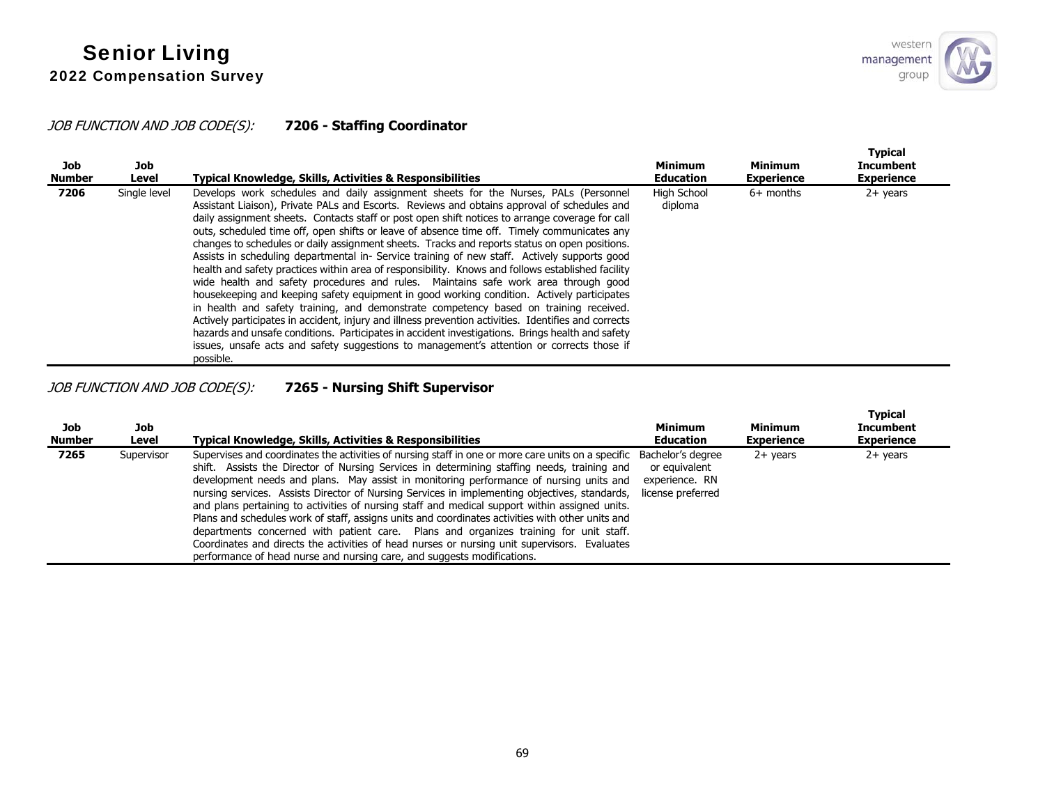*JOB FUNCTION AND JOB CODE(S):* **7206 - Staffing Coordinator**

| Job Number | Job Level | Typical Knowledge, Skills, Activities & Responsibilities | Minimum Education | Minimum Experience | Typical Incumbent Experience |
|---|---|---|---|---|---|
| **7206** | Single level | Develops work schedules and daily assignment sheets for the Nurses, PALs (Personnel Assistant Liaison), Private PALs and Escorts. Reviews and obtains approval of schedules and daily assignment sheets. Contacts staff or post open shift notices to arrange coverage for call outs, scheduled time off, open shifts or leave of absence time off. Timely communicates any changes to schedules or daily assignment sheets. Tracks and reports status on open positions. Assists in scheduling departmental in- Service training of new staff. Actively supports good health and safety practices within area of responsibility. Knows and follows established facility wide health and safety procedures and rules. Maintains safe work area through good housekeeping and keeping safety equipment in good working condition. Actively participates in health and safety training, and demonstrate competency based on training received. Actively participates in accident, injury and illness prevention activities. Identifies and corrects hazards and unsafe conditions. Participates in accident investigations. Brings health and safety issues, unsafe acts and safety suggestions to management's attention or corrects those if possible. | High School diploma | 6+ months | 2+ years |

*JOB FUNCTION AND JOB CODE(S):* **7265 - Nursing Shift Supervisor**

| Job Number | Job Level | Typical Knowledge, Skills, Activities & Responsibilities | Minimum Education | Minimum Experience | Typical Incumbent Experience |
|---|---|---|---|---|---|
| **7265** | Supervisor | Supervises and coordinates the activities of nursing staff in one or more care units on a specific shift. Assists the Director of Nursing Services in determining staffing needs, training and development needs and plans. May assist in monitoring performance of nursing units and nursing services. Assists Director of Nursing Services in implementing objectives, standards, and plans pertaining to activities of nursing staff and medical support within assigned units. Plans and schedules work of staff, assigns units and coordinates activities with other units and departments concerned with patient care. Plans and organizes training for unit staff. Coordinates and directs the activities of head nurses or nursing unit supervisors. Evaluates performance of head nurse and nursing care, and suggests modifications. | Bachelor's degree or equivalent experience. RN license preferred | 2+ years | 2+ years |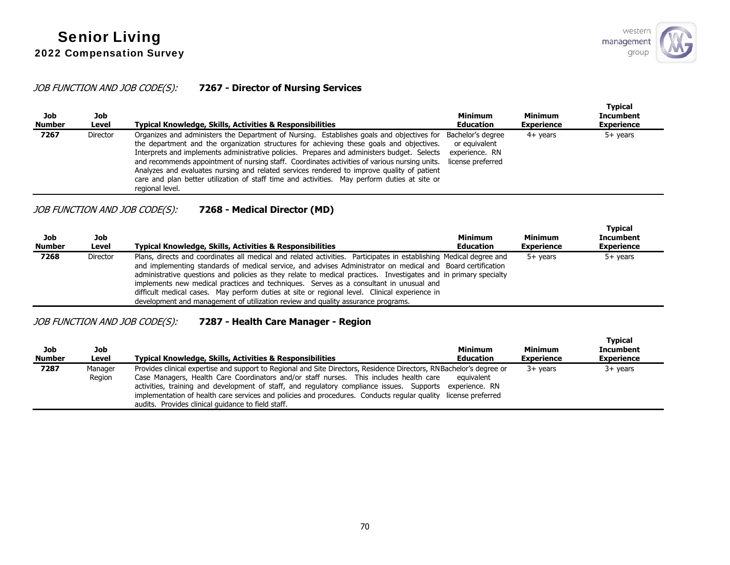*JOB FUNCTION AND JOB CODE(S):* **7267 - Director of Nursing Services**

| Job Number | Job Level | Typical Knowledge, Skills, Activities & Responsibilities | Minimum Education | Minimum Experience | Typical Incumbent Experience |
|---|---|---|---|---|---|
| 7267 | Director | Organizes and administers the Department of Nursing. Establishes goals and objectives for the department and the organization structures for achieving these goals and objectives. Interprets and implements administrative policies. Prepares and administers budget. Selects and recommends appointment of nursing staff. Coordinates activities of various nursing units. Analyzes and evaluates nursing and related services rendered to improve quality of patient care and plan better utilization of staff time and activities. May perform duties at site or regional level. | Bachelor's degree or equivalent experience. RN license preferred | 4+ years | 5+ years |

*JOB FUNCTION AND JOB CODE(S):* **7268 - Medical Director (MD)**

| Job Number | Job Level | Typical Knowledge, Skills, Activities & Responsibilities | Minimum Education | Minimum Experience | Typical Incumbent Experience |
|---|---|---|---|---|---|
| 7268 | Director | Plans, directs and coordinates all medical and related activities. Participates in establishing and implementing standards of medical service, and advises Administrator on medical and administrative questions and policies as they relate to medical practices. Investigates and implements new medical practices and techniques. Serves as a consultant in unusual and difficult medical cases. May perform duties at site or regional level. Clinical experience in development and management of utilization review and quality assurance programs. | Medical degree and Board certification in primary specialty | 5+ years | 5+ years |

*JOB FUNCTION AND JOB CODE(S):* **7287 - Health Care Manager - Region**

| Job Number | Job Level | Typical Knowledge, Skills, Activities & Responsibilities | Minimum Education | Minimum Experience | Typical Incumbent Experience |
|---|---|---|---|---|---|
| 7287 | Manager Region | Provides clinical expertise and support to Regional and Site Directors, Residence Directors, RN Case Managers, Health Care Coordinators and/or staff nurses. This includes health care activities, training and development of staff, and regulatory compliance issues. Supports implementation of health care services and policies and procedures. Conducts regular quality audits. Provides clinical guidance to field staff. | Bachelor's degree or equivalent experience. RN license preferred | 3+ years | 3+ years |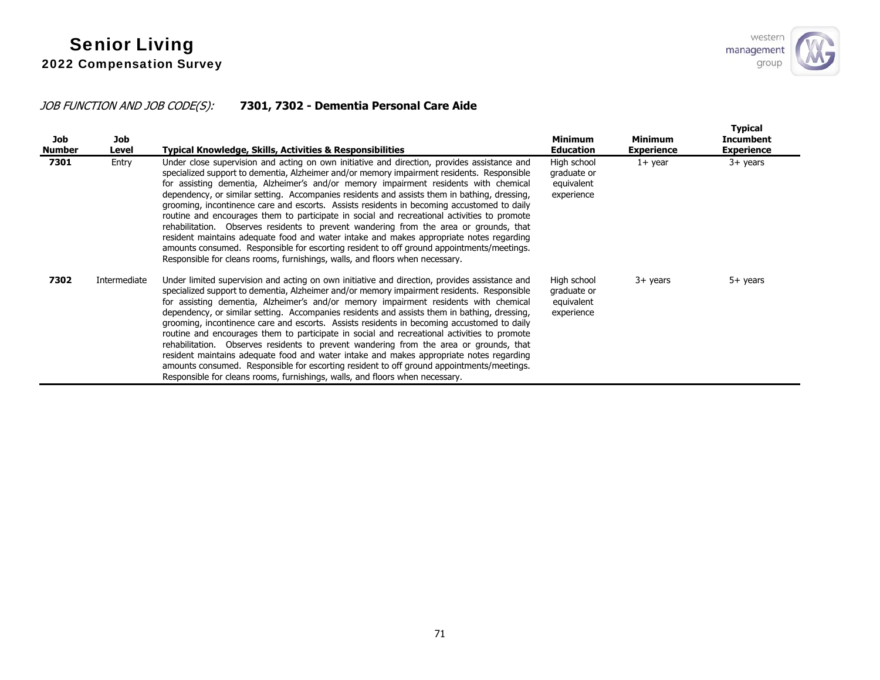# Senior Living

## 2022 Compensation Survey

*JOB FUNCTION AND JOB CODE(S):* **7301, 7302 - Dementia Personal Care Aide**

| Job Number | Job Level | Typical Knowledge, Skills, Activities & Responsibilities | Minimum Education | Minimum Experience | Typical Incumbent Experience |
|---|---|---|---|---|---|
| **7301** | Entry | Under close supervision and acting on own initiative and direction, provides assistance and specialized support to dementia, Alzheimer and/or memory impairment residents. Responsible for assisting dementia, Alzheimer's and/or memory impairment residents with chemical dependency, or similar setting. Accompanies residents and assists them in bathing, dressing, grooming, incontinence care and escorts. Assists residents in becoming accustomed to daily routine and encourages them to participate in social and recreational activities to promote rehabilitation. Observes residents to prevent wandering from the area or grounds, that resident maintains adequate food and water intake and makes appropriate notes regarding amounts consumed. Responsible for escorting resident to off ground appointments/meetings. Responsible for cleans rooms, furnishings, walls, and floors when necessary. | High school graduate or equivalent experience | 1+ year | 3+ years |
| **7302** | Intermediate | Under limited supervision and acting on own initiative and direction, provides assistance and specialized support to dementia, Alzheimer and/or memory impairment residents. Responsible for assisting dementia, Alzheimer's and/or memory impairment residents with chemical dependency, or similar setting. Accompanies residents and assists them in bathing, dressing, grooming, incontinence care and escorts. Assists residents in becoming accustomed to daily routine and encourages them to participate in social and recreational activities to promote rehabilitation. Observes residents to prevent wandering from the area or grounds, that resident maintains adequate food and water intake and makes appropriate notes regarding amounts consumed. Responsible for escorting resident to off ground appointments/meetings. Responsible for cleans rooms, furnishings, walls, and floors when necessary. | High school graduate or equivalent experience | 3+ years | 5+ years |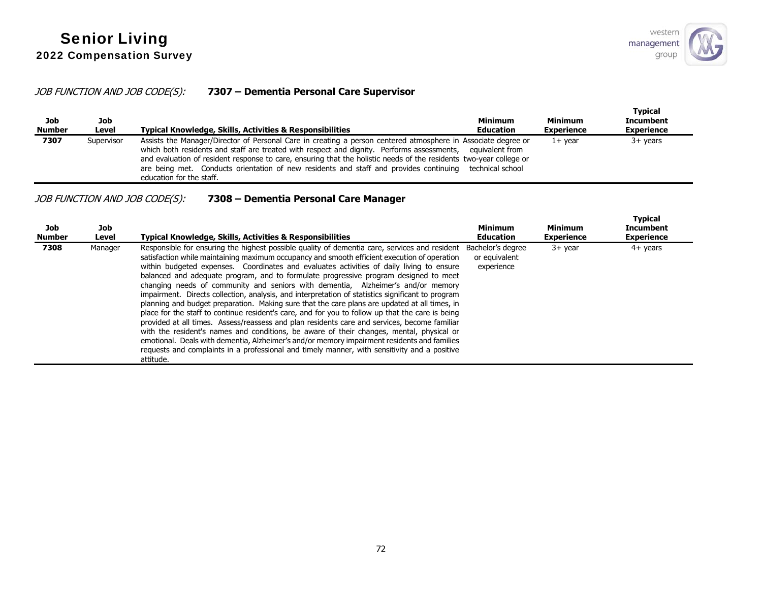*JOB FUNCTION AND JOB CODE(S):* **7307 – Dementia Personal Care Supervisor**

| Job Number | Job Level | Typical Knowledge, Skills, Activities & Responsibilities | Minimum Education | Minimum Experience | Typical Incumbent Experience |
|---|---|---|---|---|---|
| **7307** | Supervisor | Assists the Manager/Director of Personal Care in creating a person centered atmosphere in which both residents and staff are treated with respect and dignity. Performs assessments, and evaluation of resident response to care, ensuring that the holistic needs of the residents are being met. Conducts orientation of new residents and staff and provides continuing education for the staff. | Associate degree or equivalent from two-year college or technical school | 1+ year | 3+ years |

*JOB FUNCTION AND JOB CODE(S):* **7308 – Dementia Personal Care Manager**

| Job Number | Job Level | Typical Knowledge, Skills, Activities & Responsibilities | Minimum Education | Minimum Experience | Typical Incumbent Experience |
|---|---|---|---|---|---|
| **7308** | Manager | Responsible for ensuring the highest possible quality of dementia care, services and resident satisfaction while maintaining maximum occupancy and smooth efficient execution of operation within budgeted expenses. Coordinates and evaluates activities of daily living to ensure balanced and adequate program, and to formulate progressive program designed to meet changing needs of community and seniors with dementia, Alzheimer's and/or memory impairment. Directs collection, analysis, and interpretation of statistics significant to program planning and budget preparation. Making sure that the care plans are updated at all times, in place for the staff to continue resident's care, and for you to follow up that the care is being provided at all times. Assess/reassess and plan residents care and services, become familiar with the resident's names and conditions, be aware of their changes, mental, physical or emotional. Deals with dementia, Alzheimer's and/or memory impairment residents and families requests and complaints in a professional and timely manner, with sensitivity and a positive attitude. | Bachelor's degree or equivalent experience | 3+ year | 4+ years |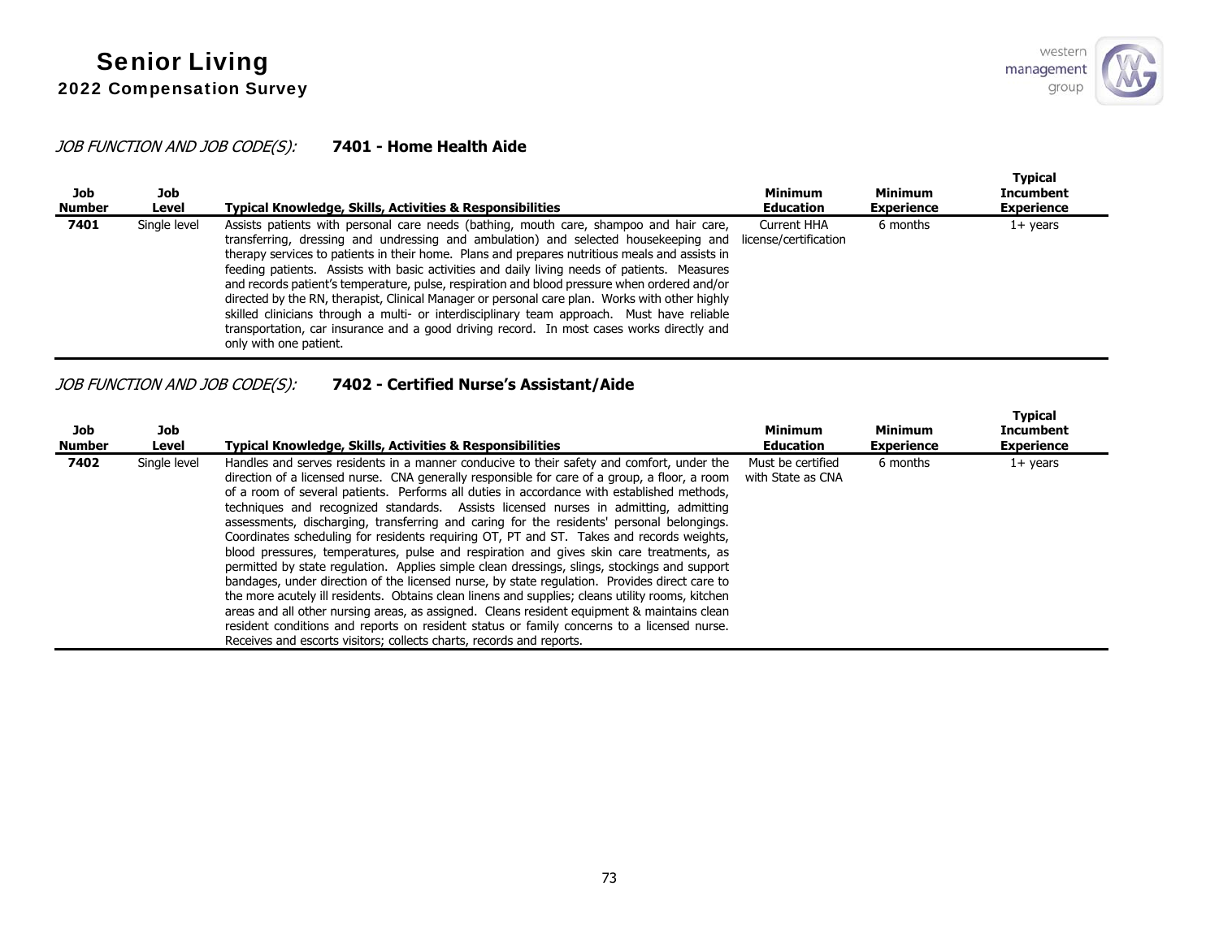*JOB FUNCTION AND JOB CODE(S):* **7401 - Home Health Aide**

| Job Number | Job Level | Typical Knowledge, Skills, Activities & Responsibilities | Minimum Education | Minimum Experience | Typical Incumbent Experience |
|---|---|---|---|---|---|
| **7401** | Single level | Assists patients with personal care needs (bathing, mouth care, shampoo and hair care, transferring, dressing and undressing and ambulation) and selected housekeeping and therapy services to patients in their home. Plans and prepares nutritious meals and assists in feeding patients. Assists with basic activities and daily living needs of patients. Measures and records patient's temperature, pulse, respiration and blood pressure when ordered and/or directed by the RN, therapist, Clinical Manager or personal care plan. Works with other highly skilled clinicians through a multi- or interdisciplinary team approach. Must have reliable transportation, car insurance and a good driving record. In most cases works directly and only with one patient. | Current HHA license/certification | 6 months | 1+ years |

*JOB FUNCTION AND JOB CODE(S):* **7402 - Certified Nurse's Assistant/Aide**

| Job Number | Job Level | Typical Knowledge, Skills, Activities & Responsibilities | Minimum Education | Minimum Experience | Typical Incumbent Experience |
|---|---|---|---|---|---|
| **7402** | Single level | Handles and serves residents in a manner conducive to their safety and comfort, under the direction of a licensed nurse. CNA generally responsible for care of a group, a floor, a room of a room of several patients. Performs all duties in accordance with established methods, techniques and recognized standards. Assists licensed nurses in admitting, admitting assessments, discharging, transferring and caring for the residents' personal belongings. Coordinates scheduling for residents requiring OT, PT and ST. Takes and records weights, blood pressures, temperatures, pulse and respiration and gives skin care treatments, as permitted by state regulation. Applies simple clean dressings, slings, stockings and support bandages, under direction of the licensed nurse, by state regulation. Provides direct care to the more acutely ill residents. Obtains clean linens and supplies; cleans utility rooms, kitchen areas and all other nursing areas, as assigned. Cleans resident equipment & maintains clean resident conditions and reports on resident status or family concerns to a licensed nurse. Receives and escorts visitors; collects charts, records and reports. | Must be certified with State as CNA | 6 months | 1+ years |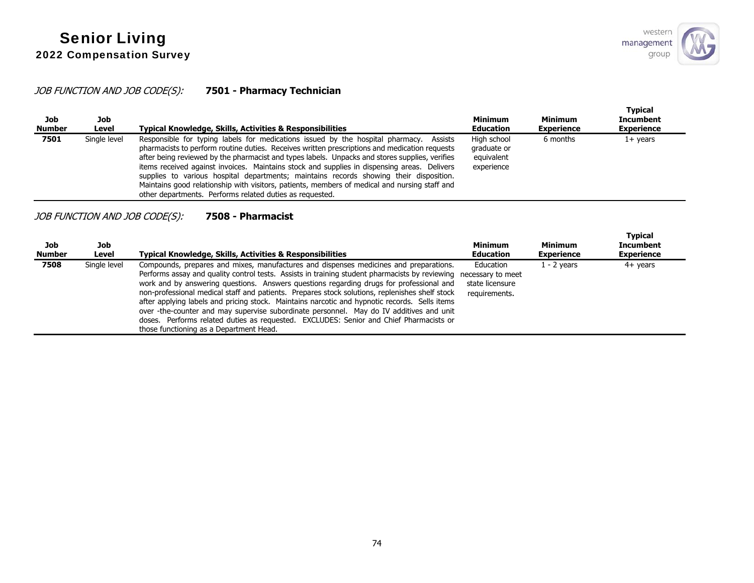*JOB FUNCTION AND JOB CODE(S):* **7501 - Pharmacy Technician**

| Job Number | Job Level | Typical Knowledge, Skills, Activities & Responsibilities | Minimum Education | Minimum Experience | Typical Incumbent Experience |
|---|---|---|---|---|---|
| **7501** | Single level | Responsible for typing labels for medications issued by the hospital pharmacy. Assists pharmacists to perform routine duties. Receives written prescriptions and medication requests after being reviewed by the pharmacist and types labels. Unpacks and stores supplies, verifies items received against invoices. Maintains stock and supplies in dispensing areas. Delivers supplies to various hospital departments; maintains records showing their disposition. Maintains good relationship with visitors, patients, members of medical and nursing staff and other departments. Performs related duties as requested. | High school graduate or equivalent experience | 6 months | 1+ years |

*JOB FUNCTION AND JOB CODE(S):* **7508 - Pharmacist**

| Job Number | Job Level | Typical Knowledge, Skills, Activities & Responsibilities | Minimum Education | Minimum Experience | Typical Incumbent Experience |
|---|---|---|---|---|---|
| **7508** | Single level | Compounds, prepares and mixes, manufactures and dispenses medicines and preparations. Performs assay and quality control tests. Assists in training student pharmacists by reviewing work and by answering questions. Answers questions regarding drugs for professional and non-professional medical staff and patients. Prepares stock solutions, replenishes shelf stock after applying labels and pricing stock. Maintains narcotic and hypnotic records. Sells items over -the-counter and may supervise subordinate personnel. May do IV additives and unit doses. Performs related duties as requested. EXCLUDES: Senior and Chief Pharmacists or those functioning as a Department Head. | Education necessary to meet state licensure requirements. | 1 - 2 years | 4+ years |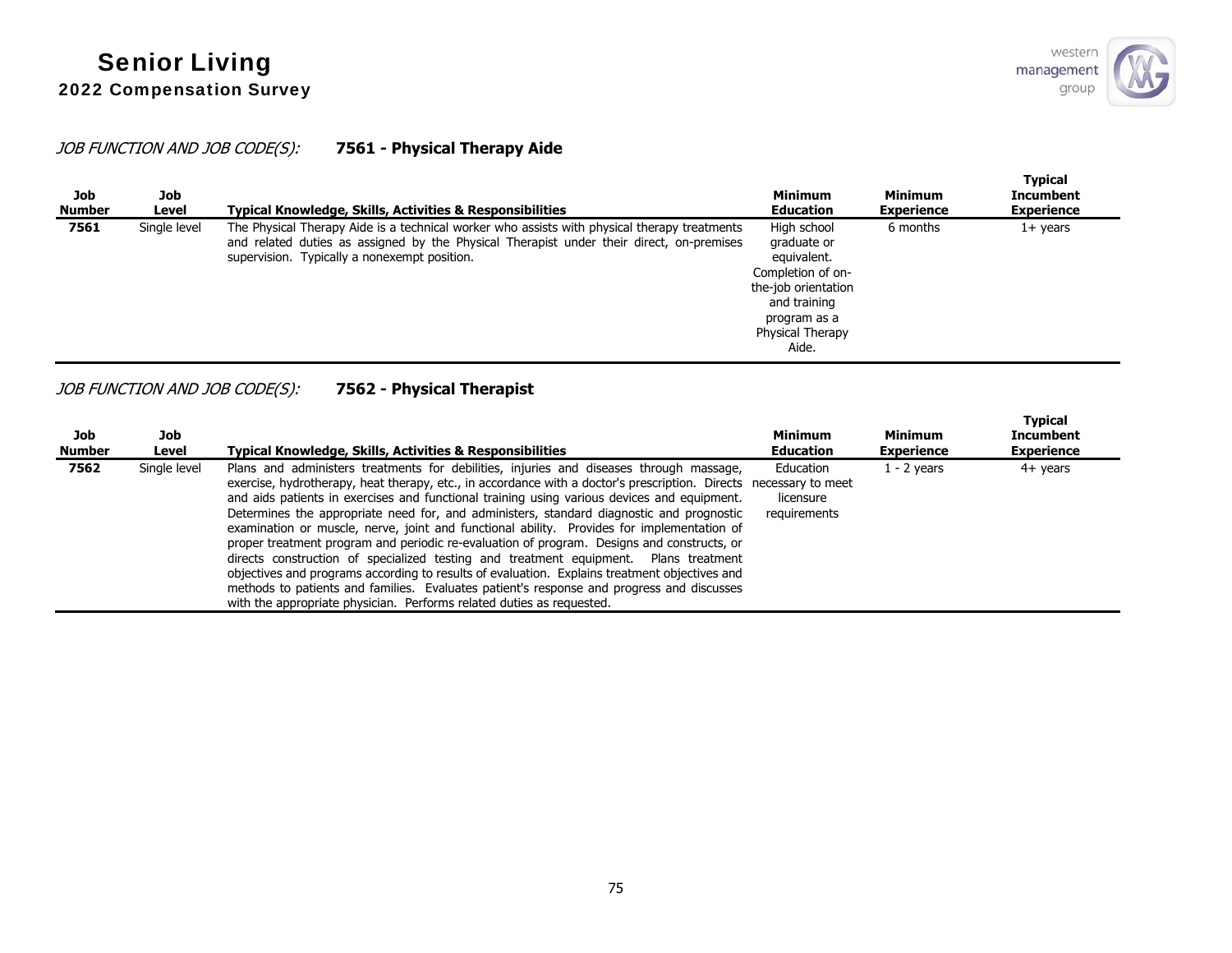*JOB FUNCTION AND JOB CODE(S):* **7561 - Physical Therapy Aide**

| Job Number | Job Level | Typical Knowledge, Skills, Activities & Responsibilities | Minimum Education | Minimum Experience | Typical Incumbent Experience |
|---|---|---|---|---|---|
| **7561** | Single level | The Physical Therapy Aide is a technical worker who assists with physical therapy treatments and related duties as assigned by the Physical Therapist under their direct, on-premises supervision. Typically a nonexempt position. | High school graduate or equivalent. Completion of on-the-job orientation and training program as a Physical Therapy Aide. | 6 months | 1+ years |

*JOB FUNCTION AND JOB CODE(S):* **7562 - Physical Therapist**

| Job Number | Job Level | Typical Knowledge, Skills, Activities & Responsibilities | Minimum Education | Minimum Experience | Typical Incumbent Experience |
|---|---|---|---|---|---|
| **7562** | Single level | Plans and administers treatments for debilities, injuries and diseases through massage, exercise, hydrotherapy, heat therapy, etc., in accordance with a doctor's prescription. Directs and aids patients in exercises and functional training using various devices and equipment. Determines the appropriate need for, and administers, standard diagnostic and prognostic examination or muscle, nerve, joint and functional ability. Provides for implementation of proper treatment program and periodic re-evaluation of program. Designs and constructs, or directs construction of specialized testing and treatment equipment. Plans treatment objectives and programs according to results of evaluation. Explains treatment objectives and methods to patients and families. Evaluates patient's response and progress and discusses with the appropriate physician. Performs related duties as requested. | Education necessary to meet licensure requirements | 1 - 2 years | 4+ years |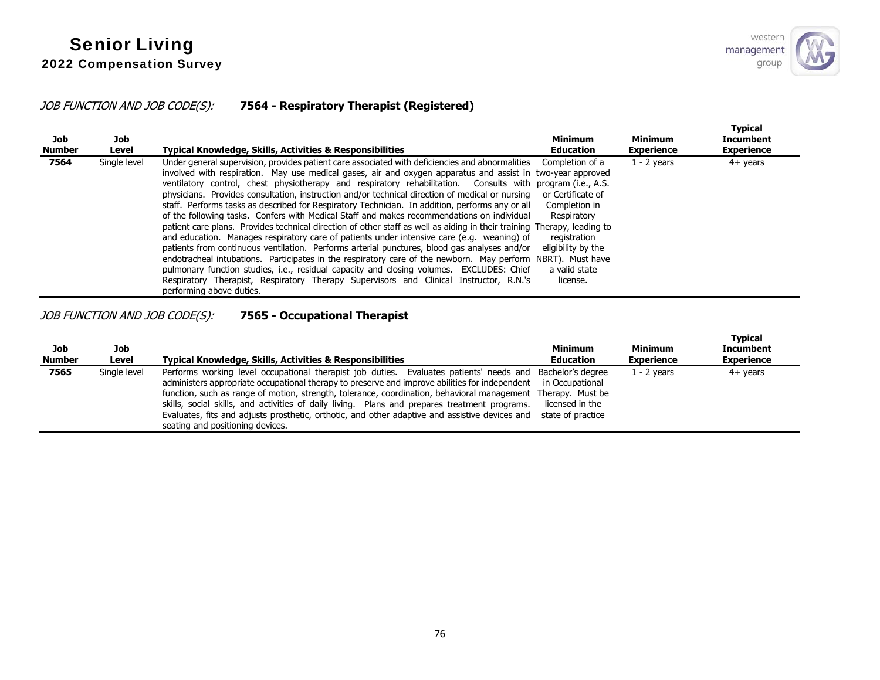*JOB FUNCTION AND JOB CODE(S):* **7564 - Respiratory Therapist (Registered)**

| Job Number | Job Level | Typical Knowledge, Skills, Activities & Responsibilities | Minimum Education | Minimum Experience | Typical Incumbent Experience |
|---|---|---|---|---|---|
| **7564** | Single level | Under general supervision, provides patient care associated with deficiencies and abnormalities involved with respiration. May use medical gases, air and oxygen apparatus and assist in ventilatory control, chest physiotherapy and respiratory rehabilitation. Consults with physicians. Provides consultation, instruction and/or technical direction of medical or nursing staff. Performs tasks as described for Respiratory Technician. In addition, performs any or all of the following tasks. Confers with Medical Staff and makes recommendations on individual patient care plans. Provides technical direction of other staff as well as aiding in their training and education. Manages respiratory care of patients under intensive care (e.g. weaning) of patients from continuous ventilation. Performs arterial punctures, blood gas analyses and/or endotracheal intubations. Participates in the respiratory care of the newborn. May perform pulmonary function studies, i.e., residual capacity and closing volumes. EXCLUDES: Chief Respiratory Therapist, Respiratory Therapy Supervisors and Clinical Instructor, R.N.'s performing above duties. | Completion of a two-year approved program (i.e., A.S. or Certificate of Completion in Respiratory Therapy, leading to registration eligibility by the NBRT). Must have a valid state license. | 1 - 2 years | 4+ years |

*JOB FUNCTION AND JOB CODE(S):* **7565 - Occupational Therapist**

| Job Number | Job Level | Typical Knowledge, Skills, Activities & Responsibilities | Minimum Education | Minimum Experience | Typical Incumbent Experience |
|---|---|---|---|---|---|
| **7565** | Single level | Performs working level occupational therapist job duties. Evaluates patients' needs and administers appropriate occupational therapy to preserve and improve abilities for independent function, such as range of motion, strength, tolerance, coordination, behavioral management skills, social skills, and activities of daily living. Plans and prepares treatment programs. Evaluates, fits and adjusts prosthetic, orthotic, and other adaptive and assistive devices and seating and positioning devices. | Bachelor's degree in Occupational Therapy. Must be licensed in the state of practice | 1 - 2 years | 4+ years |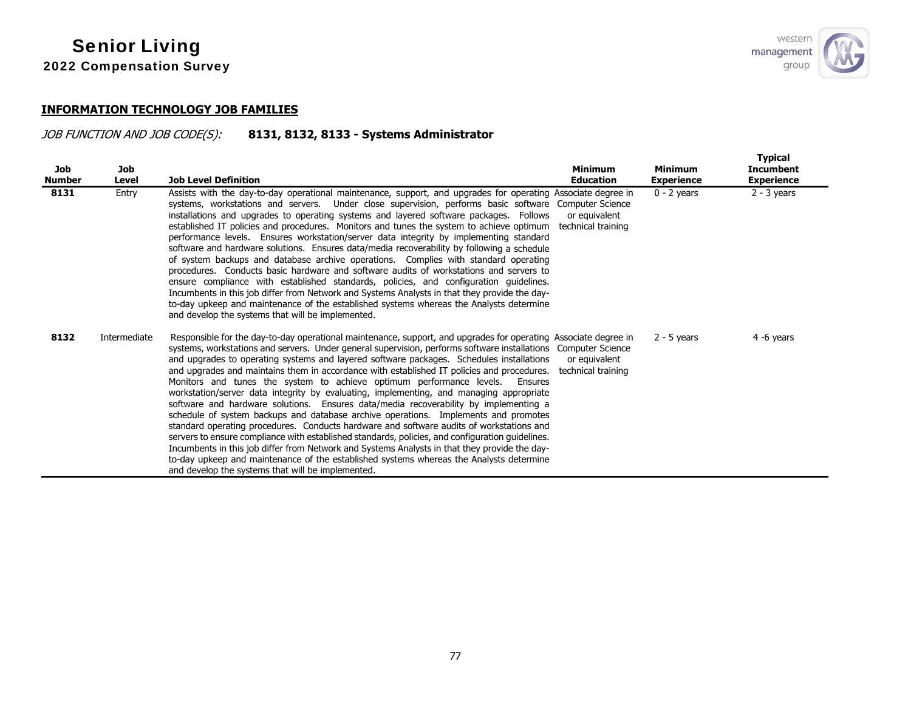## INFORMATION TECHNOLOGY JOB FAMILIES

*JOB FUNCTION AND JOB CODE(S):* **8131, 8132, 8133 - Systems Administrator**

| Job Number | Job Level | Job Level Definition | Minimum Education | Minimum Experience | Typical Incumbent Experience |
|---|---|---|---|---|---|
| **8131** | Entry | Assists with the day-to-day operational maintenance, support, and upgrades for operating systems, workstations and servers. Under close supervision, performs basic software installations and upgrades to operating systems and layered software packages. Follows established IT policies and procedures. Monitors and tunes the system to achieve optimum performance levels. Ensures workstation/server data integrity by implementing standard software and hardware solutions. Ensures data/media recoverability by following a schedule of system backups and database archive operations. Complies with standard operating procedures. Conducts basic hardware and software audits of workstations and servers to ensure compliance with established standards, policies, and configuration guidelines. Incumbents in this job differ from Network and Systems Analysts in that they provide the day-to-day upkeep and maintenance of the established systems whereas the Analysts determine and develop the systems that will be implemented. | Associate degree in Computer Science or equivalent technical training | 0 - 2 years | 2 - 3 years |
| **8132** | Intermediate | Responsible for the day-to-day operational maintenance, support, and upgrades for operating systems, workstations and servers. Under general supervision, performs software installations and upgrades to operating systems and layered software packages. Schedules installations and upgrades and maintains them in accordance with established IT policies and procedures. Monitors and tunes the system to achieve optimum performance levels. Ensures workstation/server data integrity by evaluating, implementing, and managing appropriate software and hardware solutions. Ensures data/media recoverability by implementing a schedule of system backups and database archive operations. Implements and promotes standard operating procedures. Conducts hardware and software audits of workstations and servers to ensure compliance with established standards, policies, and configuration guidelines. Incumbents in this job differ from Network and Systems Analysts in that they provide the day-to-day upkeep and maintenance of the established systems whereas the Analysts determine and develop the systems that will be implemented. | Associate degree in Computer Science or equivalent technical training | 2 - 5 years | 4 -6 years |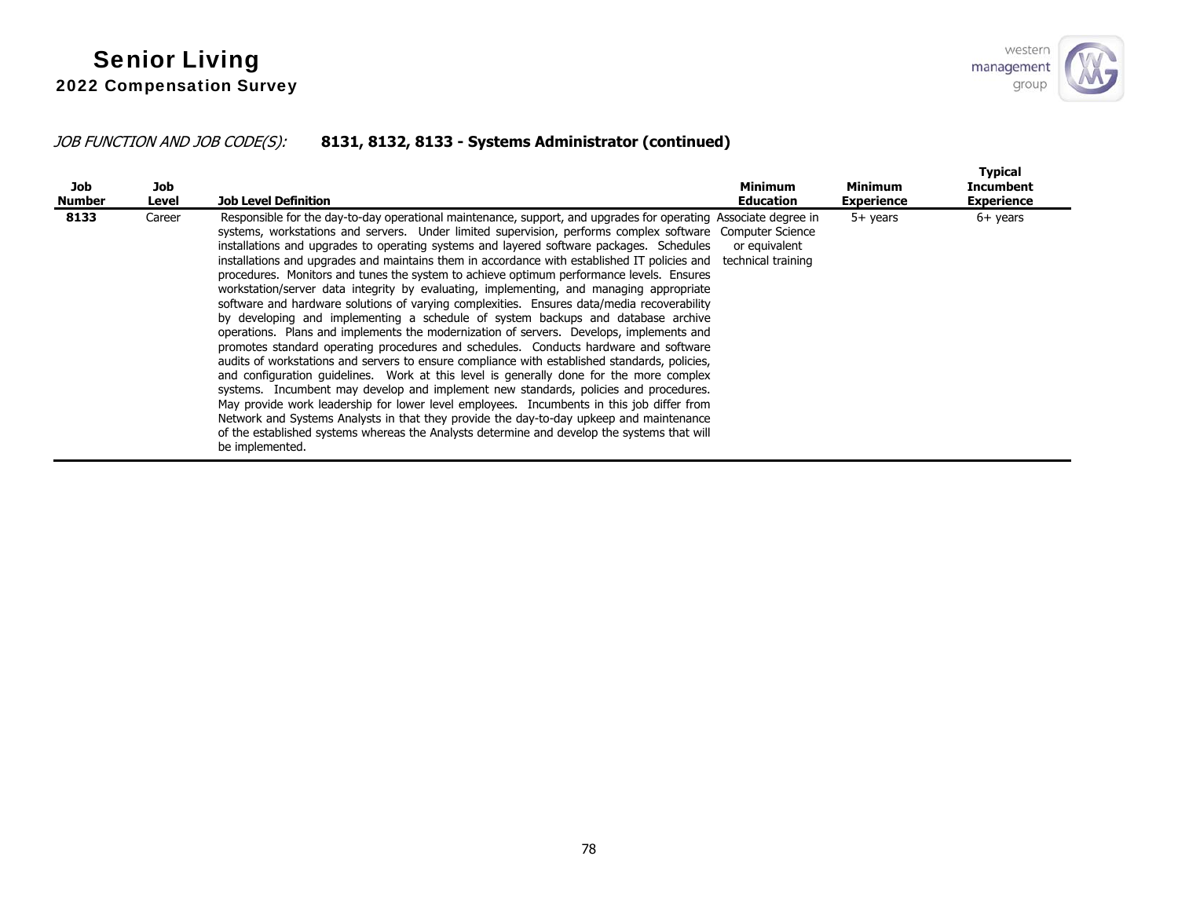*JOB FUNCTION AND JOB CODE(S):* **8131, 8132, 8133 - Systems Administrator (continued)**

| Job Number | Job Level | Job Level Definition | Minimum Education | Minimum Experience | Typical Incumbent Experience |
|---|---|---|---|---|---|
| **8133** | Career | Responsible for the day-to-day operational maintenance, support, and upgrades for operating systems, workstations and servers. Under limited supervision, performs complex software installations and upgrades to operating systems and layered software packages. Schedules installations and upgrades and maintains them in accordance with established IT policies and procedures. Monitors and tunes the system to achieve optimum performance levels. Ensures workstation/server data integrity by evaluating, implementing, and managing appropriate software and hardware solutions of varying complexities. Ensures data/media recoverability by developing and implementing a schedule of system backups and database archive operations. Plans and implements the modernization of servers. Develops, implements and promotes standard operating procedures and schedules. Conducts hardware and software audits of workstations and servers to ensure compliance with established standards, policies, and configuration guidelines. Work at this level is generally done for the more complex systems. Incumbent may develop and implement new standards, policies and procedures. May provide work leadership for lower level employees. Incumbents in this job differ from Network and Systems Analysts in that they provide the day-to-day upkeep and maintenance of the established systems whereas the Analysts determine and develop the systems that will be implemented. | Associate degree in Computer Science or equivalent technical training | 5+ years | 6+ years |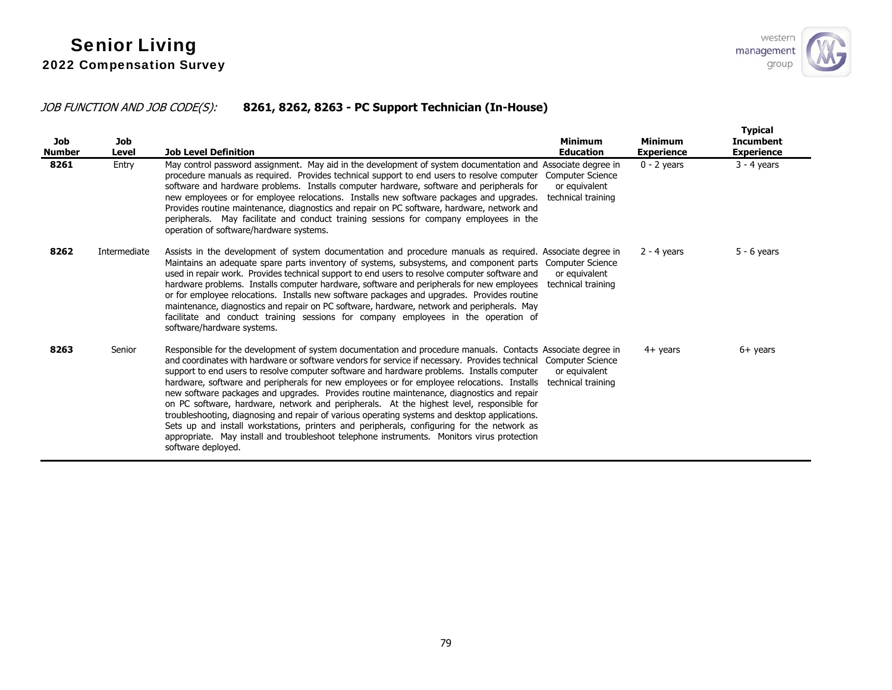# Senior Living

## 2022 Compensation Survey

*JOB FUNCTION AND JOB CODE(S):* **8261, 8262, 8263 - PC Support Technician (In-House)**

| Job Number | Job Level | Job Level Definition | Minimum Education | Minimum Experience | Typical Incumbent Experience |
|---|---|---|---|---|---|
| **8261** | Entry | May control password assignment. May aid in the development of system documentation and procedure manuals as required. Provides technical support to end users to resolve computer software and hardware problems. Installs computer hardware, software and peripherals for new employees or for employee relocations. Installs new software packages and upgrades. Provides routine maintenance, diagnostics and repair on PC software, hardware, network and peripherals. May facilitate and conduct training sessions for company employees in the operation of software/hardware systems. | Associate degree in Computer Science or equivalent technical training | 0 - 2 years | 3 - 4 years |
| **8262** | Intermediate | Assists in the development of system documentation and procedure manuals as required. Maintains an adequate spare parts inventory of systems, subsystems, and component parts used in repair work. Provides technical support to end users to resolve computer software and hardware problems. Installs computer hardware, software and peripherals for new employees or for employee relocations. Installs new software packages and upgrades. Provides routine maintenance, diagnostics and repair on PC software, hardware, network and peripherals. May facilitate and conduct training sessions for company employees in the operation of software/hardware systems. | Associate degree in Computer Science or equivalent technical training | 2 - 4 years | 5 - 6 years |
| **8263** | Senior | Responsible for the development of system documentation and procedure manuals. Contacts and coordinates with hardware or software vendors for service if necessary. Provides technical support to end users to resolve computer software and hardware problems. Installs computer hardware, software and peripherals for new employees or for employee relocations. Installs new software packages and upgrades. Provides routine maintenance, diagnostics and repair on PC software, hardware, network and peripherals. At the highest level, responsible for troubleshooting, diagnosing and repair of various operating systems and desktop applications. Sets up and install workstations, printers and peripherals, configuring for the network as appropriate. May install and troubleshoot telephone instruments. Monitors virus protection software deployed. | Associate degree in Computer Science or equivalent technical training | 4+ years | 6+ years |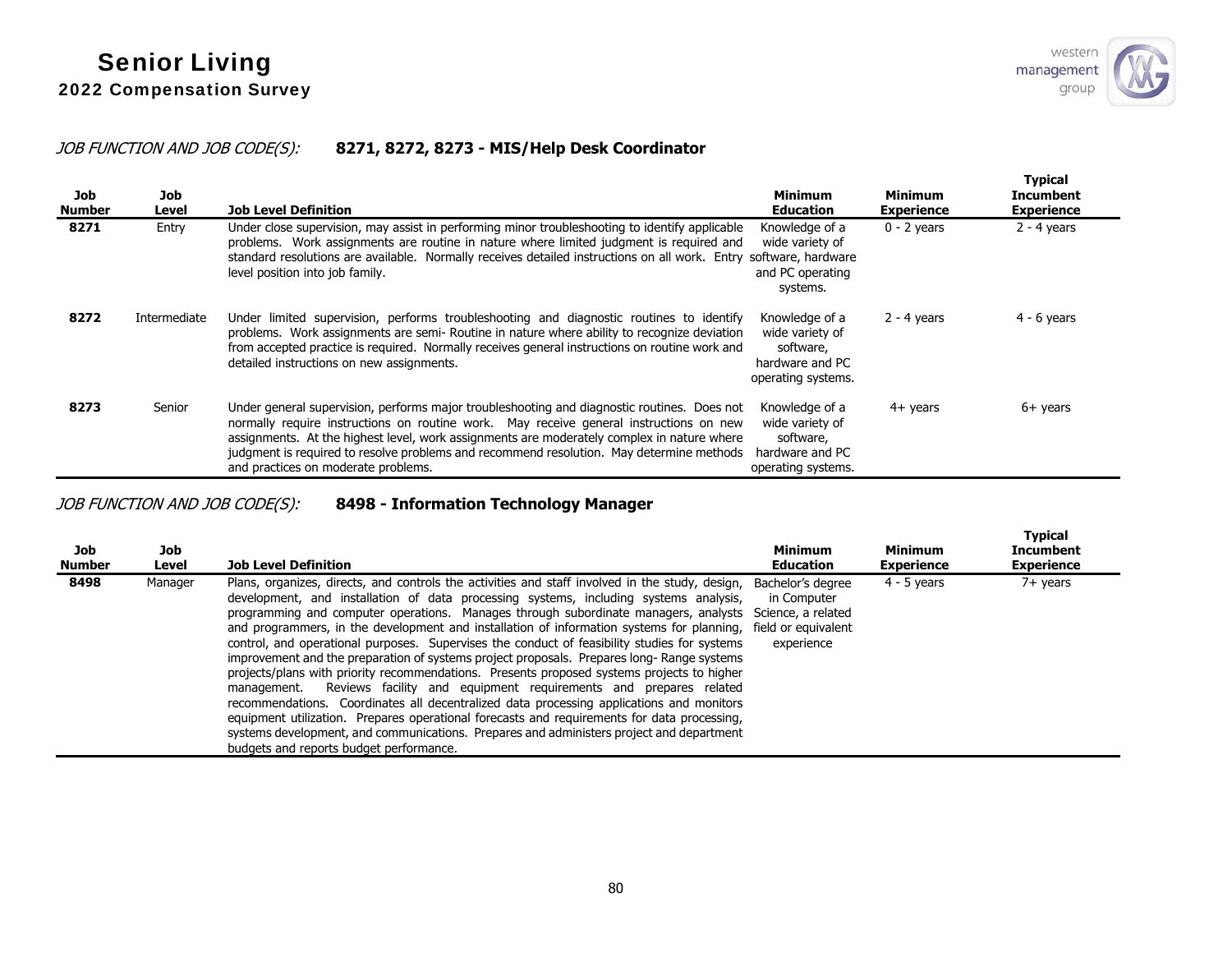*JOB FUNCTION AND JOB CODE(S):* **8271, 8272, 8273 - MIS/Help Desk Coordinator**

| Job Number | Job Level | Job Level Definition | Minimum Education | Minimum Experience | Typical Incumbent Experience |
|---|---|---|---|---|---|
| **8271** | Entry | Under close supervision, may assist in performing minor troubleshooting to identify applicable problems. Work assignments are routine in nature where limited judgment is required and standard resolutions are available. Normally receives detailed instructions on all work. Entry level position into job family. | Knowledge of a wide variety of software, hardware and PC operating systems. | 0 - 2 years | 2 - 4 years |
| **8272** | Intermediate | Under limited supervision, performs troubleshooting and diagnostic routines to identify problems. Work assignments are semi- Routine in nature where ability to recognize deviation from accepted practice is required. Normally receives general instructions on routine work and detailed instructions on new assignments. | Knowledge of a wide variety of software, hardware and PC operating systems. | 2 - 4 years | 4 - 6 years |
| **8273** | Senior | Under general supervision, performs major troubleshooting and diagnostic routines. Does not normally require instructions on routine work. May receive general instructions on new assignments. At the highest level, work assignments are moderately complex in nature where judgment is required to resolve problems and recommend resolution. May determine methods and practices on moderate problems. | Knowledge of a wide variety of software, hardware and PC operating systems. | 4+ years | 6+ years |

*JOB FUNCTION AND JOB CODE(S):* **8498 - Information Technology Manager**

| Job Number | Job Level | Job Level Definition | Minimum Education | Minimum Experience | Typical Incumbent Experience |
|---|---|---|---|---|---|
| **8498** | Manager | Plans, organizes, directs, and controls the activities and staff involved in the study, design, development, and installation of data processing systems, including systems analysis, programming and computer operations. Manages through subordinate managers, analysts and programmers, in the development and installation of information systems for planning, control, and operational purposes. Supervises the conduct of feasibility studies for systems improvement and the preparation of systems project proposals. Prepares long- Range systems projects/plans with priority recommendations. Presents proposed systems projects to higher management. Reviews facility and equipment requirements and prepares related recommendations. Coordinates all decentralized data processing applications and monitors equipment utilization. Prepares operational forecasts and requirements for data processing, systems development, and communications. Prepares and administers project and department budgets and reports budget performance. | Bachelor's degree in Computer Science, a related field or equivalent experience | 4 - 5 years | 7+ years |